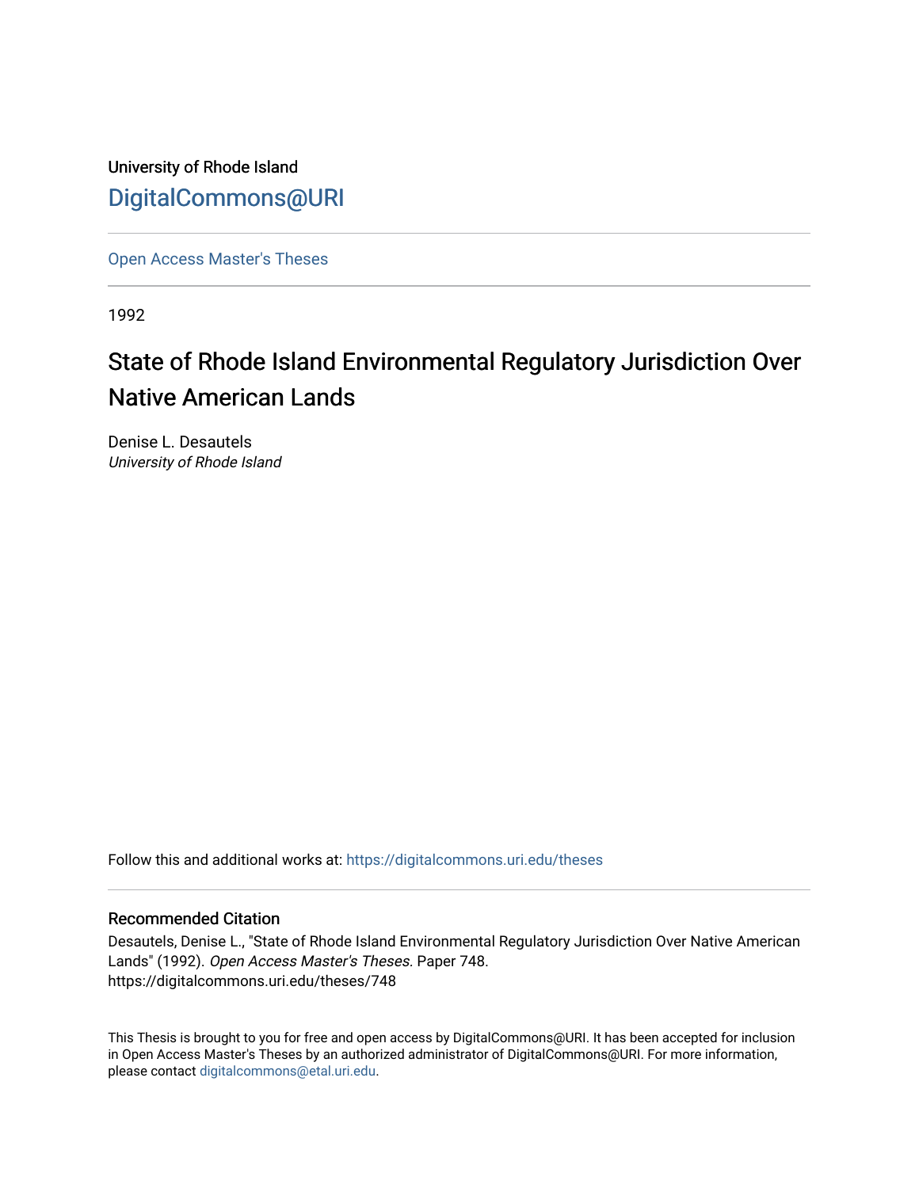University of Rhode Island

DigitalCommons@URI

Open Access Master's Theses

1992

# State of Rhode Island Environmental Regulatory Jurisdiction Over Native American Lands

Denise L. Desautels
*University of Rhode Island*

Follow this and additional works at: https://digitalcommons.uri.edu/theses

## Recommended Citation

Desautels, Denise L., "State of Rhode Island Environmental Regulatory Jurisdiction Over Native American Lands" (1992). *Open Access Master's Theses.* Paper 748.
https://digitalcommons.uri.edu/theses/748

This Thesis is brought to you for free and open access by DigitalCommons@URI. It has been accepted for inclusion in Open Access Master's Theses by an authorized administrator of DigitalCommons@URI. For more information, please contact digitalcommons@etal.uri.edu.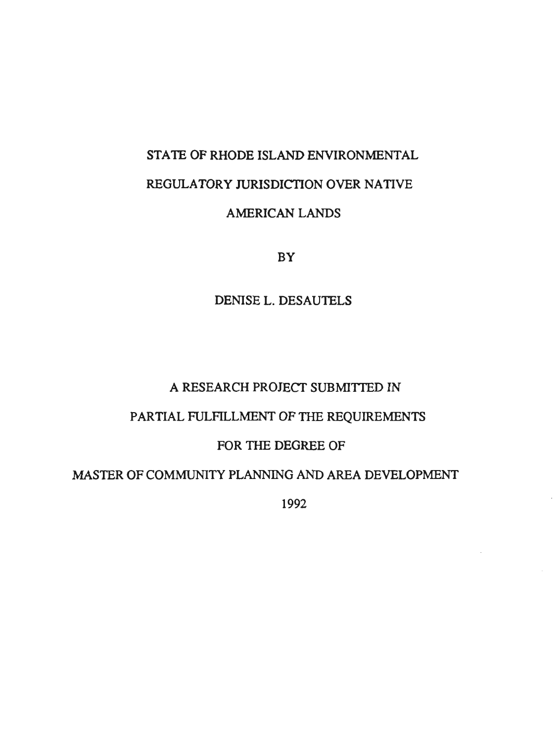# STATE OF RHODE ISLAND ENVIRONMENTAL REGULATORY JURISDICTION OVER NATIVE AMERICAN LANDS

BY

DENISE L. DESAUTELS

A RESEARCH PROJECT SUBMITTED IN

PARTIAL FULFILLMENT OF THE REQUIREMENTS

FOR THE DEGREE OF

MASTER OF COMMUNITY PLANNING AND AREA DEVELOPMENT

1992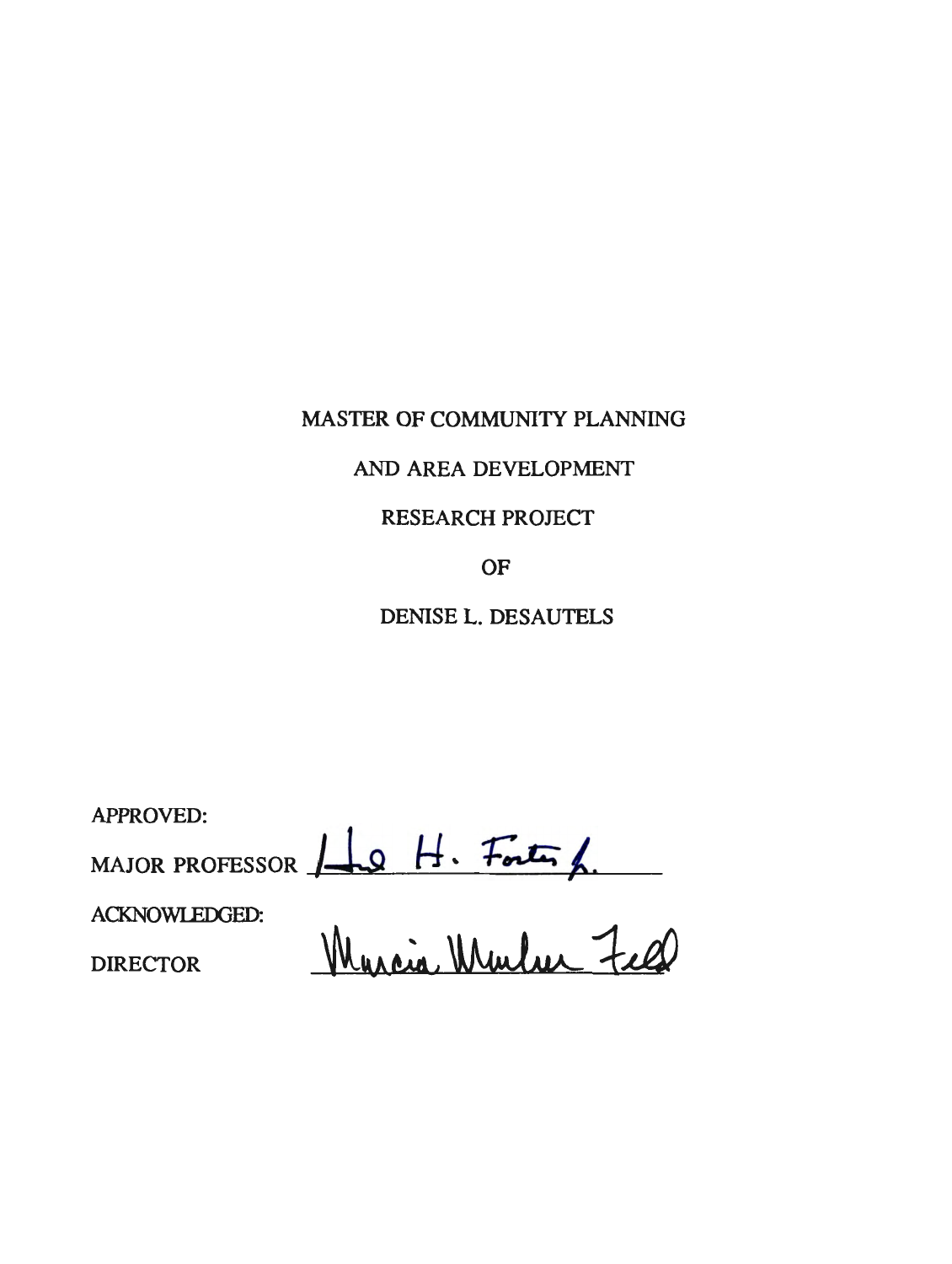MASTER OF COMMUNITY PLANNING

AND AREA DEVELOPMENT

RESEARCH PROJECT

OF

DENISE L. DESAUTELS

APPROVED:

MAJOR PROFESSOR Howard H. Foster Jr.

ACKNOWLEDGED:

DIRECTOR Marcia Marker Feld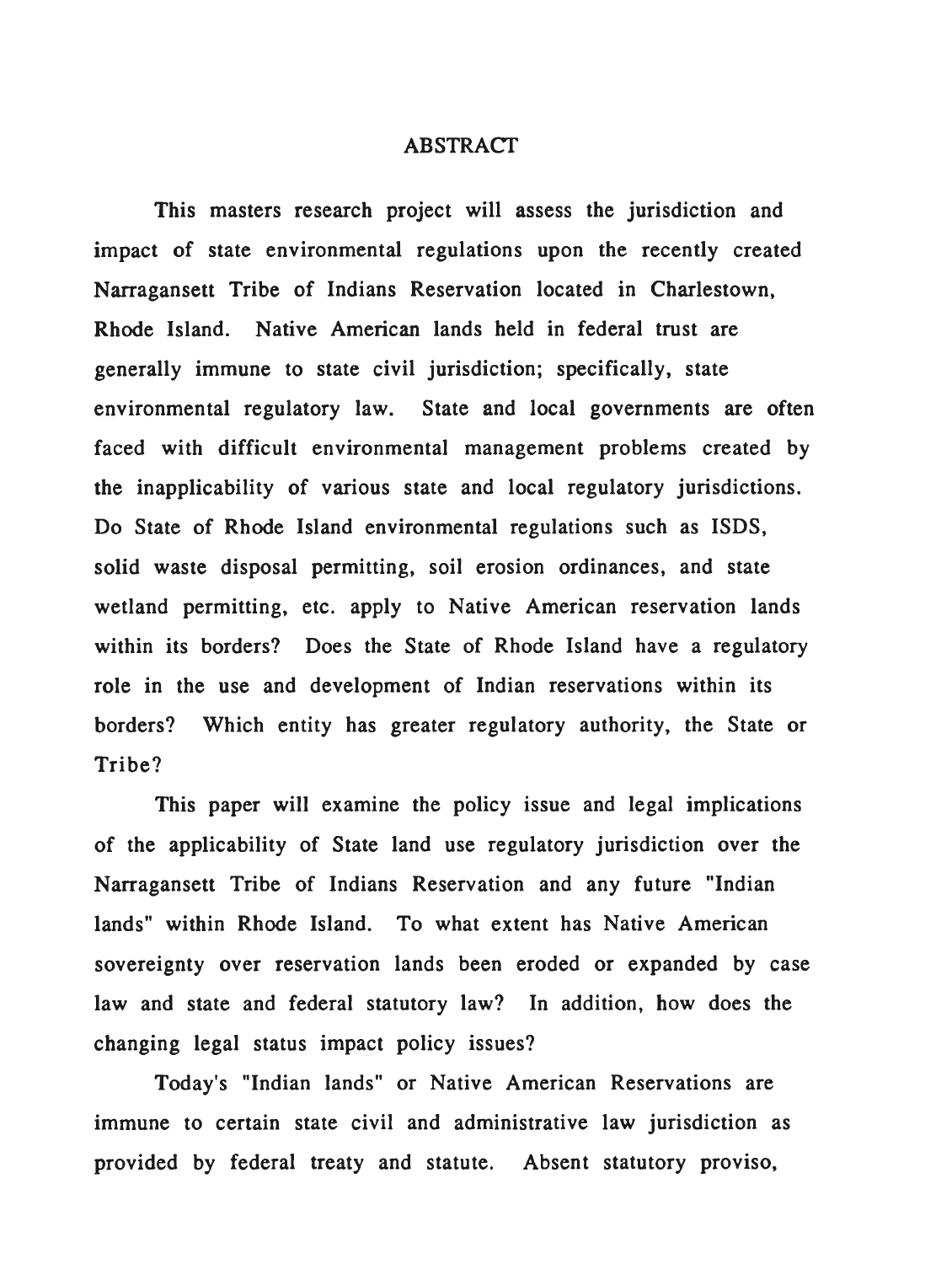# ABSTRACT

This masters research project will assess the jurisdiction and impact of state environmental regulations upon the recently created Narragansett Tribe of Indians Reservation located in Charlestown, Rhode Island. Native American lands held in federal trust are generally immune to state civil jurisdiction; specifically, state environmental regulatory law. State and local governments are often faced with difficult environmental management problems created by the inapplicability of various state and local regulatory jurisdictions. Do State of Rhode Island environmental regulations such as ISDS, solid waste disposal permitting, soil erosion ordinances, and state wetland permitting, etc. apply to Native American reservation lands within its borders? Does the State of Rhode Island have a regulatory role in the use and development of Indian reservations within its borders? Which entity has greater regulatory authority, the State or Tribe?

This paper will examine the policy issue and legal implications of the applicability of State land use regulatory jurisdiction over the Narragansett Tribe of Indians Reservation and any future "Indian lands" within Rhode Island. To what extent has Native American sovereignty over reservation lands been eroded or expanded by case law and state and federal statutory law? In addition, how does the changing legal status impact policy issues?

Today's "Indian lands" or Native American Reservations are immune to certain state civil and administrative law jurisdiction as provided by federal treaty and statute. Absent statutory proviso,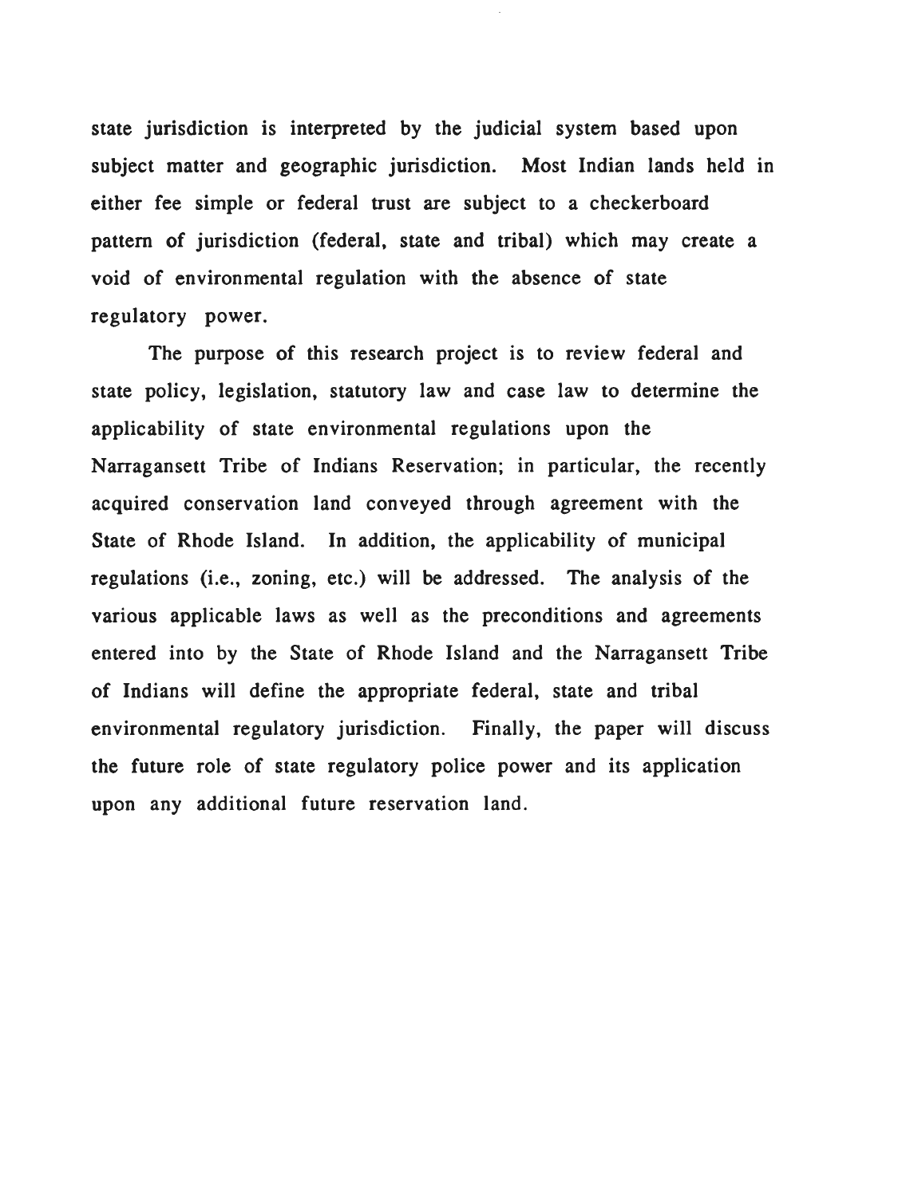state jurisdiction is interpreted by the judicial system based upon subject matter and geographic jurisdiction. Most Indian lands held in either fee simple or federal trust are subject to a checkerboard pattern of jurisdiction (federal, state and tribal) which may create a void of environmental regulation with the absence of state regulatory power.

The purpose of this research project is to review federal and state policy, legislation, statutory law and case law to determine the applicability of state environmental regulations upon the Narragansett Tribe of Indians Reservation; in particular, the recently acquired conservation land conveyed through agreement with the State of Rhode Island. In addition, the applicability of municipal regulations (i.e., zoning, etc.) will be addressed. The analysis of the various applicable laws as well as the preconditions and agreements entered into by the State of Rhode Island and the Narragansett Tribe of Indians will define the appropriate federal, state and tribal environmental regulatory jurisdiction. Finally, the paper will discuss the future role of state regulatory police power and its application upon any additional future reservation land.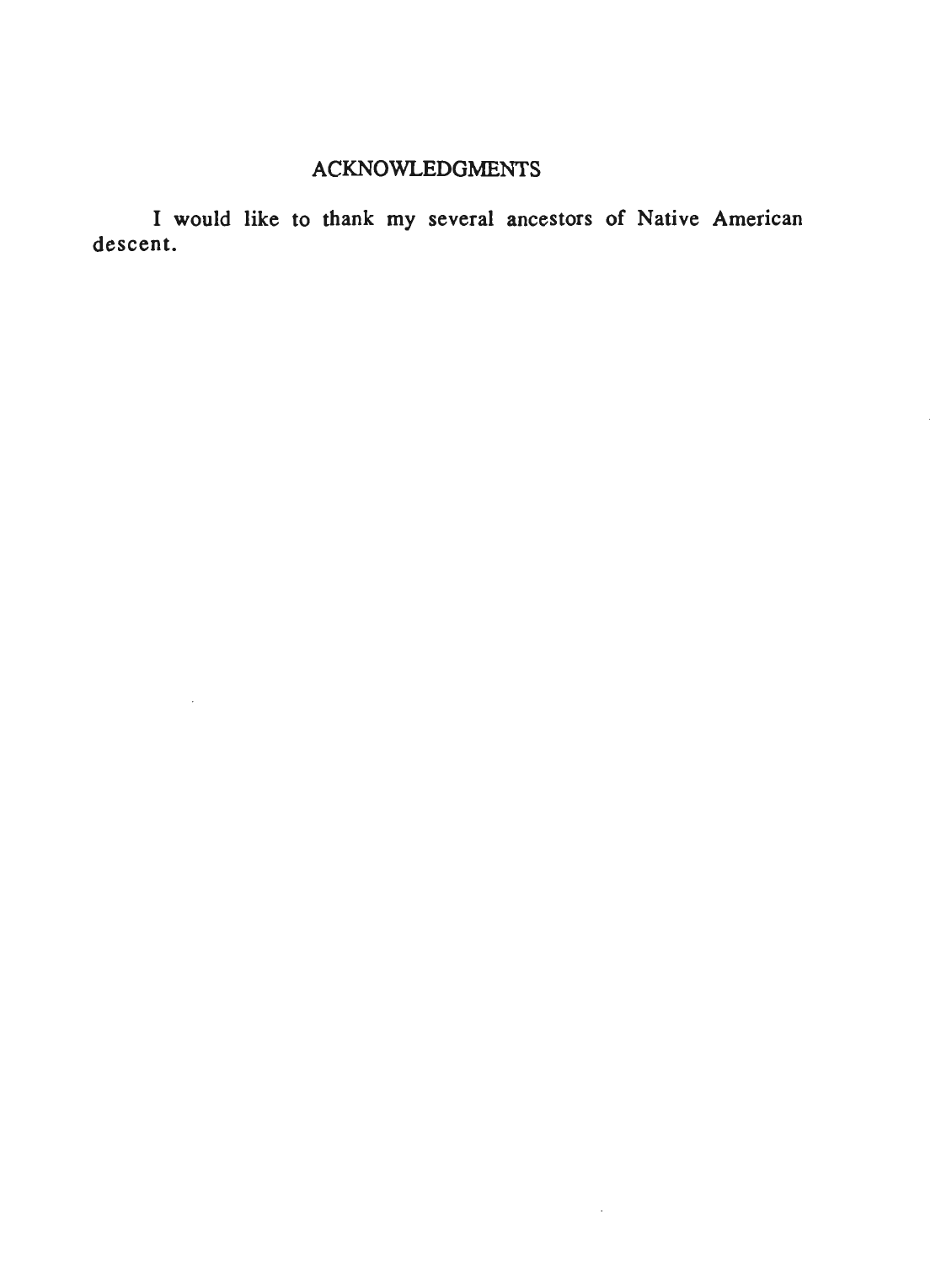## ACKNOWLEDGMENTS

I would like to thank my several ancestors of Native American descent.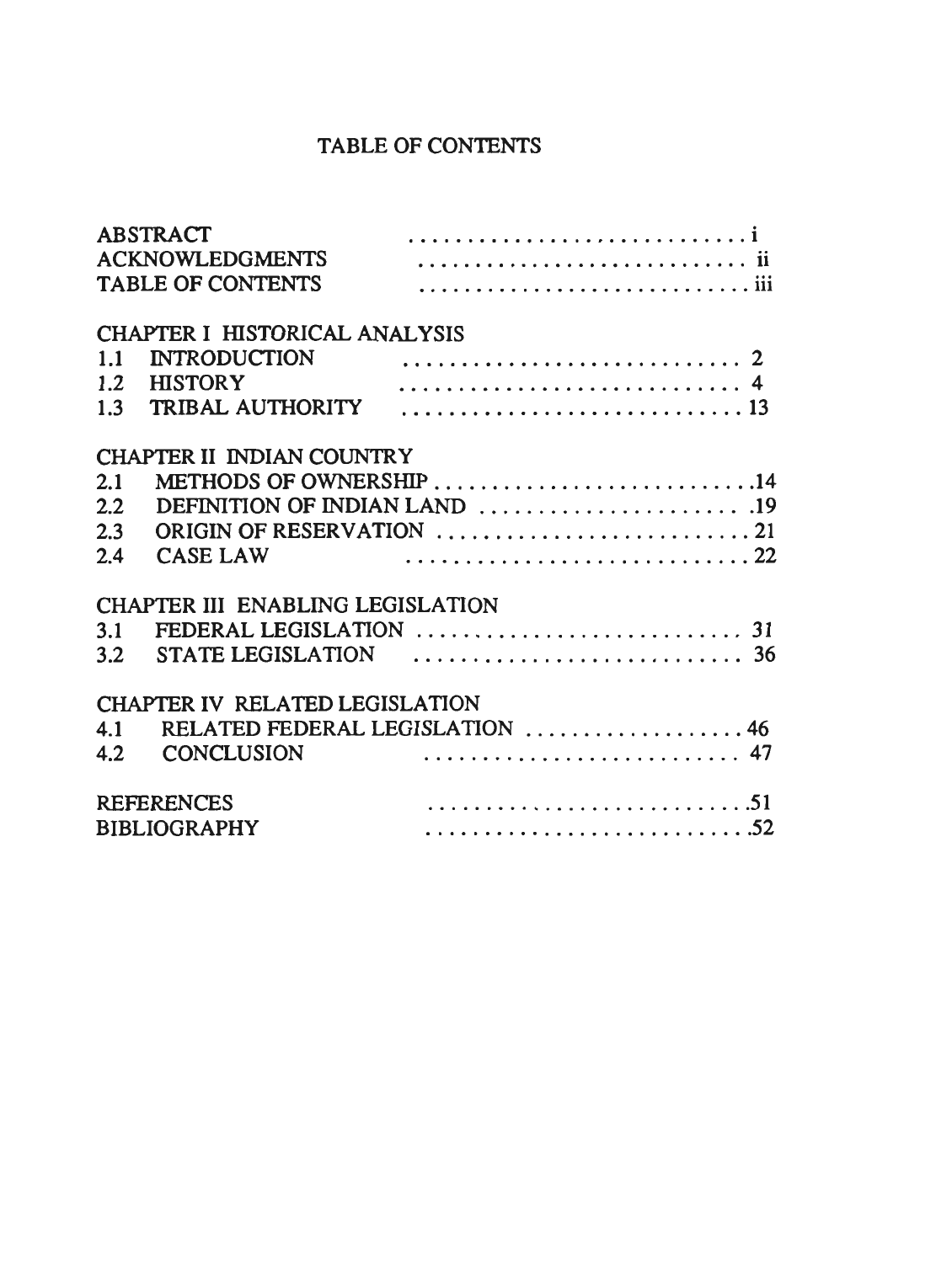# TABLE OF CONTENTS

| | |
|---|---|
| ABSTRACT | i |
| ACKNOWLEDGMENTS | ii |
| TABLE OF CONTENTS | iii |
| **CHAPTER I HISTORICAL ANALYSIS** | |
| 1.1 INTRODUCTION | 2 |
| 1.2 HISTORY | 4 |
| 1.3 TRIBAL AUTHORITY | 13 |
| **CHAPTER II INDIAN COUNTRY** | |
| 2.1 METHODS OF OWNERSHIP | 14 |
| 2.2 DEFINITION OF INDIAN LAND | 19 |
| 2.3 ORIGIN OF RESERVATION | 21 |
| 2.4 CASE LAW | 22 |
| **CHAPTER III ENABLING LEGISLATION** | |
| 3.1 FEDERAL LEGISLATION | 31 |
| 3.2 STATE LEGISLATION | 36 |
| **CHAPTER IV RELATED LEGISLATION** | |
| 4.1 RELATED FEDERAL LEGISLATION | 46 |
| 4.2 CONCLUSION | 47 |
| REFERENCES | 51 |
| BIBLIOGRAPHY | 52 |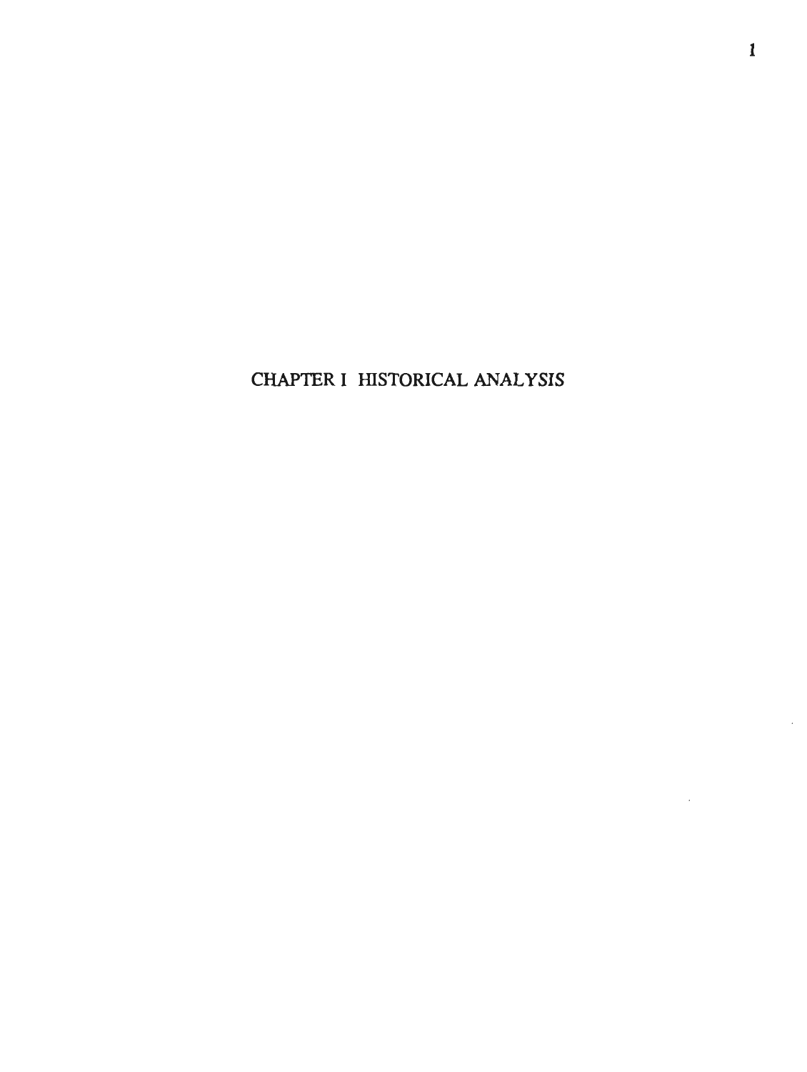# CHAPTER I HISTORICAL ANALYSIS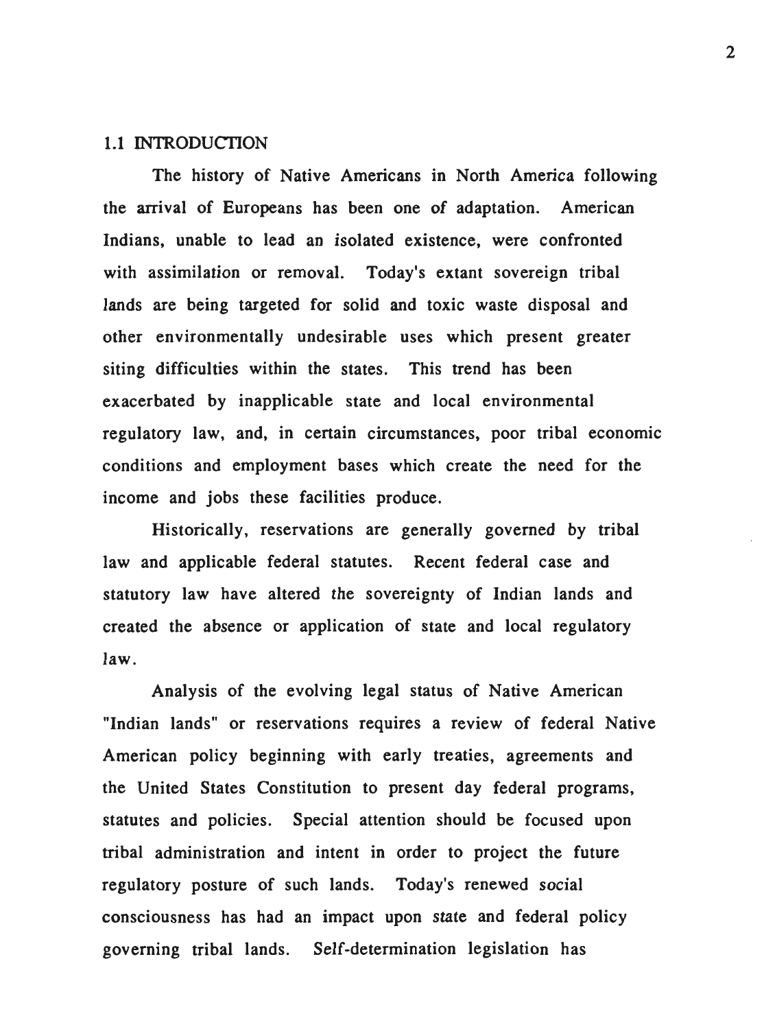## 1.1 INTRODUCTION

The history of Native Americans in North America following the arrival of Europeans has been one of adaptation. American Indians, unable to lead an isolated existence, were confronted with assimilation or removal. Today's extant sovereign tribal lands are being targeted for solid and toxic waste disposal and other environmentally undesirable uses which present greater siting difficulties within the states. This trend has been exacerbated by inapplicable state and local environmental regulatory law, and, in certain circumstances, poor tribal economic conditions and employment bases which create the need for the income and jobs these facilities produce.

Historically, reservations are generally governed by tribal law and applicable federal statutes. Recent federal case and statutory law have altered the sovereignty of Indian lands and created the absence or application of state and local regulatory law.

Analysis of the evolving legal status of Native American "Indian lands" or reservations requires a review of federal Native American policy beginning with early treaties, agreements and the United States Constitution to present day federal programs, statutes and policies. Special attention should be focused upon tribal administration and intent in order to project the future regulatory posture of such lands. Today's renewed social consciousness has had an impact upon state and federal policy governing tribal lands. Self-determination legislation has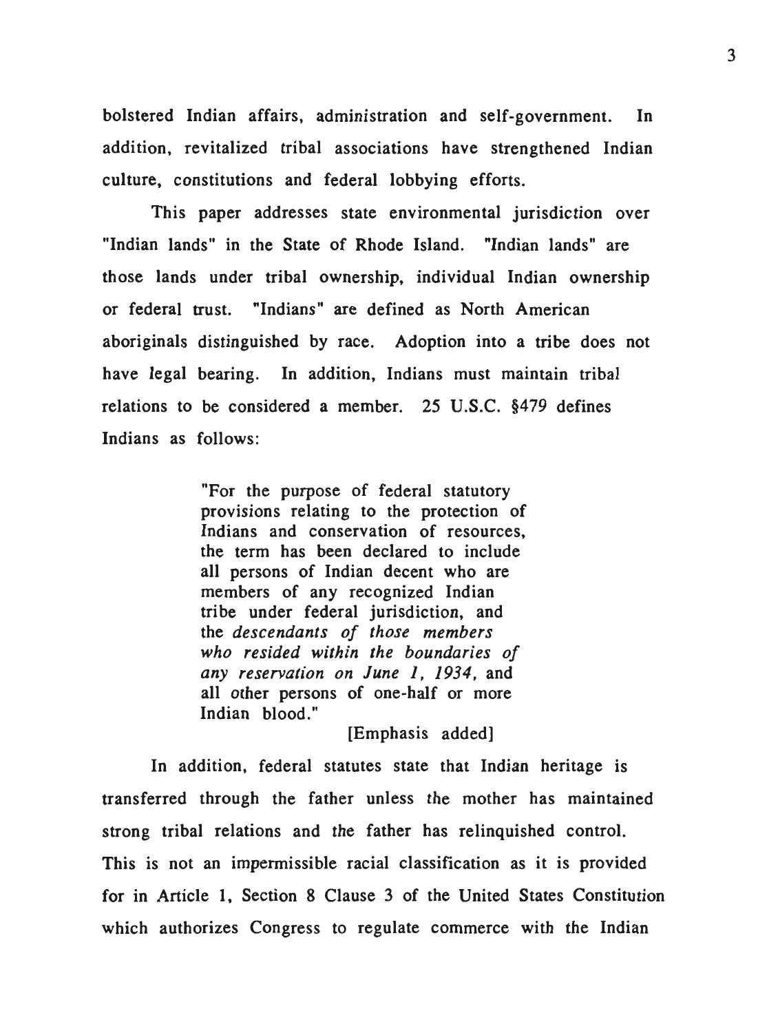bolstered Indian affairs, administration and self-government. In addition, revitalized tribal associations have strengthened Indian culture, constitutions and federal lobbying efforts.

This paper addresses state environmental jurisdiction over "Indian lands" in the State of Rhode Island. "Indian lands" are those lands under tribal ownership, individual Indian ownership or federal trust. "Indians" are defined as North American aboriginals distinguished by race. Adoption into a tribe does not have legal bearing. In addition, Indians must maintain tribal relations to be considered a member. 25 U.S.C. §479 defines Indians as follows:

> "For the purpose of federal statutory provisions relating to the protection of Indians and conservation of resources, the term has been declared to include all persons of Indian decent who are members of any recognized Indian tribe under federal jurisdiction, and the *descendants of those members who resided within the boundaries of any reservation on June 1, 1934,* and all other persons of one-half or more Indian blood."
>
> [Emphasis added]

In addition, federal statutes state that Indian heritage is transferred through the father unless the mother has maintained strong tribal relations and the father has relinquished control. This is not an impermissible racial classification as it is provided for in Article 1, Section 8 Clause 3 of the United States Constitution which authorizes Congress to regulate commerce with the Indian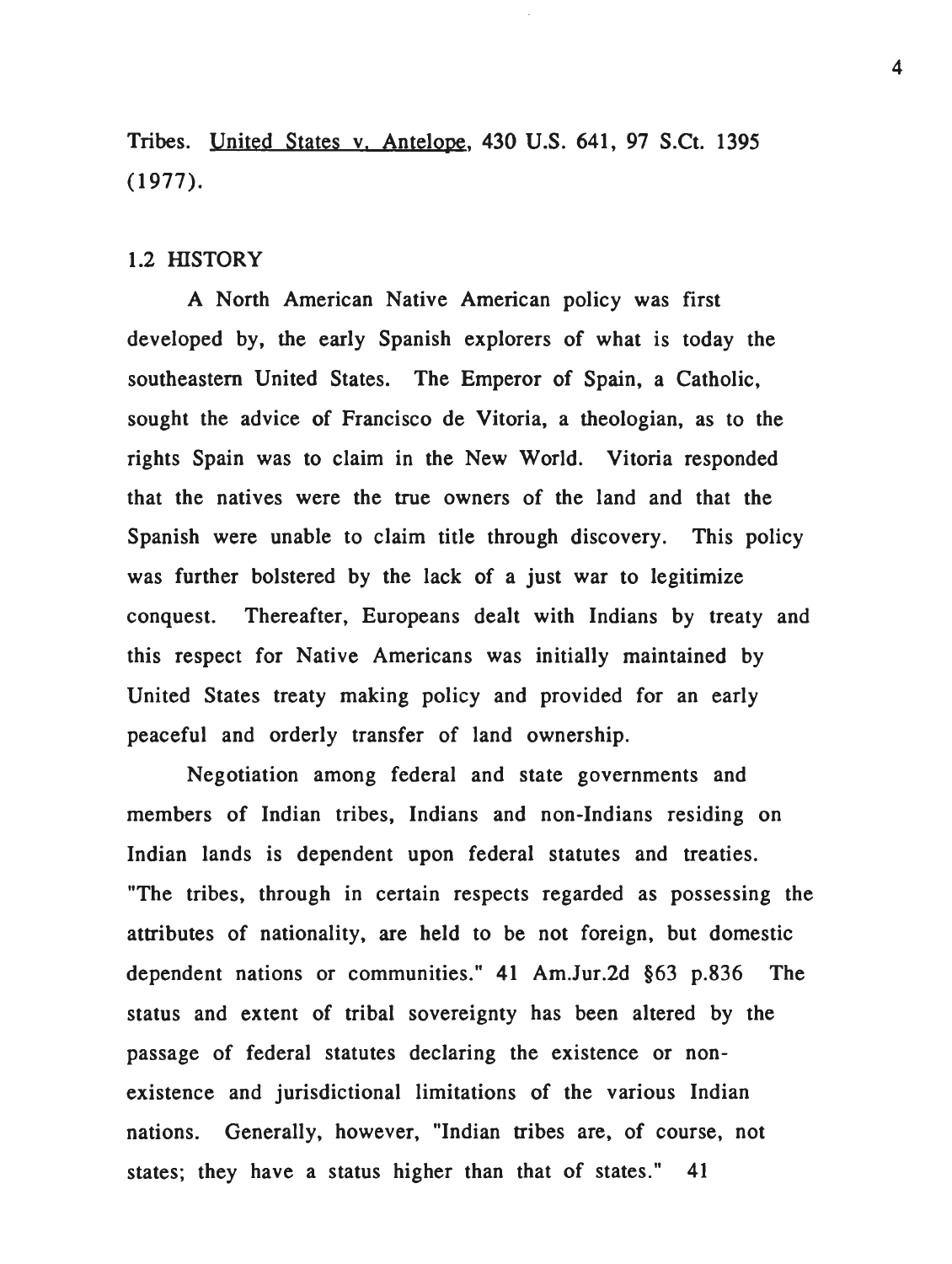Tribes. United States v. Antelope, 430 U.S. 641, 97 S.Ct. 1395 (1977).

## 1.2 HISTORY

A North American Native American policy was first developed by, the early Spanish explorers of what is today the southeastern United States. The Emperor of Spain, a Catholic, sought the advice of Francisco de Vitoria, a theologian, as to the rights Spain was to claim in the New World. Vitoria responded that the natives were the true owners of the land and that the Spanish were unable to claim title through discovery. This policy was further bolstered by the lack of a just war to legitimize conquest. Thereafter, Europeans dealt with Indians by treaty and this respect for Native Americans was initially maintained by United States treaty making policy and provided for an early peaceful and orderly transfer of land ownership.

Negotiation among federal and state governments and members of Indian tribes, Indians and non-Indians residing on Indian lands is dependent upon federal statutes and treaties. "The tribes, through in certain respects regarded as possessing the attributes of nationality, are held to be not foreign, but domestic dependent nations or communities." 41 Am.Jur.2d §63 p.836 The status and extent of tribal sovereignty has been altered by the passage of federal statutes declaring the existence or non-existence and jurisdictional limitations of the various Indian nations. Generally, however, "Indian tribes are, of course, not states; they have a status higher than that of states." 41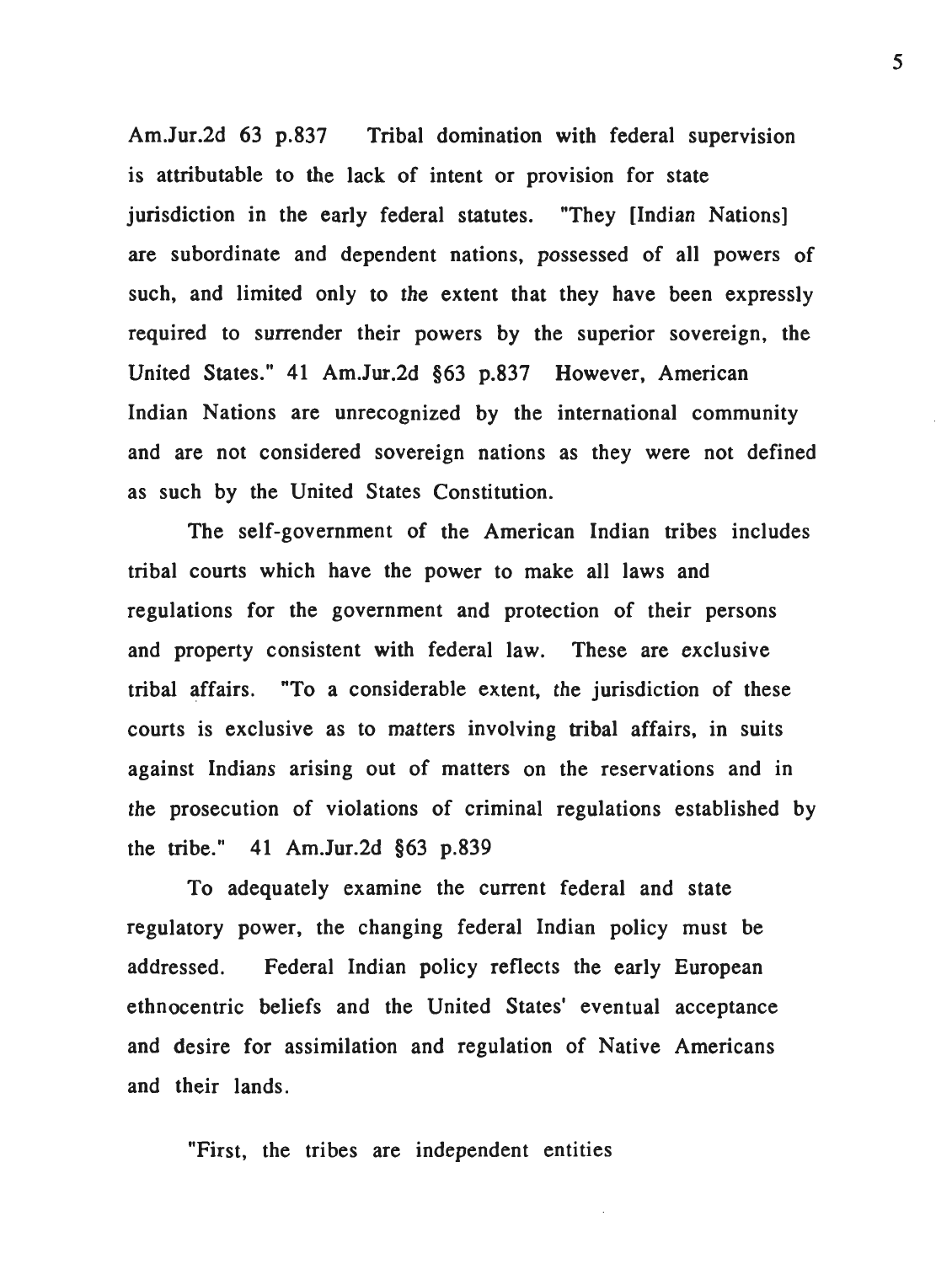Am.Jur.2d 63 p.837 Tribal domination with federal supervision is attributable to the lack of intent or provision for state jurisdiction in the early federal statutes. "They [Indian Nations] are subordinate and dependent nations, possessed of all powers of such, and limited only to the extent that they have been expressly required to surrender their powers by the superior sovereign, the United States." 41 Am.Jur.2d §63 p.837 However, American Indian Nations are unrecognized by the international community and are not considered sovereign nations as they were not defined as such by the United States Constitution.

The self-government of the American Indian tribes includes tribal courts which have the power to make all laws and regulations for the government and protection of their persons and property consistent with federal law. These are exclusive tribal affairs. "To a considerable extent, the jurisdiction of these courts is exclusive as to matters involving tribal affairs, in suits against Indians arising out of matters on the reservations and in the prosecution of violations of criminal regulations established by the tribe." 41 Am.Jur.2d §63 p.839

To adequately examine the current federal and state regulatory power, the changing federal Indian policy must be addressed. Federal Indian policy reflects the early European ethnocentric beliefs and the United States' eventual acceptance and desire for assimilation and regulation of Native Americans and their lands.

"First, the tribes are independent entities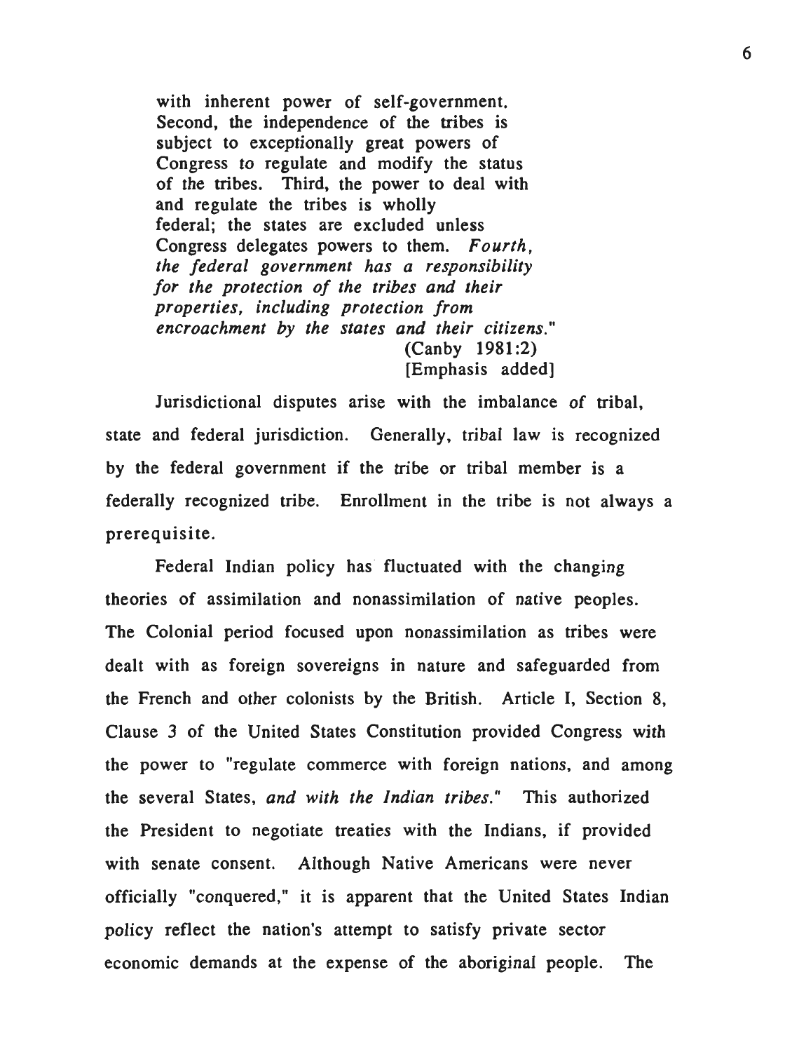> with inherent power of self-government. Second, the independence of the tribes is subject to exceptionally great powers of Congress to regulate and modify the status of the tribes. Third, the power to deal with and regulate the tribes is wholly federal; the states are excluded unless Congress delegates powers to them. *Fourth, the federal government has a responsibility for the protection of the tribes and their properties, including protection from encroachment by the states and their citizens.*"
>
> (Canby 1981:2)
> [Emphasis added]

Jurisdictional disputes arise with the imbalance of tribal, state and federal jurisdiction. Generally, tribal law is recognized by the federal government if the tribe or tribal member is a federally recognized tribe. Enrollment in the tribe is not always a prerequisite.

Federal Indian policy has fluctuated with the changing theories of assimilation and nonassimilation of native peoples. The Colonial period focused upon nonassimilation as tribes were dealt with as foreign sovereigns in nature and safeguarded from the French and other colonists by the British. Article I, Section 8, Clause 3 of the United States Constitution provided Congress with the power to "regulate commerce with foreign nations, and among the several States, *and with the Indian tribes.*" This authorized the President to negotiate treaties with the Indians, if provided with senate consent. Although Native Americans were never officially "conquered," it is apparent that the United States Indian policy reflect the nation's attempt to satisfy private sector economic demands at the expense of the aboriginal people. The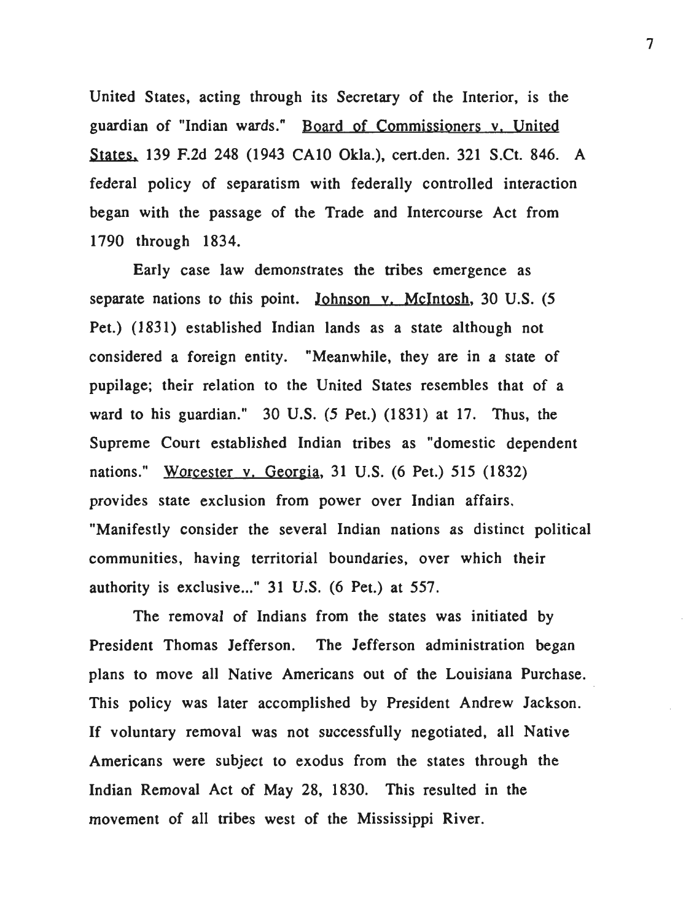United States, acting through its Secretary of the Interior, is the guardian of "Indian wards." Board of Commissioners v. United States, 139 F.2d 248 (1943 CA10 Okla.), cert.den. 321 S.Ct. 846. A federal policy of separatism with federally controlled interaction began with the passage of the Trade and Intercourse Act from 1790 through 1834.

Early case law demonstrates the tribes emergence as separate nations to this point. Johnson v. McIntosh, 30 U.S. (5 Pet.) (1831) established Indian lands as a state although not considered a foreign entity. "Meanwhile, they are in a state of pupilage; their relation to the United States resembles that of a ward to his guardian." 30 U.S. (5 Pet.) (1831) at 17. Thus, the Supreme Court established Indian tribes as "domestic dependent nations." Worcester v. Georgia, 31 U.S. (6 Pet.) 515 (1832) provides state exclusion from power over Indian affairs. "Manifestly consider the several Indian nations as distinct political communities, having territorial boundaries, over which their authority is exclusive..." 31 U.S. (6 Pet.) at 557.

The removal of Indians from the states was initiated by President Thomas Jefferson. The Jefferson administration began plans to move all Native Americans out of the Louisiana Purchase. This policy was later accomplished by President Andrew Jackson. If voluntary removal was not successfully negotiated, all Native Americans were subject to exodus from the states through the Indian Removal Act of May 28, 1830. This resulted in the movement of all tribes west of the Mississippi River.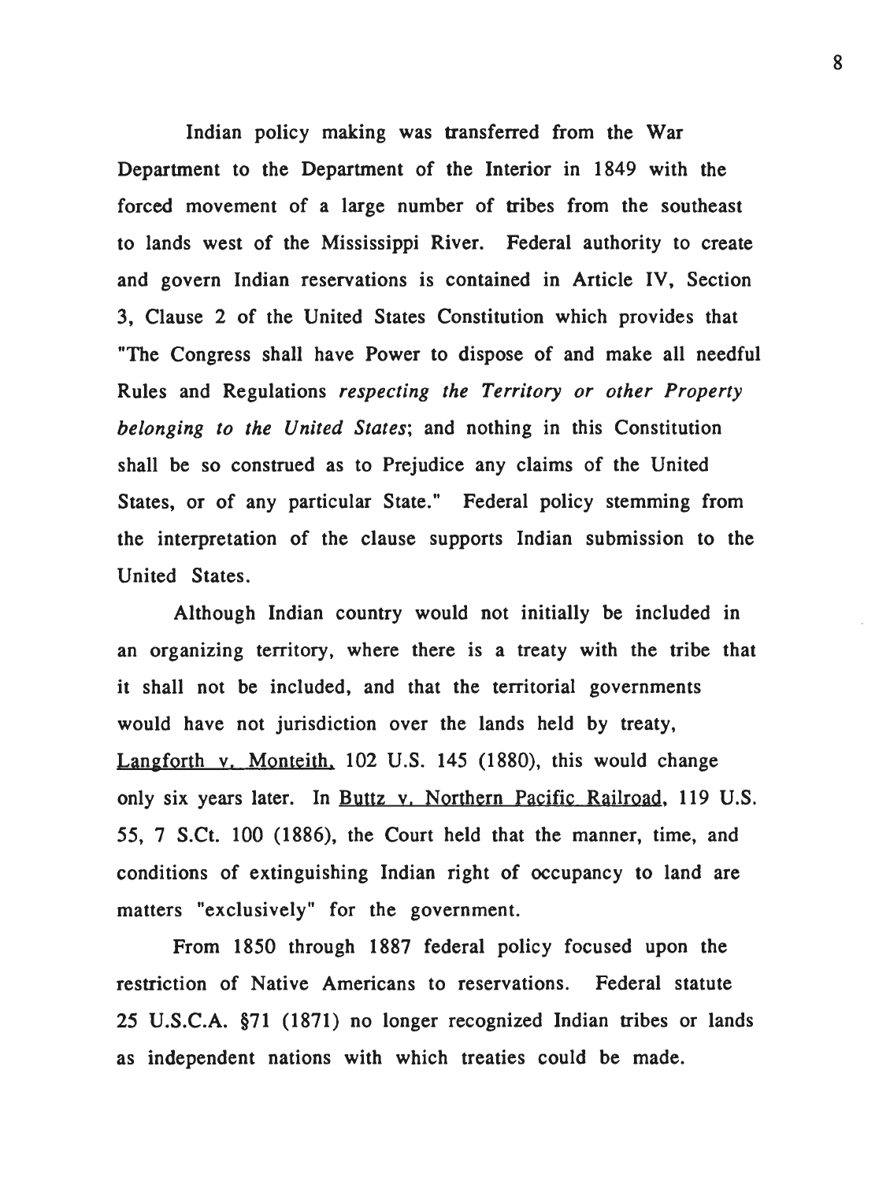Indian policy making was transferred from the War Department to the Department of the Interior in 1849 with the forced movement of a large number of tribes from the southeast to lands west of the Mississippi River. Federal authority to create and govern Indian reservations is contained in Article IV, Section 3, Clause 2 of the United States Constitution which provides that "The Congress shall have Power to dispose of and make all needful Rules and Regulations *respecting the Territory or other Property belonging to the United States*; and nothing in this Constitution shall be so construed as to Prejudice any claims of the United States, or of any particular State." Federal policy stemming from the interpretation of the clause supports Indian submission to the United States.

Although Indian country would not initially be included in an organizing territory, where there is a treaty with the tribe that it shall not be included, and that the territorial governments would have not jurisdiction over the lands held by treaty, Langforth v. Monteith, 102 U.S. 145 (1880), this would change only six years later. In Buttz v. Northern Pacific Railroad, 119 U.S. 55, 7 S.Ct. 100 (1886), the Court held that the manner, time, and conditions of extinguishing Indian right of occupancy to land are matters "exclusively" for the government.

From 1850 through 1887 federal policy focused upon the restriction of Native Americans to reservations. Federal statute 25 U.S.C.A. §71 (1871) no longer recognized Indian tribes or lands as independent nations with which treaties could be made.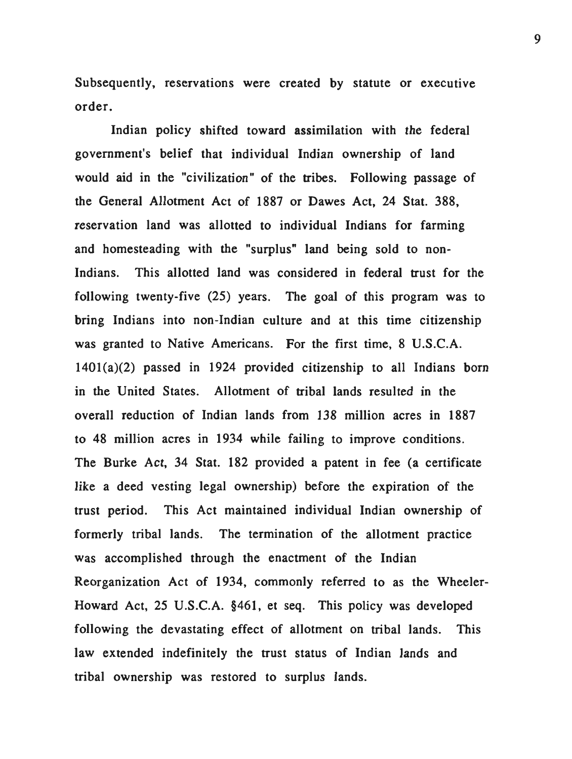Subsequently, reservations were created by statute or executive order.

Indian policy shifted toward assimilation with the federal government's belief that individual Indian ownership of land would aid in the "civilization" of the tribes. Following passage of the General Allotment Act of 1887 or Dawes Act, 24 Stat. 388, reservation land was allotted to individual Indians for farming and homesteading with the "surplus" land being sold to non-Indians. This allotted land was considered in federal trust for the following twenty-five (25) years. The goal of this program was to bring Indians into non-Indian culture and at this time citizenship was granted to Native Americans. For the first time, 8 U.S.C.A. 1401(a)(2) passed in 1924 provided citizenship to all Indians born in the United States. Allotment of tribal lands resulted in the overall reduction of Indian lands from 138 million acres in 1887 to 48 million acres in 1934 while failing to improve conditions. The Burke Act, 34 Stat. 182 provided a patent in fee (a certificate like a deed vesting legal ownership) before the expiration of the trust period. This Act maintained individual Indian ownership of formerly tribal lands. The termination of the allotment practice was accomplished through the enactment of the Indian Reorganization Act of 1934, commonly referred to as the Wheeler-Howard Act, 25 U.S.C.A. §461, et seq. This policy was developed following the devastating effect of allotment on tribal lands. This law extended indefinitely the trust status of Indian lands and tribal ownership was restored to surplus lands.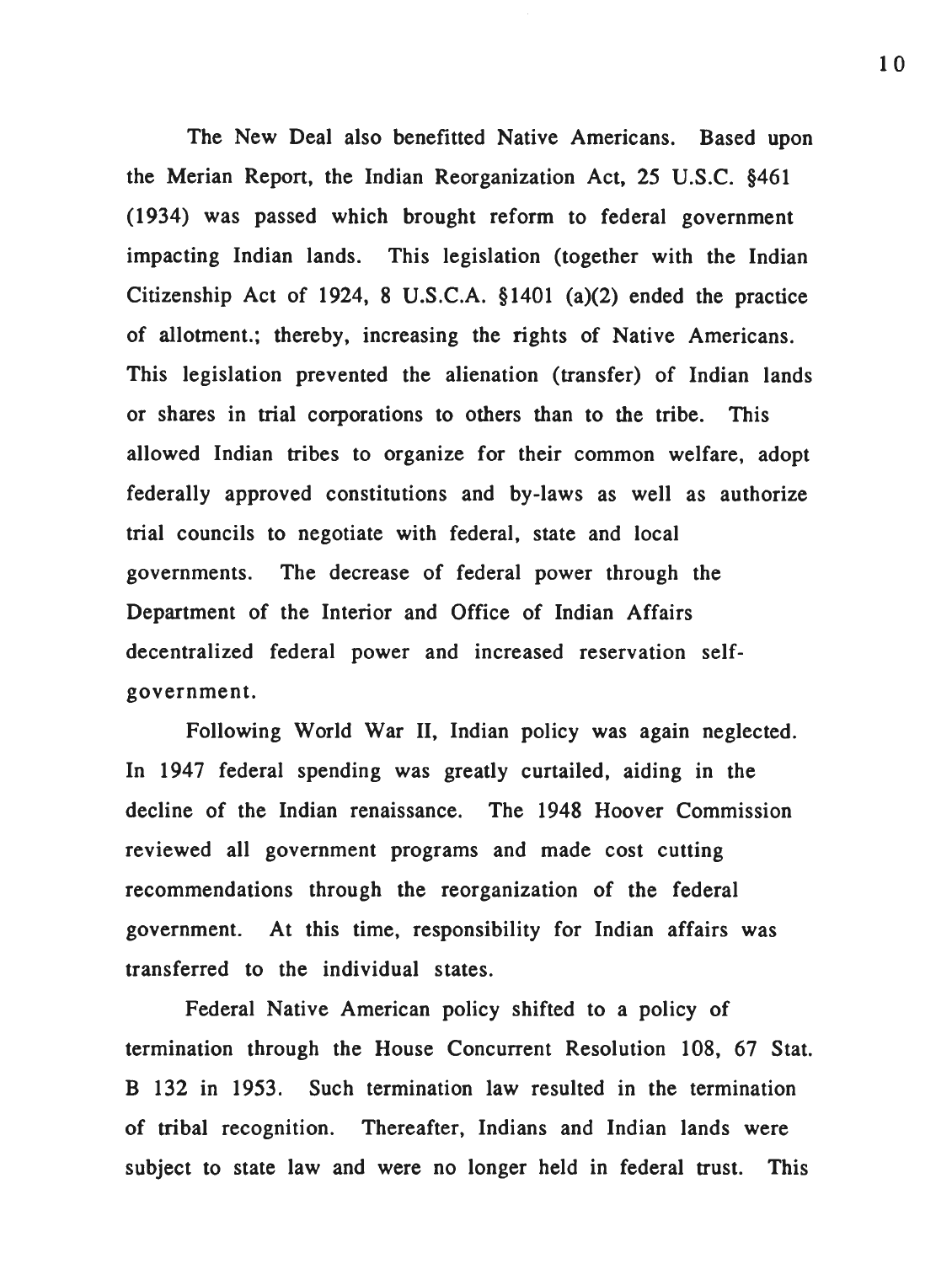The New Deal also benefitted Native Americans. Based upon the Merian Report, the Indian Reorganization Act, 25 U.S.C. §461 (1934) was passed which brought reform to federal government impacting Indian lands. This legislation (together with the Indian Citizenship Act of 1924, 8 U.S.C.A. §1401 (a)(2) ended the practice of allotment.; thereby, increasing the rights of Native Americans. This legislation prevented the alienation (transfer) of Indian lands or shares in trial corporations to others than to the tribe. This allowed Indian tribes to organize for their common welfare, adopt federally approved constitutions and by-laws as well as authorize trial councils to negotiate with federal, state and local governments. The decrease of federal power through the Department of the Interior and Office of Indian Affairs decentralized federal power and increased reservation self-government.

Following World War II, Indian policy was again neglected. In 1947 federal spending was greatly curtailed, aiding in the decline of the Indian renaissance. The 1948 Hoover Commission reviewed all government programs and made cost cutting recommendations through the reorganization of the federal government. At this time, responsibility for Indian affairs was transferred to the individual states.

Federal Native American policy shifted to a policy of termination through the House Concurrent Resolution 108, 67 Stat. B 132 in 1953. Such termination law resulted in the termination of tribal recognition. Thereafter, Indians and Indian lands were subject to state law and were no longer held in federal trust. This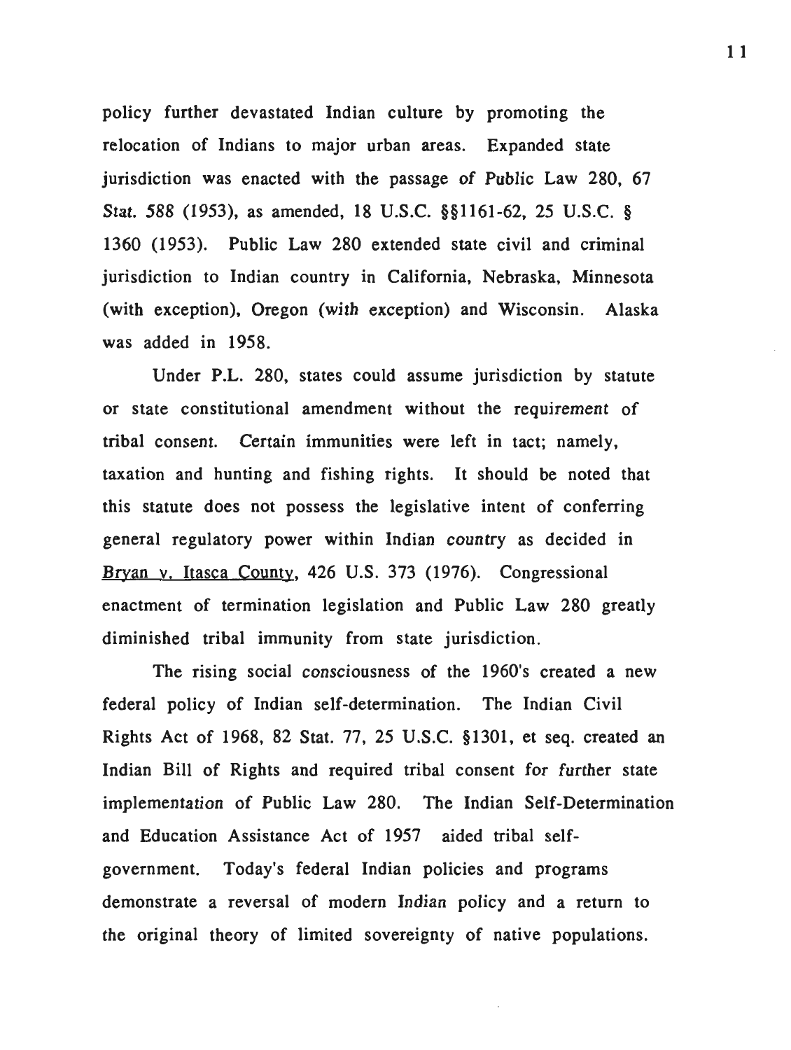policy further devastated Indian culture by promoting the relocation of Indians to major urban areas. Expanded state jurisdiction was enacted with the passage of Public Law 280, 67 Stat. 588 (1953), as amended, 18 U.S.C. §§1161-62, 25 U.S.C. § 1360 (1953). Public Law 280 extended state civil and criminal jurisdiction to Indian country in California, Nebraska, Minnesota (with exception), Oregon (with exception) and Wisconsin. Alaska was added in 1958.

Under P.L. 280, states could assume jurisdiction by statute or state constitutional amendment without the requirement of tribal consent. Certain immunities were left in tact; namely, taxation and hunting and fishing rights. It should be noted that this statute does not possess the legislative intent of conferring general regulatory power within Indian country as decided in Bryan v. Itasca County, 426 U.S. 373 (1976). Congressional enactment of termination legislation and Public Law 280 greatly diminished tribal immunity from state jurisdiction.

The rising social consciousness of the 1960's created a new federal policy of Indian self-determination. The Indian Civil Rights Act of 1968, 82 Stat. 77, 25 U.S.C. §1301, et seq. created an Indian Bill of Rights and required tribal consent for further state implementation of Public Law 280. The Indian Self-Determination and Education Assistance Act of 1957 aided tribal self-government. Today's federal Indian policies and programs demonstrate a reversal of modern Indian policy and a return to the original theory of limited sovereignty of native populations.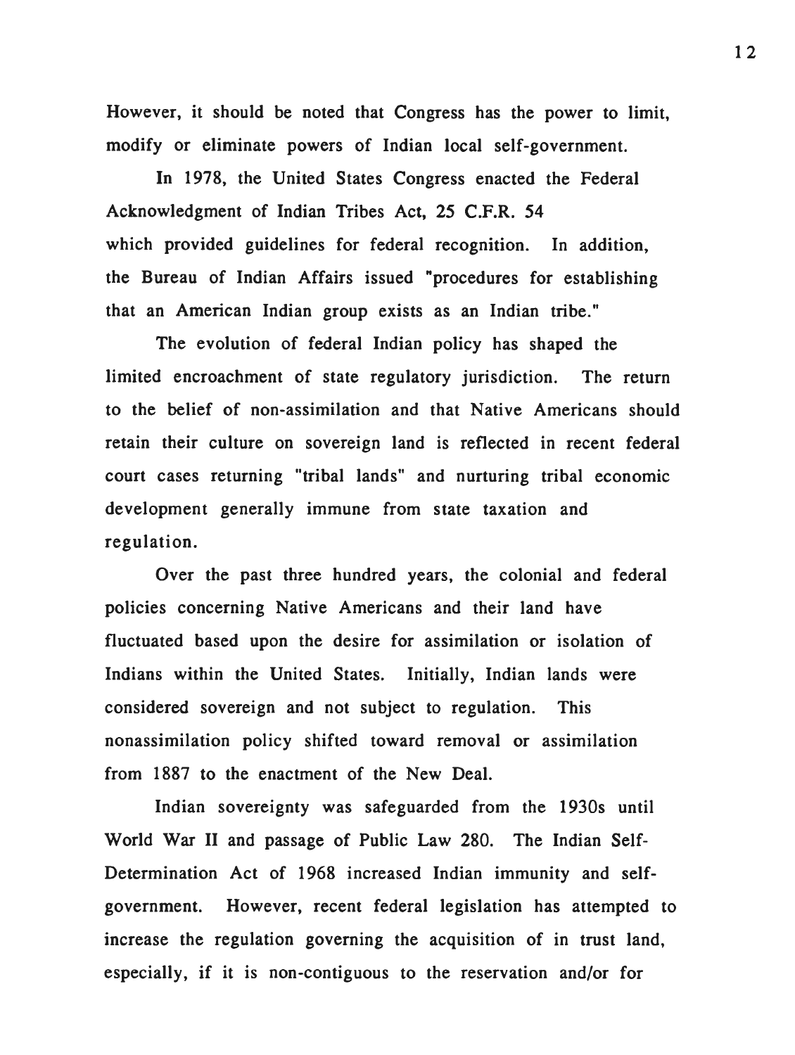However, it should be noted that Congress has the power to limit, modify or eliminate powers of Indian local self-government.

In 1978, the United States Congress enacted the Federal Acknowledgment of Indian Tribes Act, 25 C.F.R. 54 which provided guidelines for federal recognition. In addition, the Bureau of Indian Affairs issued "procedures for establishing that an American Indian group exists as an Indian tribe."

The evolution of federal Indian policy has shaped the limited encroachment of state regulatory jurisdiction. The return to the belief of non-assimilation and that Native Americans should retain their culture on sovereign land is reflected in recent federal court cases returning "tribal lands" and nurturing tribal economic development generally immune from state taxation and regulation.

Over the past three hundred years, the colonial and federal policies concerning Native Americans and their land have fluctuated based upon the desire for assimilation or isolation of Indians within the United States. Initially, Indian lands were considered sovereign and not subject to regulation. This nonassimilation policy shifted toward removal or assimilation from 1887 to the enactment of the New Deal.

Indian sovereignty was safeguarded from the 1930s until World War II and passage of Public Law 280. The Indian Self-Determination Act of 1968 increased Indian immunity and self-government. However, recent federal legislation has attempted to increase the regulation governing the acquisition of in trust land, especially, if it is non-contiguous to the reservation and/or for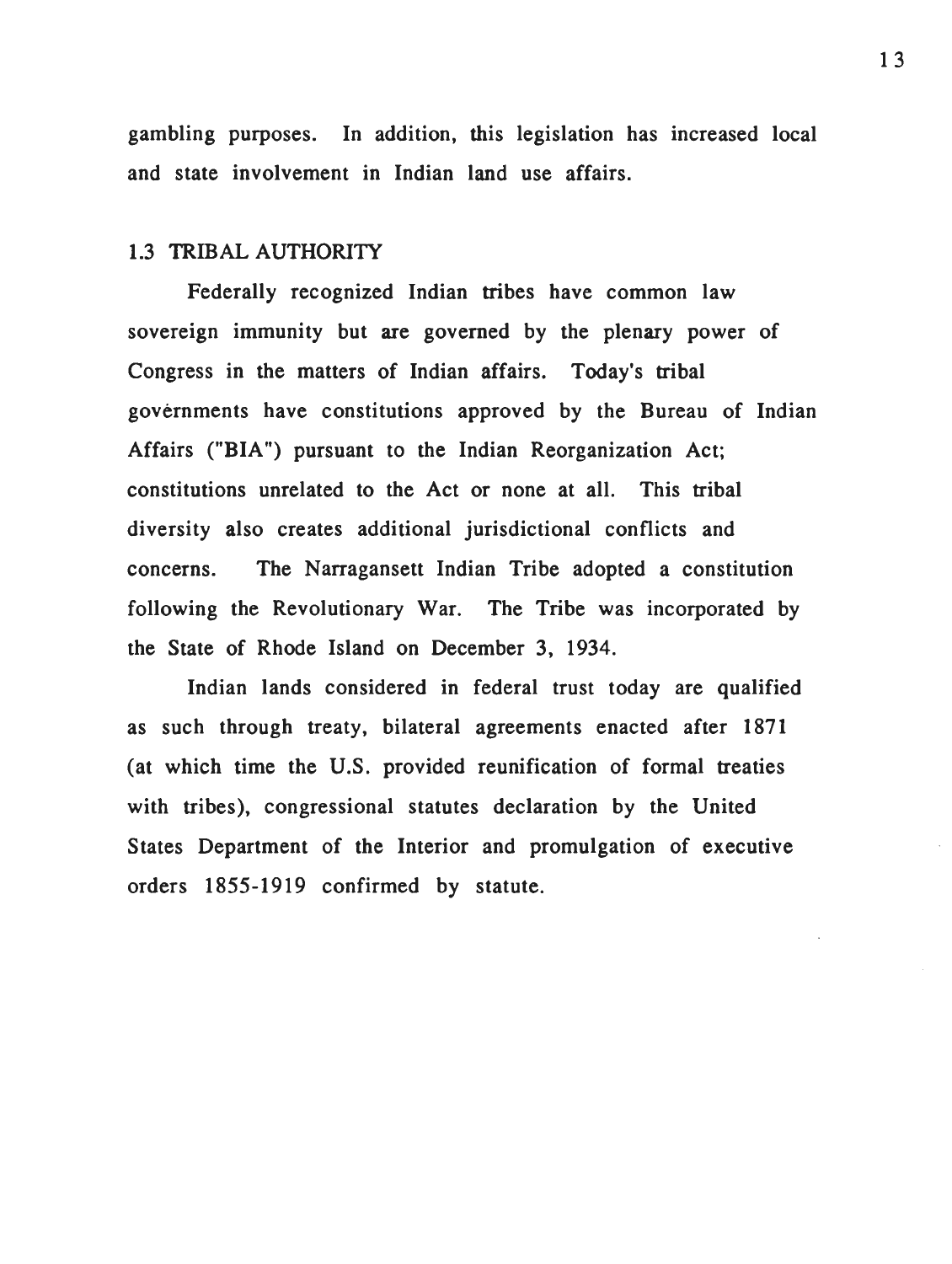gambling purposes. In addition, this legislation has increased local and state involvement in Indian land use affairs.

### 1.3 TRIBAL AUTHORITY

Federally recognized Indian tribes have common law sovereign immunity but are governed by the plenary power of Congress in the matters of Indian affairs. Today's tribal governments have constitutions approved by the Bureau of Indian Affairs ("BIA") pursuant to the Indian Reorganization Act; constitutions unrelated to the Act or none at all. This tribal diversity also creates additional jurisdictional conflicts and concerns. The Narragansett Indian Tribe adopted a constitution following the Revolutionary War. The Tribe was incorporated by the State of Rhode Island on December 3, 1934.

Indian lands considered in federal trust today are qualified as such through treaty, bilateral agreements enacted after 1871 (at which time the U.S. provided reunification of formal treaties with tribes), congressional statutes declaration by the United States Department of the Interior and promulgation of executive orders 1855-1919 confirmed by statute.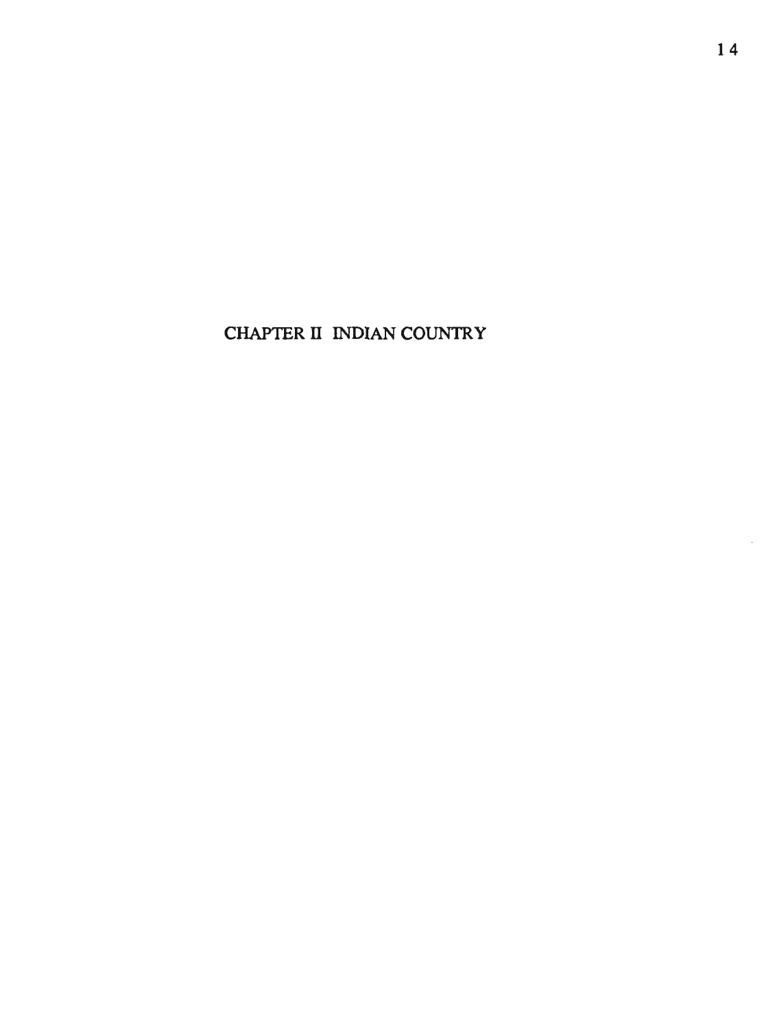# CHAPTER II INDIAN COUNTRY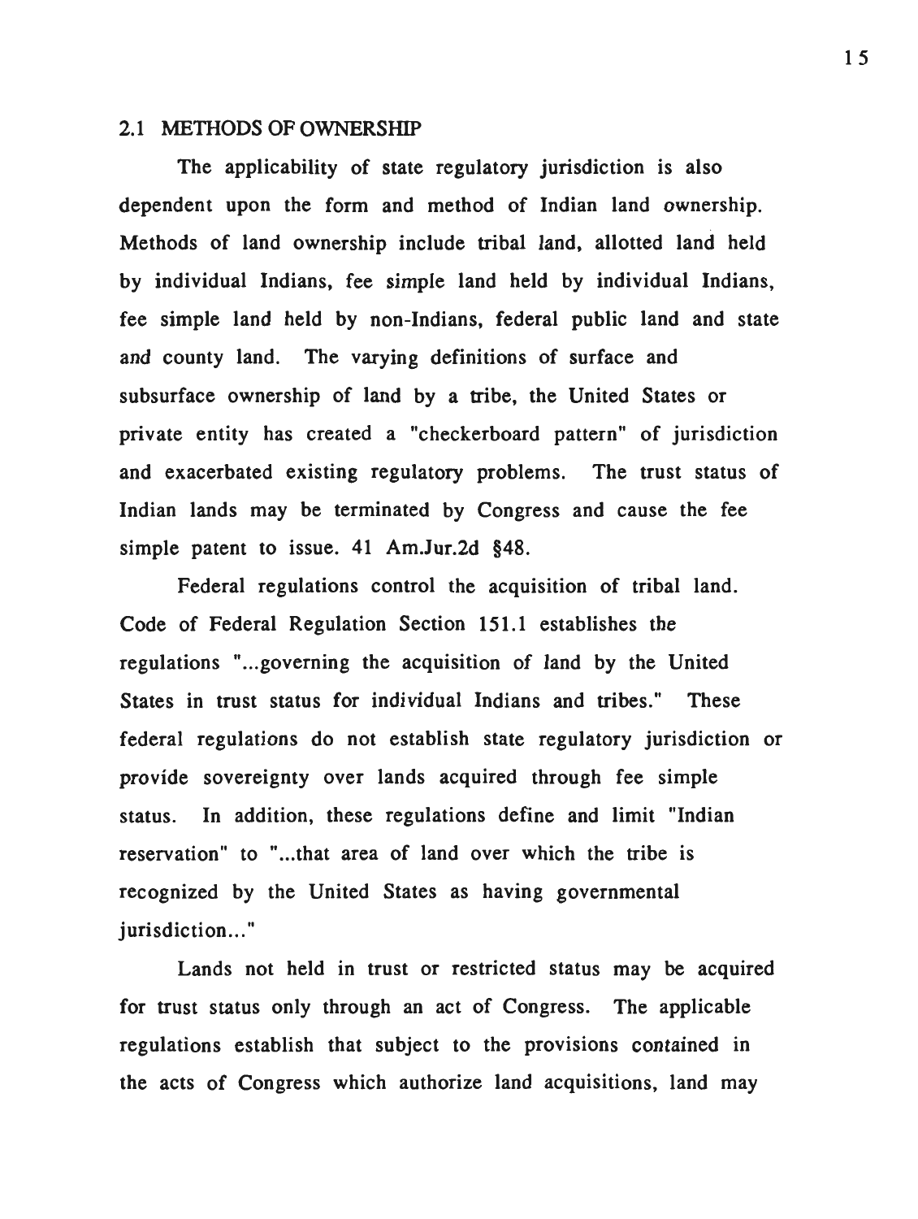## 2.1 METHODS OF OWNERSHIP

The applicability of state regulatory jurisdiction is also dependent upon the form and method of Indian land ownership. Methods of land ownership include tribal land, allotted land held by individual Indians, fee simple land held by individual Indians, fee simple land held by non-Indians, federal public land and state and county land. The varying definitions of surface and subsurface ownership of land by a tribe, the United States or private entity has created a "checkerboard pattern" of jurisdiction and exacerbated existing regulatory problems. The trust status of Indian lands may be terminated by Congress and cause the fee simple patent to issue. 41 Am.Jur.2d §48.

Federal regulations control the acquisition of tribal land. Code of Federal Regulation Section 151.1 establishes the regulations "...governing the acquisition of land by the United States in trust status for individual Indians and tribes." These federal regulations do not establish state regulatory jurisdiction or provide sovereignty over lands acquired through fee simple status. In addition, these regulations define and limit "Indian reservation" to "...that area of land over which the tribe is recognized by the United States as having governmental jurisdiction..."

Lands not held in trust or restricted status may be acquired for trust status only through an act of Congress. The applicable regulations establish that subject to the provisions contained in the acts of Congress which authorize land acquisitions, land may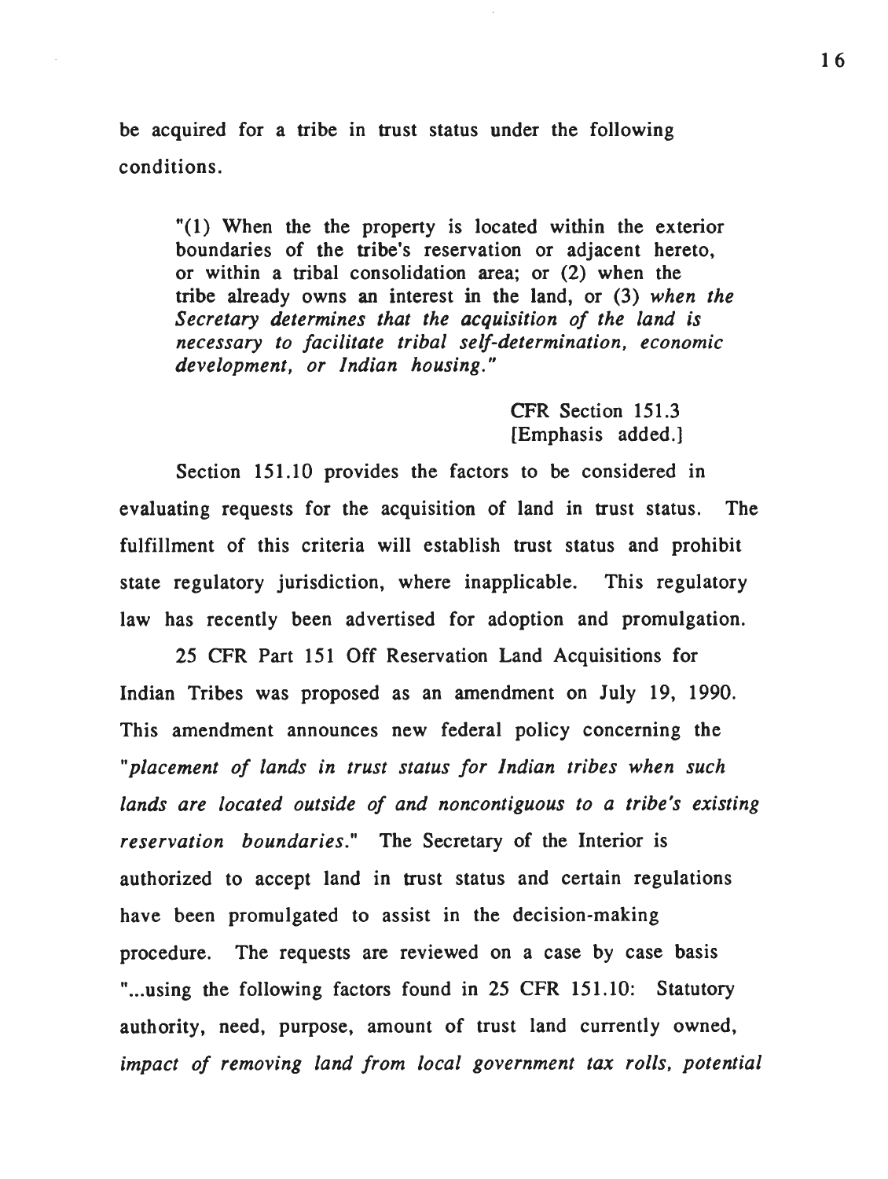be acquired for a tribe in trust status under the following conditions.

> "(1) When the the property is located within the exterior boundaries of the tribe's reservation or adjacent hereto, or within a tribal consolidation area; or (2) when the tribe already owns an interest in the land, or (3) *when the Secretary determines that the acquisition of the land is necessary to facilitate tribal self-determination, economic development, or Indian housing."*
>
> CFR Section 151.3
> [Emphasis added.]

Section 151.10 provides the factors to be considered in evaluating requests for the acquisition of land in trust status. The fulfillment of this criteria will establish trust status and prohibit state regulatory jurisdiction, where inapplicable. This regulatory law has recently been advertised for adoption and promulgation.

25 CFR Part 151 Off Reservation Land Acquisitions for Indian Tribes was proposed as an amendment on July 19, 1990. This amendment announces new federal policy concerning the "*placement of lands in trust status for Indian tribes when such lands are located outside of and noncontiguous to a tribe's existing reservation boundaries*." The Secretary of the Interior is authorized to accept land in trust status and certain regulations have been promulgated to assist in the decision-making procedure. The requests are reviewed on a case by case basis "...using the following factors found in 25 CFR 151.10: Statutory authority, need, purpose, amount of trust land currently owned, *impact of removing land from local government tax rolls, potential*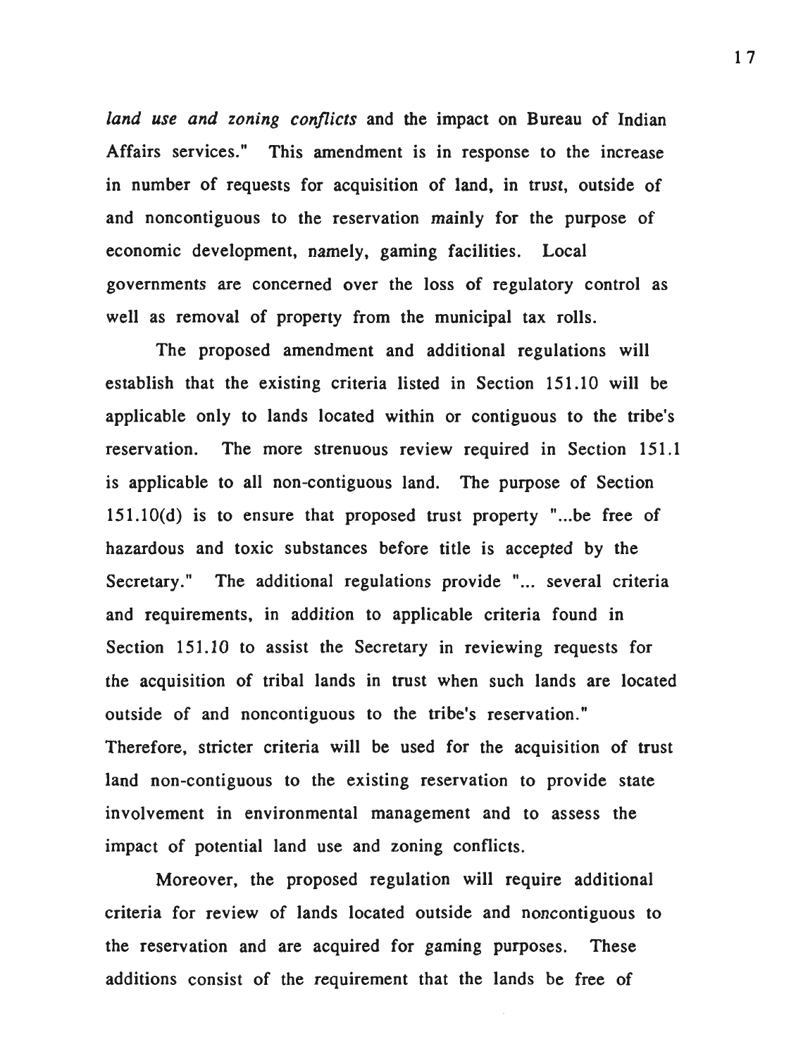*land use and zoning conflicts* and the impact on Bureau of Indian Affairs services." This amendment is in response to the increase in number of requests for acquisition of land, in trust, outside of and noncontiguous to the reservation mainly for the purpose of economic development, namely, gaming facilities. Local governments are concerned over the loss of regulatory control as well as removal of property from the municipal tax rolls.

The proposed amendment and additional regulations will establish that the existing criteria listed in Section 151.10 will be applicable only to lands located within or contiguous to the tribe's reservation. The more strenuous review required in Section 151.1 is applicable to all non-contiguous land. The purpose of Section 151.10(d) is to ensure that proposed trust property "...be free of hazardous and toxic substances before title is accepted by the Secretary." The additional regulations provide "... several criteria and requirements, in addition to applicable criteria found in Section 151.10 to assist the Secretary in reviewing requests for the acquisition of tribal lands in trust when such lands are located outside of and noncontiguous to the tribe's reservation." Therefore, stricter criteria will be used for the acquisition of trust land non-contiguous to the existing reservation to provide state involvement in environmental management and to assess the impact of potential land use and zoning conflicts.

Moreover, the proposed regulation will require additional criteria for review of lands located outside and noncontiguous to the reservation and are acquired for gaming purposes. These additions consist of the requirement that the lands be free of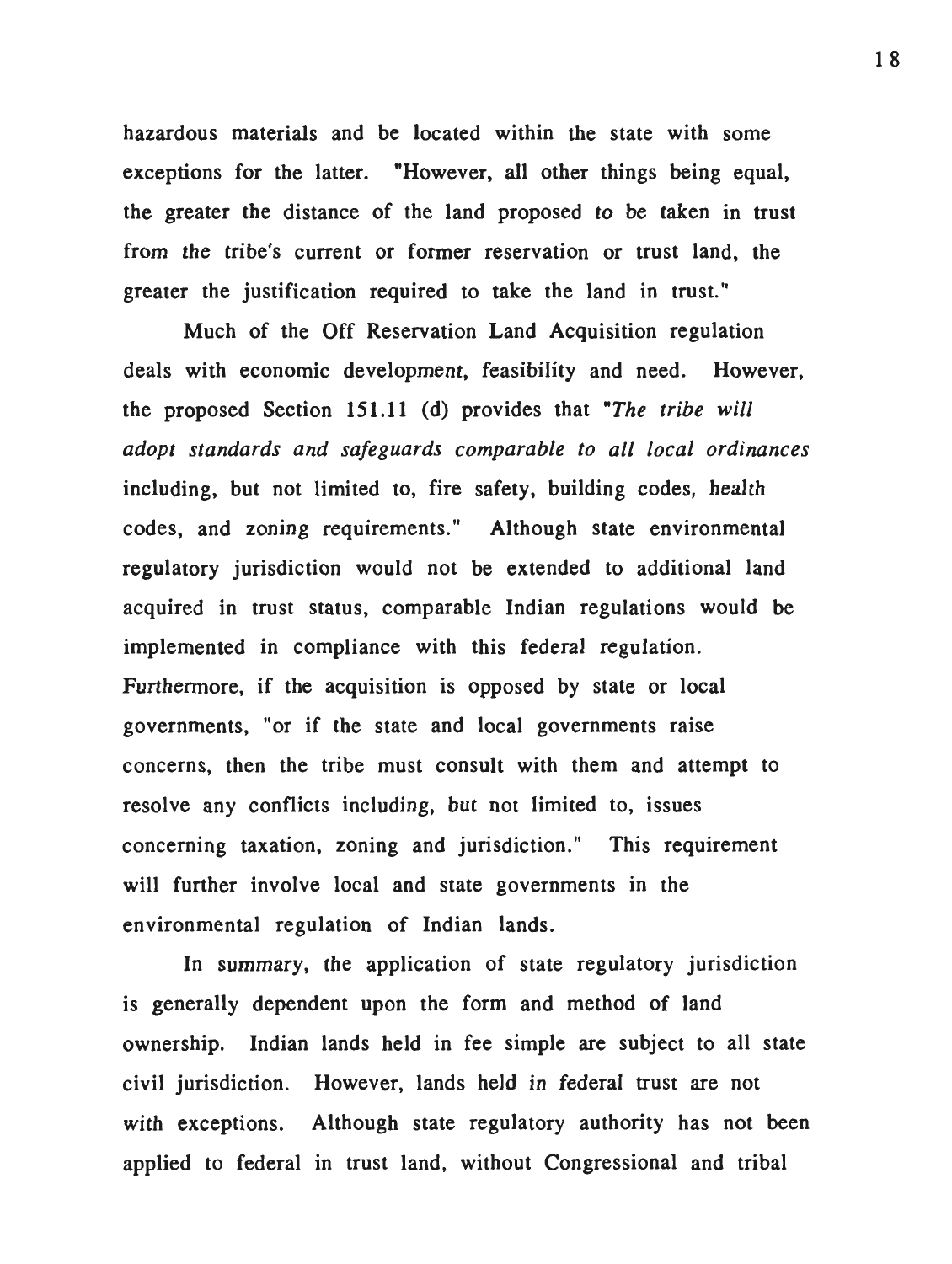hazardous materials and be located within the state with some exceptions for the latter. "However, all other things being equal, the greater the distance of the land proposed to be taken in trust from the tribe's current or former reservation or trust land, the greater the justification required to take the land in trust."

Much of the Off Reservation Land Acquisition regulation deals with economic development, feasibility and need. However, the proposed Section 151.11 (d) provides that *"The tribe will adopt standards and safeguards comparable to all local ordinances* including, but not limited to, fire safety, building codes, health codes, and zoning requirements." Although state environmental regulatory jurisdiction would not be extended to additional land acquired in trust status, comparable Indian regulations would be implemented in compliance with this federal regulation. Furthermore, if the acquisition is opposed by state or local governments, "or if the state and local governments raise concerns, then the tribe must consult with them and attempt to resolve any conflicts including, but not limited to, issues concerning taxation, zoning and jurisdiction." This requirement will further involve local and state governments in the environmental regulation of Indian lands.

In summary, the application of state regulatory jurisdiction is generally dependent upon the form and method of land ownership. Indian lands held in fee simple are subject to all state civil jurisdiction. However, lands held in federal trust are not with exceptions. Although state regulatory authority has not been applied to federal in trust land, without Congressional and tribal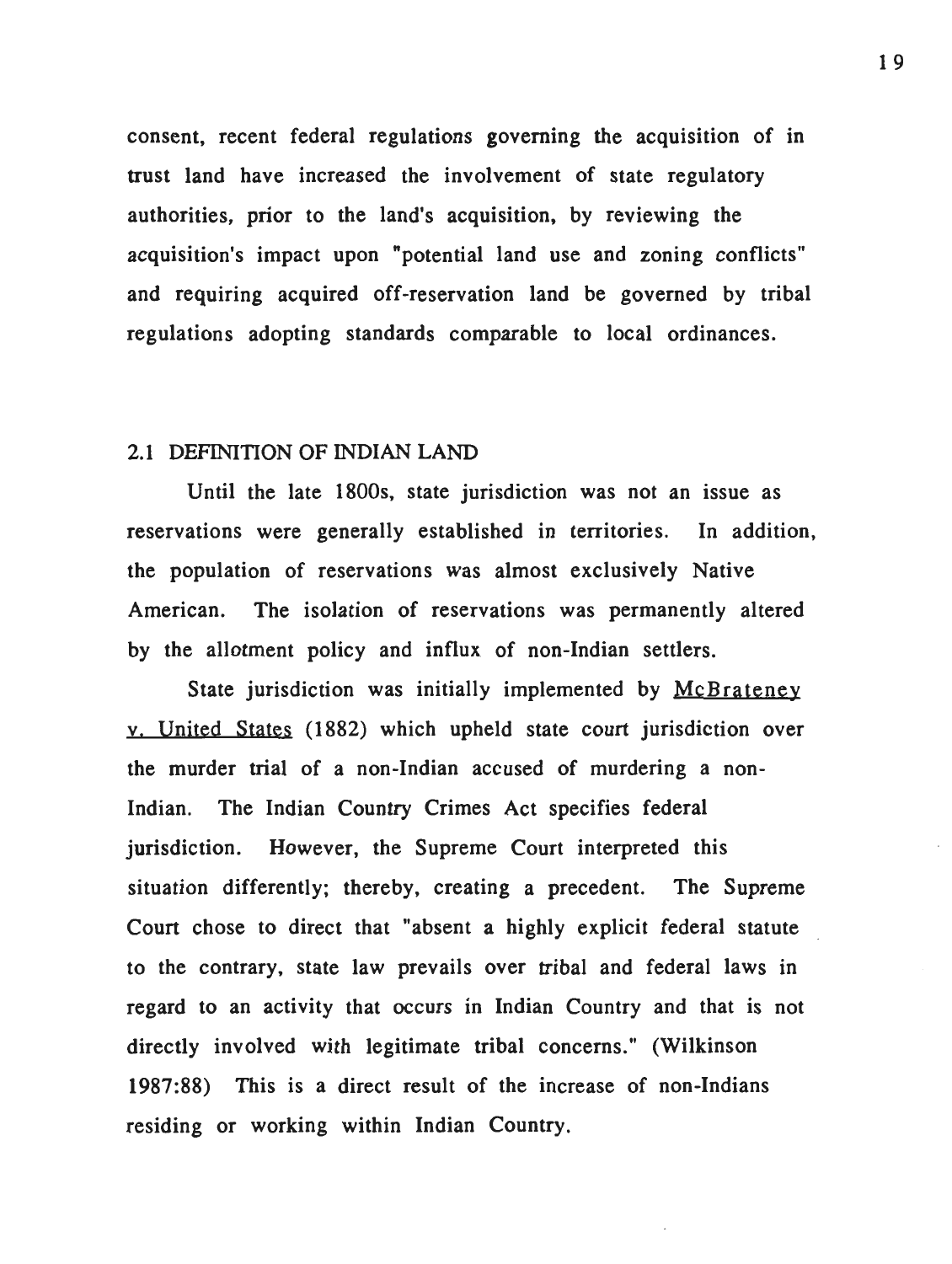consent, recent federal regulations governing the acquisition of in trust land have increased the involvement of state regulatory authorities, prior to the land's acquisition, by reviewing the acquisition's impact upon "potential land use and zoning conflicts" and requiring acquired off-reservation land be governed by tribal regulations adopting standards comparable to local ordinances.

## 2.1 DEFINITION OF INDIAN LAND

Until the late 1800s, state jurisdiction was not an issue as reservations were generally established in territories. In addition, the population of reservations was almost exclusively Native American. The isolation of reservations was permanently altered by the allotment policy and influx of non-Indian settlers.

State jurisdiction was initially implemented by McBrateney v. United States (1882) which upheld state court jurisdiction over the murder trial of a non-Indian accused of murdering a non-Indian. The Indian Country Crimes Act specifies federal jurisdiction. However, the Supreme Court interpreted this situation differently; thereby, creating a precedent. The Supreme Court chose to direct that "absent a highly explicit federal statute to the contrary, state law prevails over tribal and federal laws in regard to an activity that occurs in Indian Country and that is not directly involved with legitimate tribal concerns." (Wilkinson 1987:88) This is a direct result of the increase of non-Indians residing or working within Indian Country.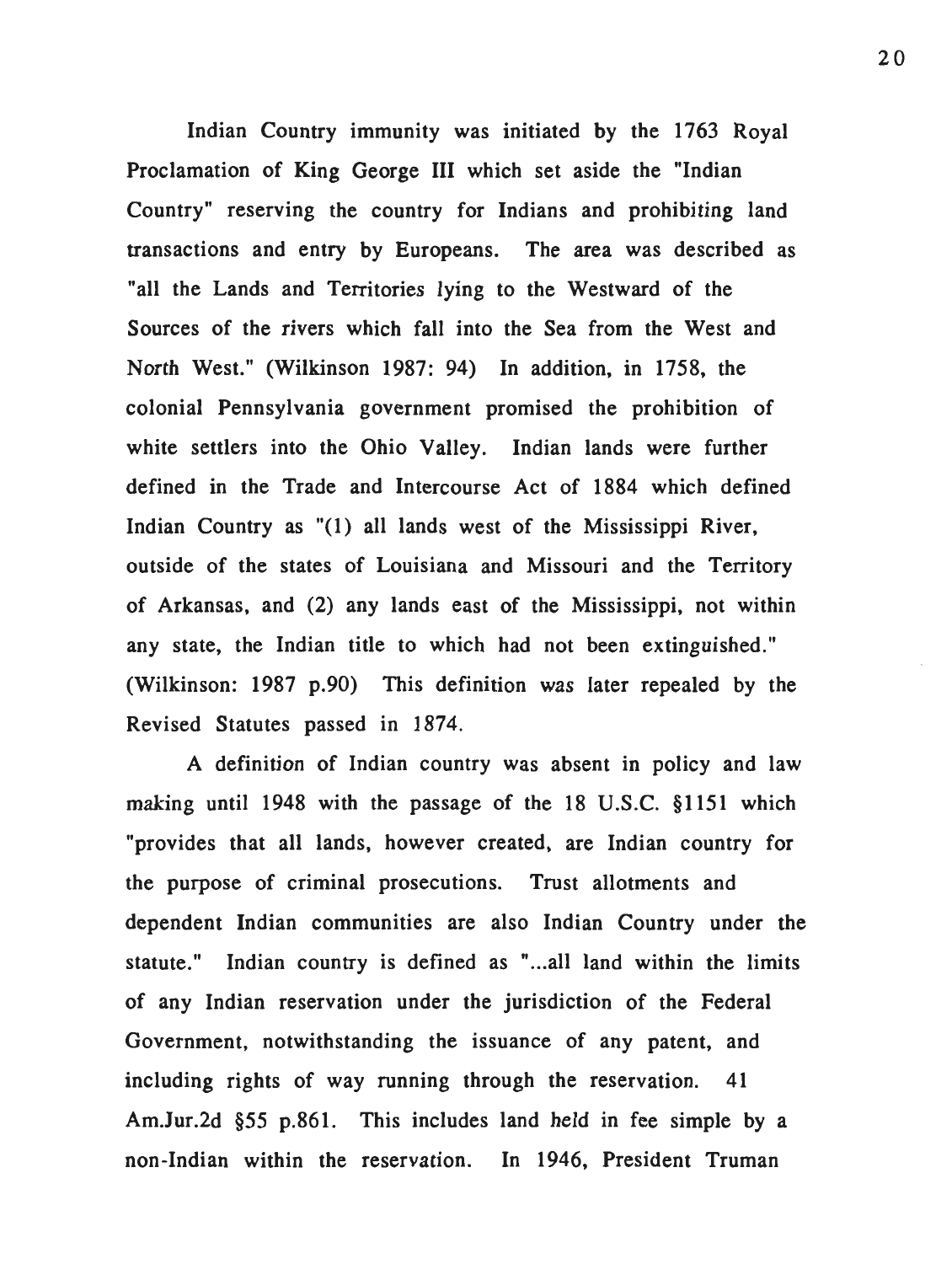Indian Country immunity was initiated by the 1763 Royal Proclamation of King George III which set aside the "Indian Country" reserving the country for Indians and prohibiting land transactions and entry by Europeans. The area was described as "all the Lands and Territories lying to the Westward of the Sources of the rivers which fall into the Sea from the West and North West." (Wilkinson 1987: 94) In addition, in 1758, the colonial Pennsylvania government promised the prohibition of white settlers into the Ohio Valley. Indian lands were further defined in the Trade and Intercourse Act of 1884 which defined Indian Country as "(1) all lands west of the Mississippi River, outside of the states of Louisiana and Missouri and the Territory of Arkansas, and (2) any lands east of the Mississippi, not within any state, the Indian title to which had not been extinguished." (Wilkinson: 1987 p.90) This definition was later repealed by the Revised Statutes passed in 1874.

A definition of Indian country was absent in policy and law making until 1948 with the passage of the 18 U.S.C. §1151 which "provides that all lands, however created, are Indian country for the purpose of criminal prosecutions. Trust allotments and dependent Indian communities are also Indian Country under the statute." Indian country is defined as "...all land within the limits of any Indian reservation under the jurisdiction of the Federal Government, notwithstanding the issuance of any patent, and including rights of way running through the reservation. 41 Am.Jur.2d §55 p.861. This includes land held in fee simple by a non-Indian within the reservation. In 1946, President Truman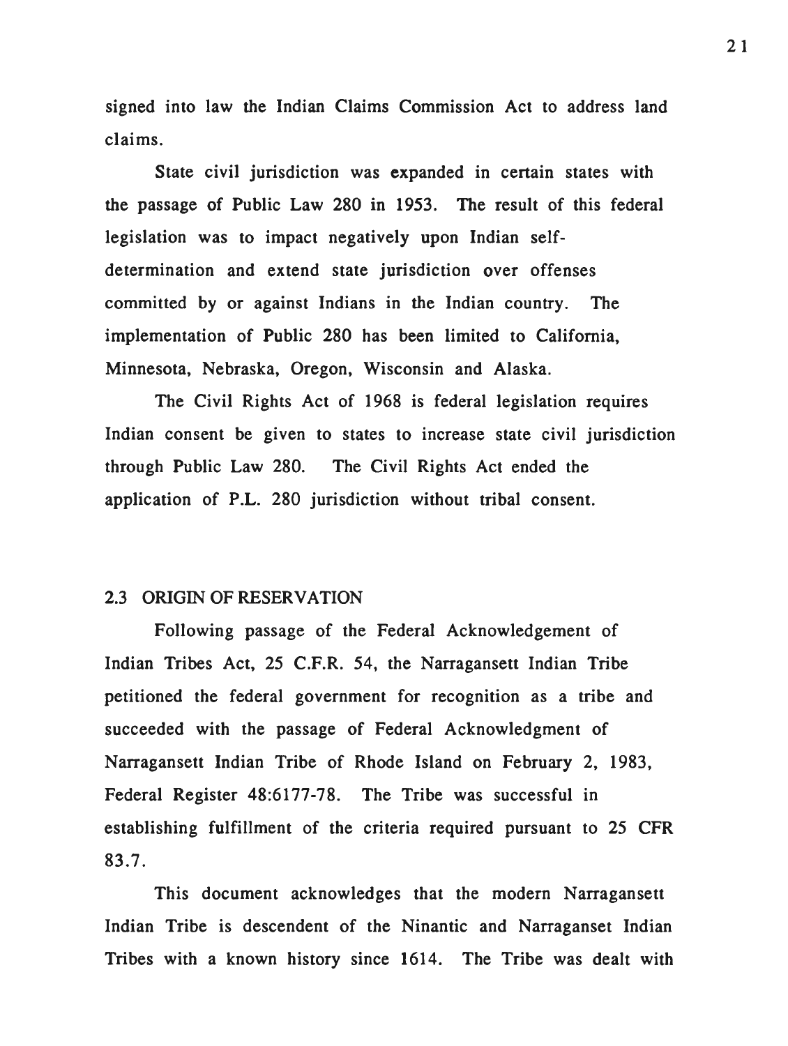signed into law the Indian Claims Commission Act to address land claims.

State civil jurisdiction was expanded in certain states with the passage of Public Law 280 in 1953. The result of this federal legislation was to impact negatively upon Indian self-determination and extend state jurisdiction over offenses committed by or against Indians in the Indian country. The implementation of Public 280 has been limited to California, Minnesota, Nebraska, Oregon, Wisconsin and Alaska.

The Civil Rights Act of 1968 is federal legislation requires Indian consent be given to states to increase state civil jurisdiction through Public Law 280. The Civil Rights Act ended the application of P.L. 280 jurisdiction without tribal consent.

## 2.3 ORIGIN OF RESERVATION

Following passage of the Federal Acknowledgement of Indian Tribes Act, 25 C.F.R. 54, the Narragansett Indian Tribe petitioned the federal government for recognition as a tribe and succeeded with the passage of Federal Acknowledgment of Narragansett Indian Tribe of Rhode Island on February 2, 1983, Federal Register 48:6177-78. The Tribe was successful in establishing fulfillment of the criteria required pursuant to 25 CFR 83.7.

This document acknowledges that the modern Narragansett Indian Tribe is descendent of the Ninantic and Narraganset Indian Tribes with a known history since 1614. The Tribe was dealt with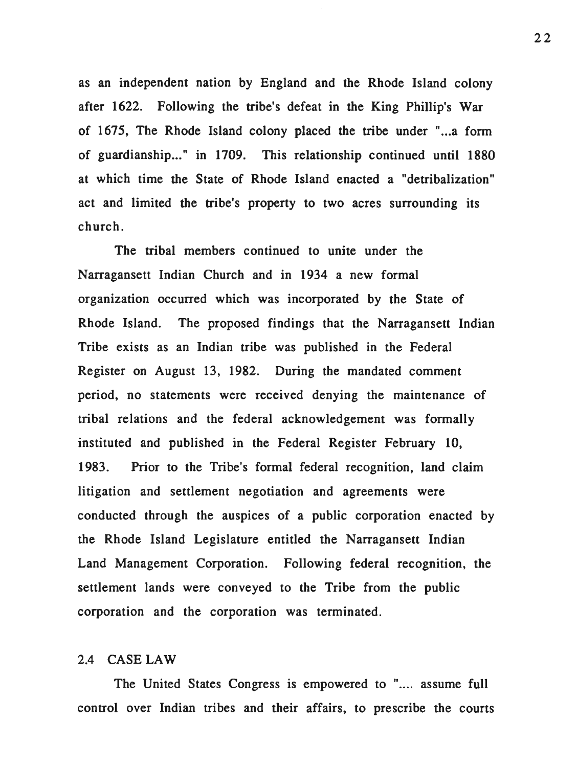as an independent nation by England and the Rhode Island colony after 1622. Following the tribe's defeat in the King Phillip's War of 1675, The Rhode Island colony placed the tribe under "...a form of guardianship..." in 1709. This relationship continued until 1880 at which time the State of Rhode Island enacted a "detribalization" act and limited the tribe's property to two acres surrounding its church.

The tribal members continued to unite under the Narragansett Indian Church and in 1934 a new formal organization occurred which was incorporated by the State of Rhode Island. The proposed findings that the Narragansett Indian Tribe exists as an Indian tribe was published in the Federal Register on August 13, 1982. During the mandated comment period, no statements were received denying the maintenance of tribal relations and the federal acknowledgement was formally instituted and published in the Federal Register February 10, 1983. Prior to the Tribe's formal federal recognition, land claim litigation and settlement negotiation and agreements were conducted through the auspices of a public corporation enacted by the Rhode Island Legislature entitled the Narragansett Indian Land Management Corporation. Following federal recognition, the settlement lands were conveyed to the Tribe from the public corporation and the corporation was terminated.

## 2.4 CASE LAW

The United States Congress is empowered to ".... assume full control over Indian tribes and their affairs, to prescribe the courts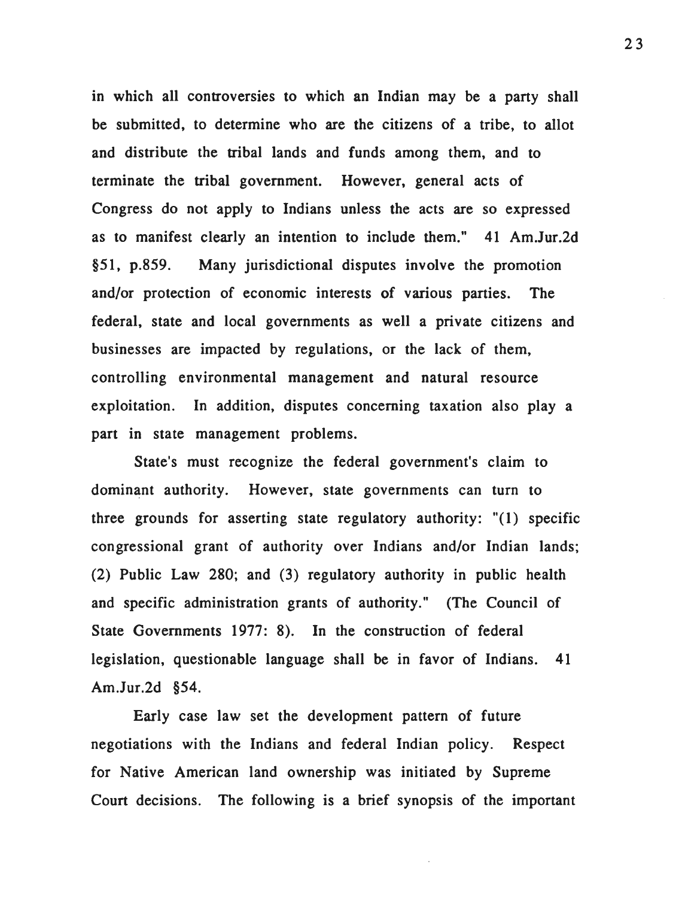in which all controversies to which an Indian may be a party shall be submitted, to determine who are the citizens of a tribe, to allot and distribute the tribal lands and funds among them, and to terminate the tribal government. However, general acts of Congress do not apply to Indians unless the acts are so expressed as to manifest clearly an intention to include them." 41 Am.Jur.2d §51, p.859. Many jurisdictional disputes involve the promotion and/or protection of economic interests of various parties. The federal, state and local governments as well a private citizens and businesses are impacted by regulations, or the lack of them, controlling environmental management and natural resource exploitation. In addition, disputes concerning taxation also play a part in state management problems.

State's must recognize the federal government's claim to dominant authority. However, state governments can turn to three grounds for asserting state regulatory authority: "(1) specific congressional grant of authority over Indians and/or Indian lands; (2) Public Law 280; and (3) regulatory authority in public health and specific administration grants of authority." (The Council of State Governments 1977: 8). In the construction of federal legislation, questionable language shall be in favor of Indians. 41 Am.Jur.2d §54.

Early case law set the development pattern of future negotiations with the Indians and federal Indian policy. Respect for Native American land ownership was initiated by Supreme Court decisions. The following is a brief synopsis of the important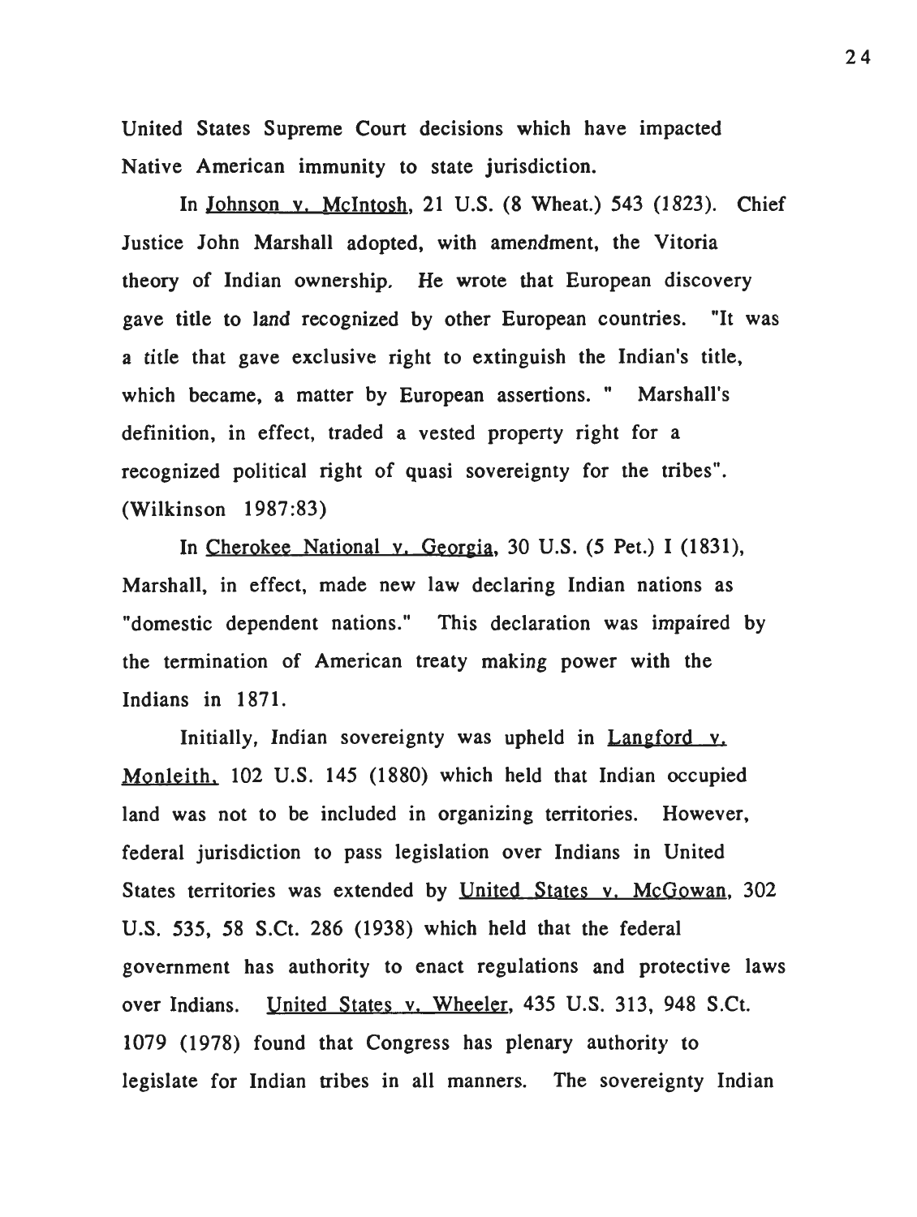United States Supreme Court decisions which have impacted Native American immunity to state jurisdiction.

In Johnson v. McIntosh, 21 U.S. (8 Wheat.) 543 (1823). Chief Justice John Marshall adopted, with amendment, the Vitoria theory of Indian ownership. He wrote that European discovery gave title to land recognized by other European countries. "It was a title that gave exclusive right to extinguish the Indian's title, which became, a matter by European assertions. " Marshall's definition, in effect, traded a vested property right for a recognized political right of quasi sovereignty for the tribes". (Wilkinson 1987:83)

In Cherokee National v. Georgia, 30 U.S. (5 Pet.) I (1831), Marshall, in effect, made new law declaring Indian nations as "domestic dependent nations." This declaration was impaired by the termination of American treaty making power with the Indians in 1871.

Initially, Indian sovereignty was upheld in Langford v. Monleith, 102 U.S. 145 (1880) which held that Indian occupied land was not to be included in organizing territories. However, federal jurisdiction to pass legislation over Indians in United States territories was extended by United States v. McGowan, 302 U.S. 535, 58 S.Ct. 286 (1938) which held that the federal government has authority to enact regulations and protective laws over Indians. United States v. Wheeler, 435 U.S. 313, 948 S.Ct. 1079 (1978) found that Congress has plenary authority to legislate for Indian tribes in all manners. The sovereignty Indian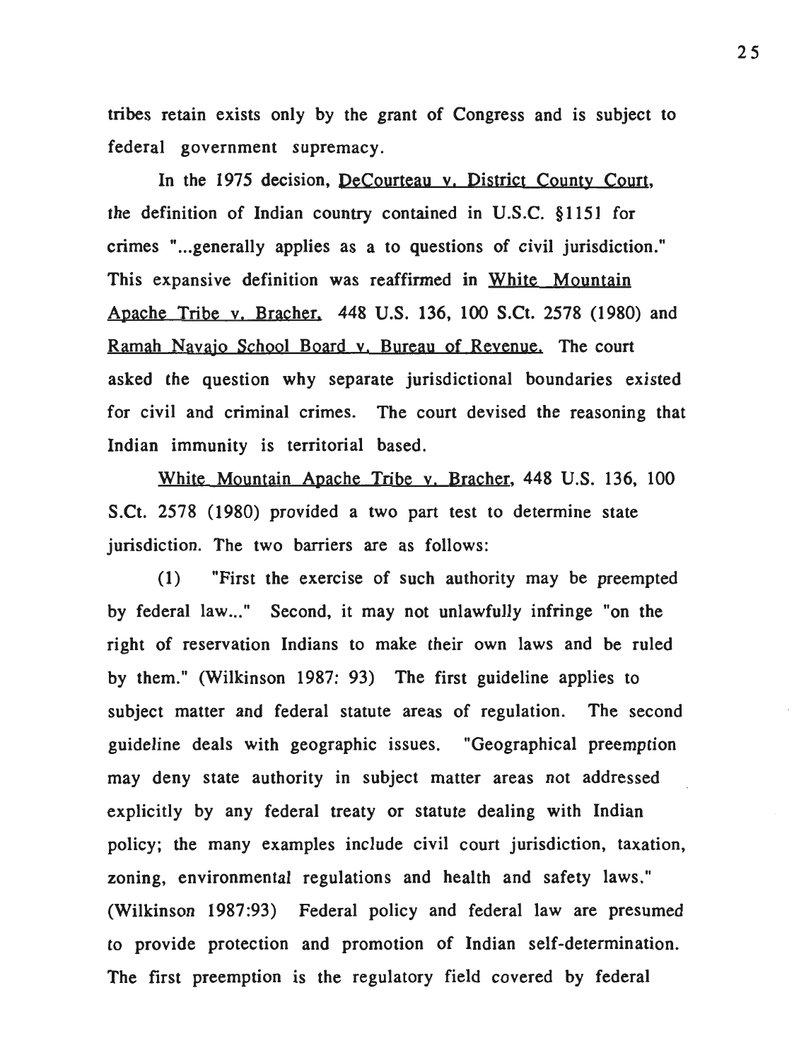tribes retain exists only by the grant of Congress and is subject to federal government supremacy.

In the 1975 decision, DeCourteau v. District County Court, the definition of Indian country contained in U.S.C. §1151 for crimes "...generally applies as a to questions of civil jurisdiction." This expansive definition was reaffirmed in White Mountain Apache Tribe v. Bracher, 448 U.S. 136, 100 S.Ct. 2578 (1980) and Ramah Navajo School Board v. Bureau of Revenue. The court asked the question why separate jurisdictional boundaries existed for civil and criminal crimes. The court devised the reasoning that Indian immunity is territorial based.

White Mountain Apache Tribe v. Bracher, 448 U.S. 136, 100 S.Ct. 2578 (1980) provided a two part test to determine state jurisdiction. The two barriers are as follows:

(1) "First the exercise of such authority may be preempted by federal law..." Second, it may not unlawfully infringe "on the right of reservation Indians to make their own laws and be ruled by them." (Wilkinson 1987: 93) The first guideline applies to subject matter and federal statute areas of regulation. The second guideline deals with geographic issues. "Geographical preemption may deny state authority in subject matter areas not addressed explicitly by any federal treaty or statute dealing with Indian policy; the many examples include civil court jurisdiction, taxation, zoning, environmental regulations and health and safety laws." (Wilkinson 1987:93) Federal policy and federal law are presumed to provide protection and promotion of Indian self-determination. The first preemption is the regulatory field covered by federal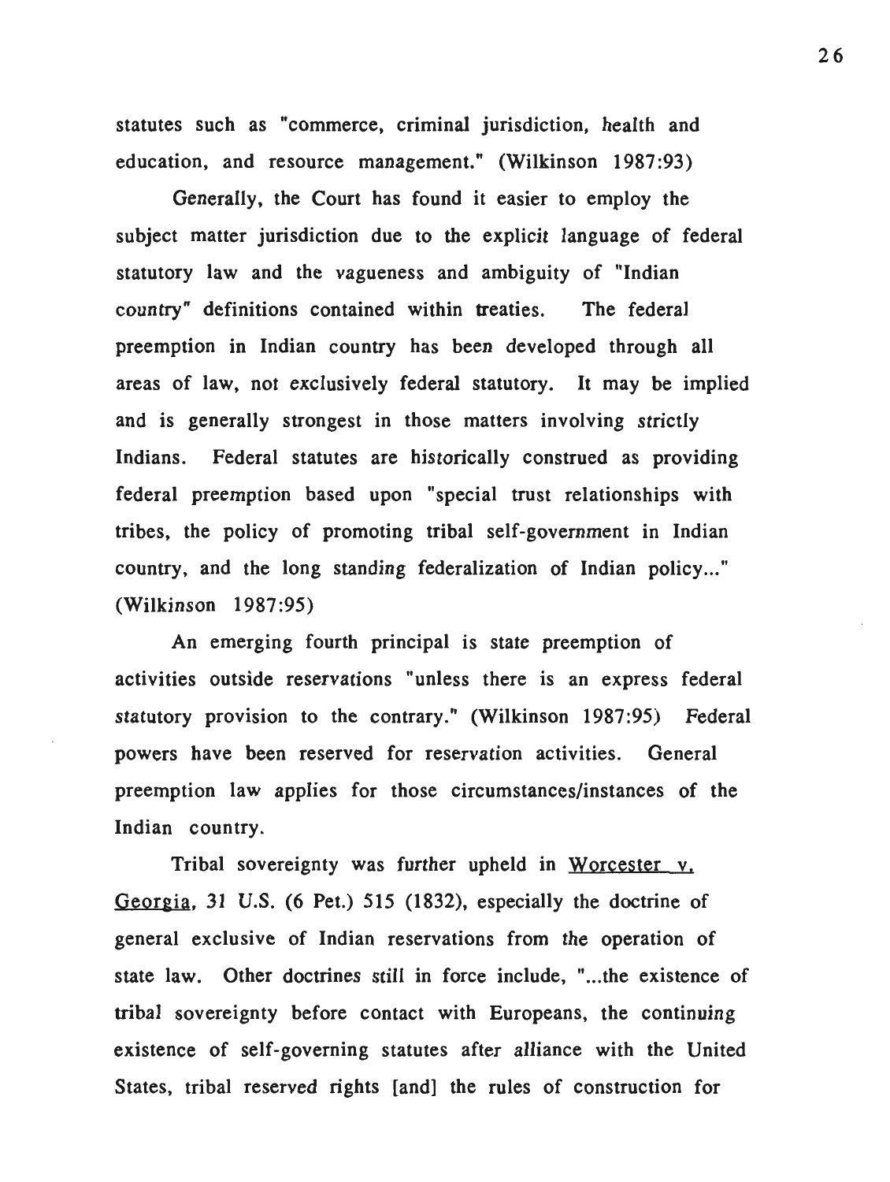statutes such as "commerce, criminal jurisdiction, health and education, and resource management." (Wilkinson 1987:93)

Generally, the Court has found it easier to employ the subject matter jurisdiction due to the explicit language of federal statutory law and the vagueness and ambiguity of "Indian country" definitions contained within treaties. The federal preemption in Indian country has been developed through all areas of law, not exclusively federal statutory. It may be implied and is generally strongest in those matters involving strictly Indians. Federal statutes are historically construed as providing federal preemption based upon "special trust relationships with tribes, the policy of promoting tribal self-government in Indian country, and the long standing federalization of Indian policy..." (Wilkinson 1987:95)

An emerging fourth principal is state preemption of activities outside reservations "unless there is an express federal statutory provision to the contrary." (Wilkinson 1987:95) Federal powers have been reserved for reservation activities. General preemption law applies for those circumstances/instances of the Indian country.

Tribal sovereignty was further upheld in Worcester v. Georgia, 31 U.S. (6 Pet.) 515 (1832), especially the doctrine of general exclusive of Indian reservations from the operation of state law. Other doctrines still in force include, "...the existence of tribal sovereignty before contact with Europeans, the continuing existence of self-governing statutes after alliance with the United States, tribal reserved rights [and] the rules of construction for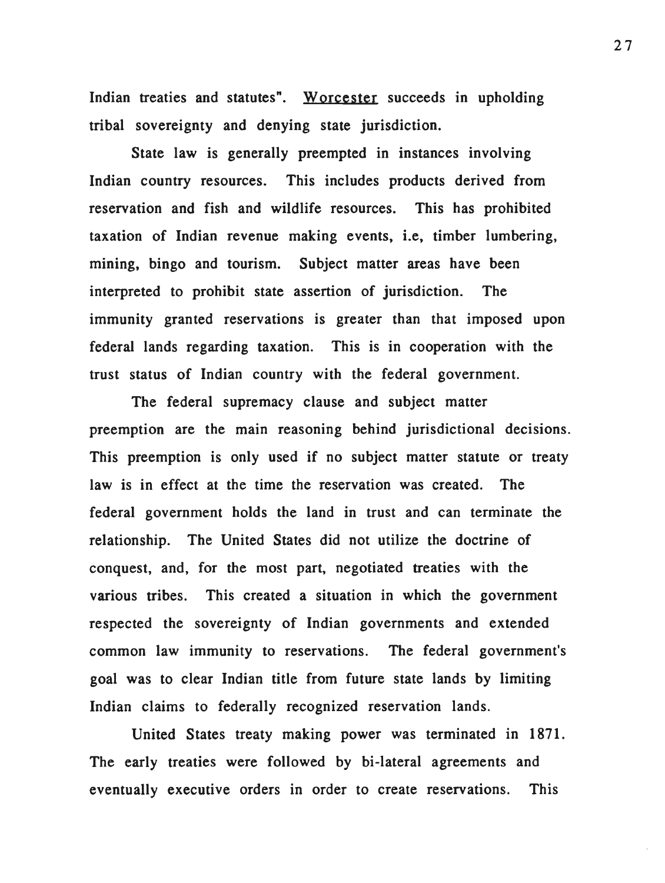Indian treaties and statutes". Worcester succeeds in upholding tribal sovereignty and denying state jurisdiction.

State law is generally preempted in instances involving Indian country resources. This includes products derived from reservation and fish and wildlife resources. This has prohibited taxation of Indian revenue making events, i.e, timber lumbering, mining, bingo and tourism. Subject matter areas have been interpreted to prohibit state assertion of jurisdiction. The immunity granted reservations is greater than that imposed upon federal lands regarding taxation. This is in cooperation with the trust status of Indian country with the federal government.

The federal supremacy clause and subject matter preemption are the main reasoning behind jurisdictional decisions. This preemption is only used if no subject matter statute or treaty law is in effect at the time the reservation was created. The federal government holds the land in trust and can terminate the relationship. The United States did not utilize the doctrine of conquest, and, for the most part, negotiated treaties with the various tribes. This created a situation in which the government respected the sovereignty of Indian governments and extended common law immunity to reservations. The federal government's goal was to clear Indian title from future state lands by limiting Indian claims to federally recognized reservation lands.

United States treaty making power was terminated in 1871. The early treaties were followed by bi-lateral agreements and eventually executive orders in order to create reservations. This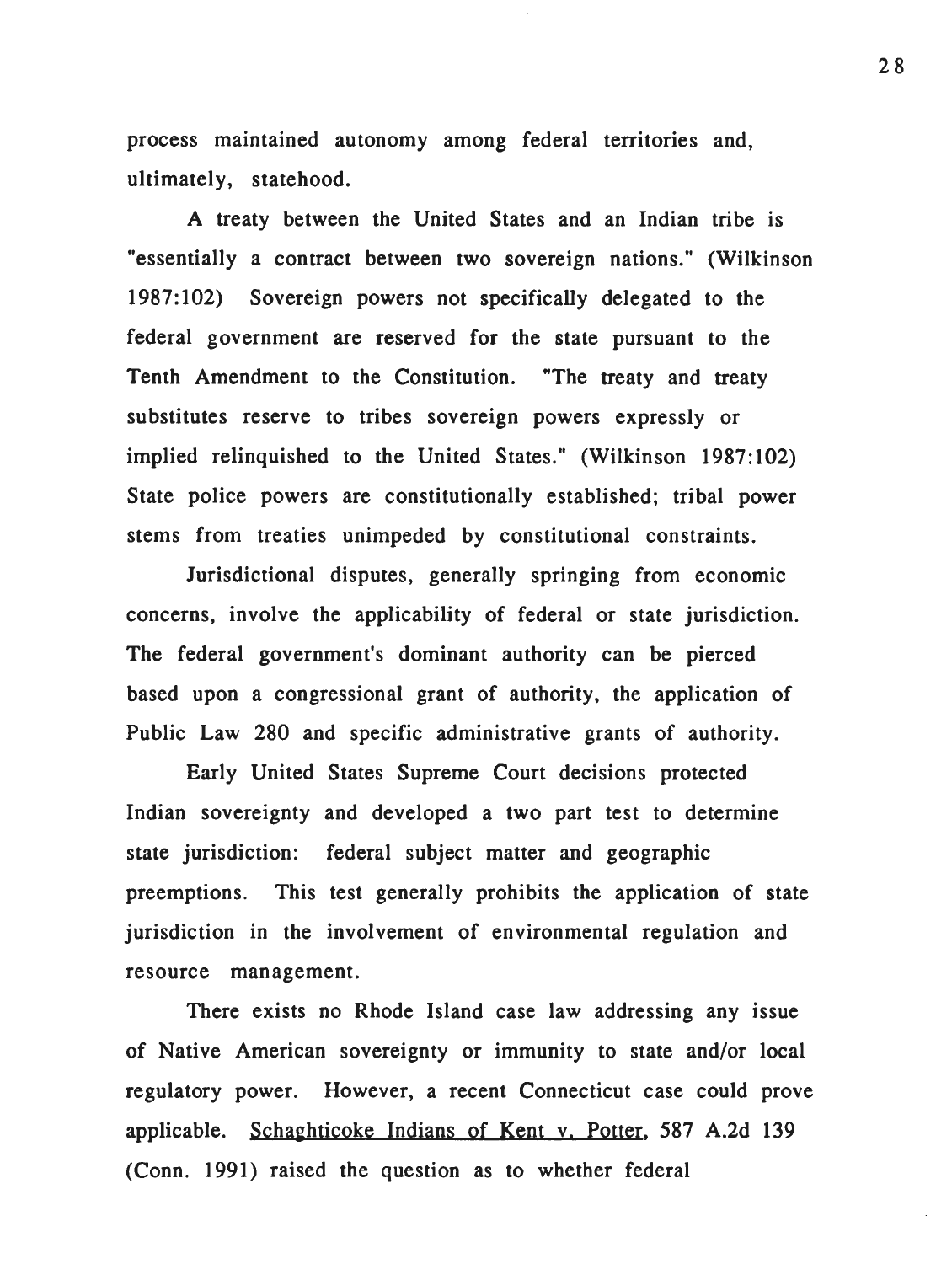process maintained autonomy among federal territories and, ultimately, statehood.

A treaty between the United States and an Indian tribe is "essentially a contract between two sovereign nations." (Wilkinson 1987:102) Sovereign powers not specifically delegated to the federal government are reserved for the state pursuant to the Tenth Amendment to the Constitution. "The treaty and treaty substitutes reserve to tribes sovereign powers expressly or implied relinquished to the United States." (Wilkinson 1987:102) State police powers are constitutionally established; tribal power stems from treaties unimpeded by constitutional constraints.

Jurisdictional disputes, generally springing from economic concerns, involve the applicability of federal or state jurisdiction. The federal government's dominant authority can be pierced based upon a congressional grant of authority, the application of Public Law 280 and specific administrative grants of authority.

Early United States Supreme Court decisions protected Indian sovereignty and developed a two part test to determine state jurisdiction: federal subject matter and geographic preemptions. This test generally prohibits the application of state jurisdiction in the involvement of environmental regulation and resource management.

There exists no Rhode Island case law addressing any issue of Native American sovereignty or immunity to state and/or local regulatory power. However, a recent Connecticut case could prove applicable. Schaghticoke Indians of Kent v. Potter, 587 A.2d 139 (Conn. 1991) raised the question as to whether federal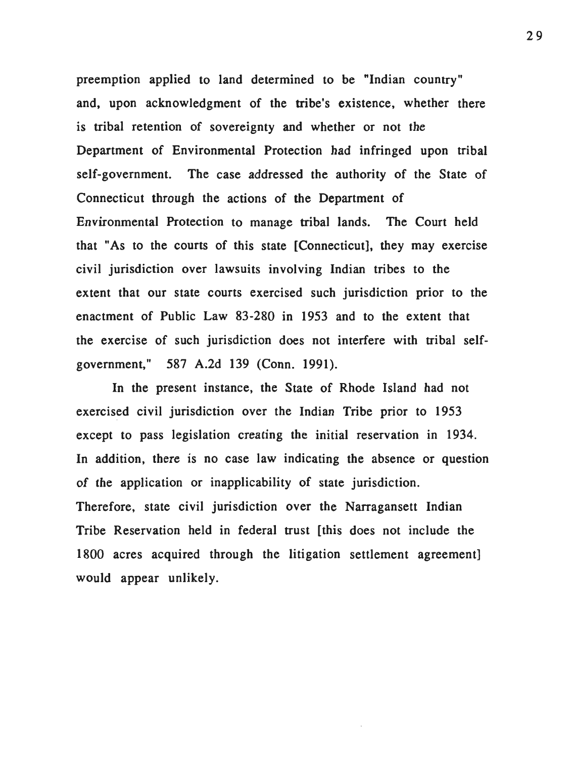preemption applied to land determined to be "Indian country" and, upon acknowledgment of the tribe's existence, whether there is tribal retention of sovereignty and whether or not the Department of Environmental Protection had infringed upon tribal self-government. The case addressed the authority of the State of Connecticut through the actions of the Department of Environmental Protection to manage tribal lands. The Court held that "As to the courts of this state [Connecticut], they may exercise civil jurisdiction over lawsuits involving Indian tribes to the extent that our state courts exercised such jurisdiction prior to the enactment of Public Law 83-280 in 1953 and to the extent that the exercise of such jurisdiction does not interfere with tribal self-government," 587 A.2d 139 (Conn. 1991).

In the present instance, the State of Rhode Island had not exercised civil jurisdiction over the Indian Tribe prior to 1953 except to pass legislation creating the initial reservation in 1934. In addition, there is no case law indicating the absence or question of the application or inapplicability of state jurisdiction. Therefore, state civil jurisdiction over the Narragansett Indian Tribe Reservation held in federal trust [this does not include the 1800 acres acquired through the litigation settlement agreement] would appear unlikely.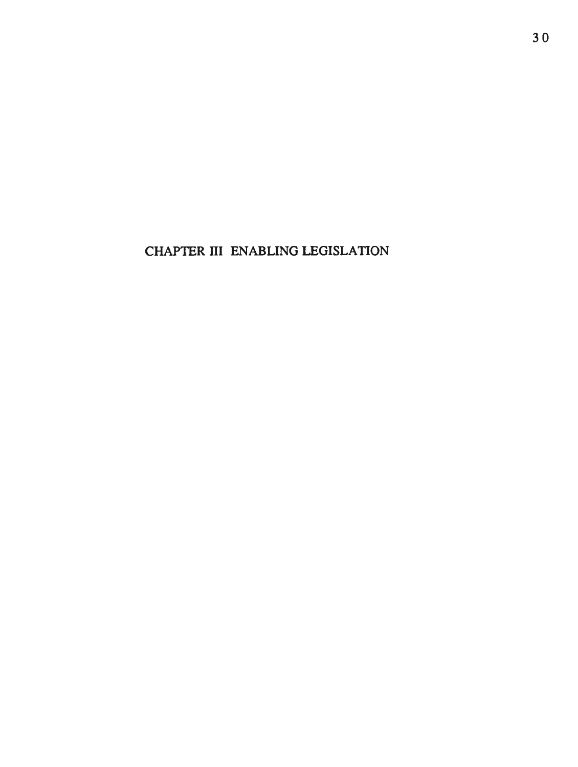# CHAPTER III ENABLING LEGISLATION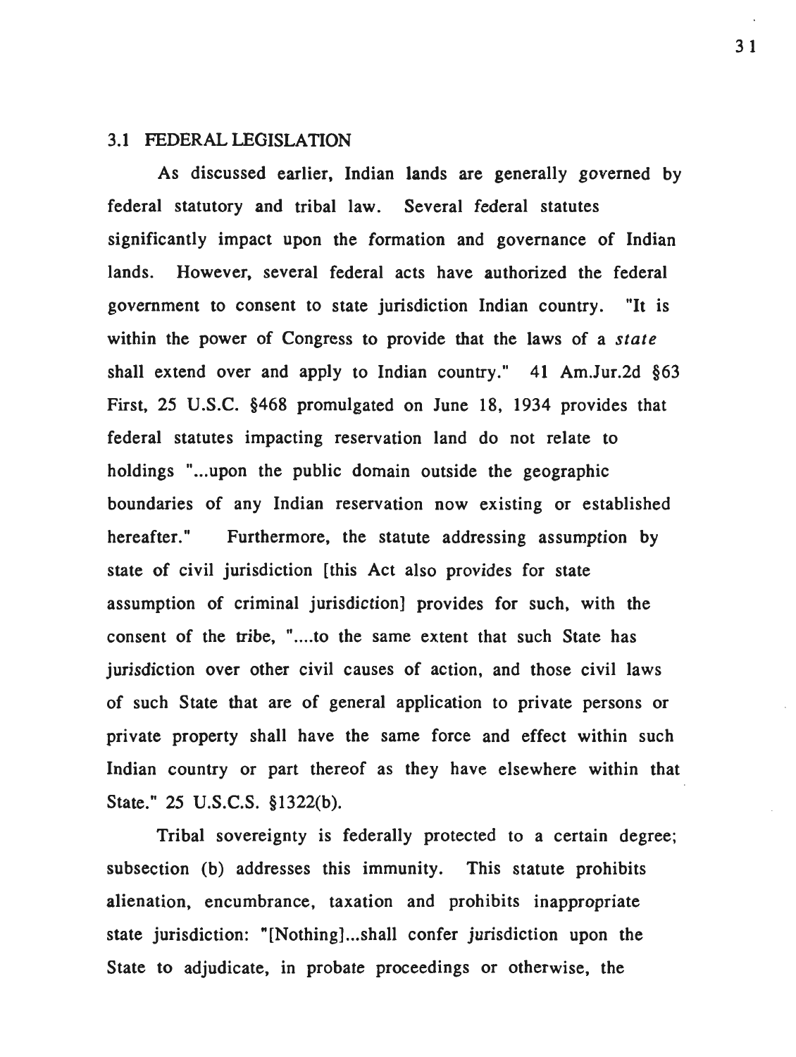## 3.1 FEDERAL LEGISLATION

As discussed earlier, Indian lands are generally governed by federal statutory and tribal law. Several federal statutes significantly impact upon the formation and governance of Indian lands. However, several federal acts have authorized the federal government to consent to state jurisdiction Indian country. "It is within the power of Congress to provide that the laws of a *state* shall extend over and apply to Indian country." 41 Am.Jur.2d §63 First, 25 U.S.C. §468 promulgated on June 18, 1934 provides that federal statutes impacting reservation land do not relate to holdings "...upon the public domain outside the geographic boundaries of any Indian reservation now existing or established hereafter." Furthermore, the statute addressing assumption by state of civil jurisdiction [this Act also provides for state assumption of criminal jurisdiction] provides for such, with the consent of the tribe, "....to the same extent that such State has jurisdiction over other civil causes of action, and those civil laws of such State that are of general application to private persons or private property shall have the same force and effect within such Indian country or part thereof as they have elsewhere within that State." 25 U.S.C.S. §1322(b).

Tribal sovereignty is federally protected to a certain degree; subsection (b) addresses this immunity. This statute prohibits alienation, encumbrance, taxation and prohibits inappropriate state jurisdiction: "[Nothing]...shall confer jurisdiction upon the State to adjudicate, in probate proceedings or otherwise, the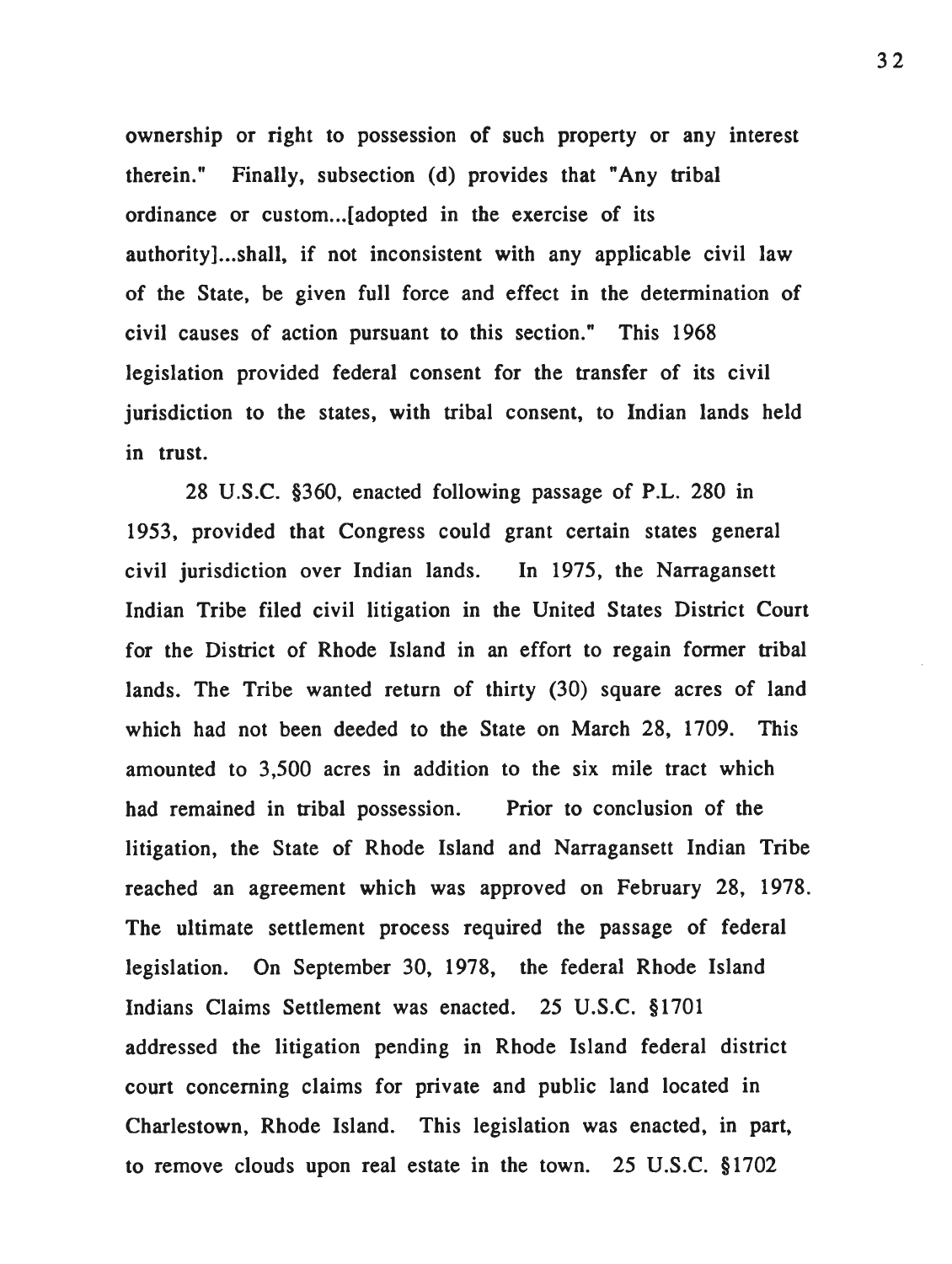ownership or right to possession of such property or any interest therein." Finally, subsection (d) provides that "Any tribal ordinance or custom...[adopted in the exercise of its authority]...shall, if not inconsistent with any applicable civil law of the State, be given full force and effect in the determination of civil causes of action pursuant to this section." This 1968 legislation provided federal consent for the transfer of its civil jurisdiction to the states, with tribal consent, to Indian lands held in trust.

28 U.S.C. §360, enacted following passage of P.L. 280 in 1953, provided that Congress could grant certain states general civil jurisdiction over Indian lands. In 1975, the Narragansett Indian Tribe filed civil litigation in the United States District Court for the District of Rhode Island in an effort to regain former tribal lands. The Tribe wanted return of thirty (30) square acres of land which had not been deeded to the State on March 28, 1709. This amounted to 3,500 acres in addition to the six mile tract which had remained in tribal possession. Prior to conclusion of the litigation, the State of Rhode Island and Narragansett Indian Tribe reached an agreement which was approved on February 28, 1978. The ultimate settlement process required the passage of federal legislation. On September 30, 1978, the federal Rhode Island Indians Claims Settlement was enacted. 25 U.S.C. §1701 addressed the litigation pending in Rhode Island federal district court concerning claims for private and public land located in Charlestown, Rhode Island. This legislation was enacted, in part, to remove clouds upon real estate in the town. 25 U.S.C. §1702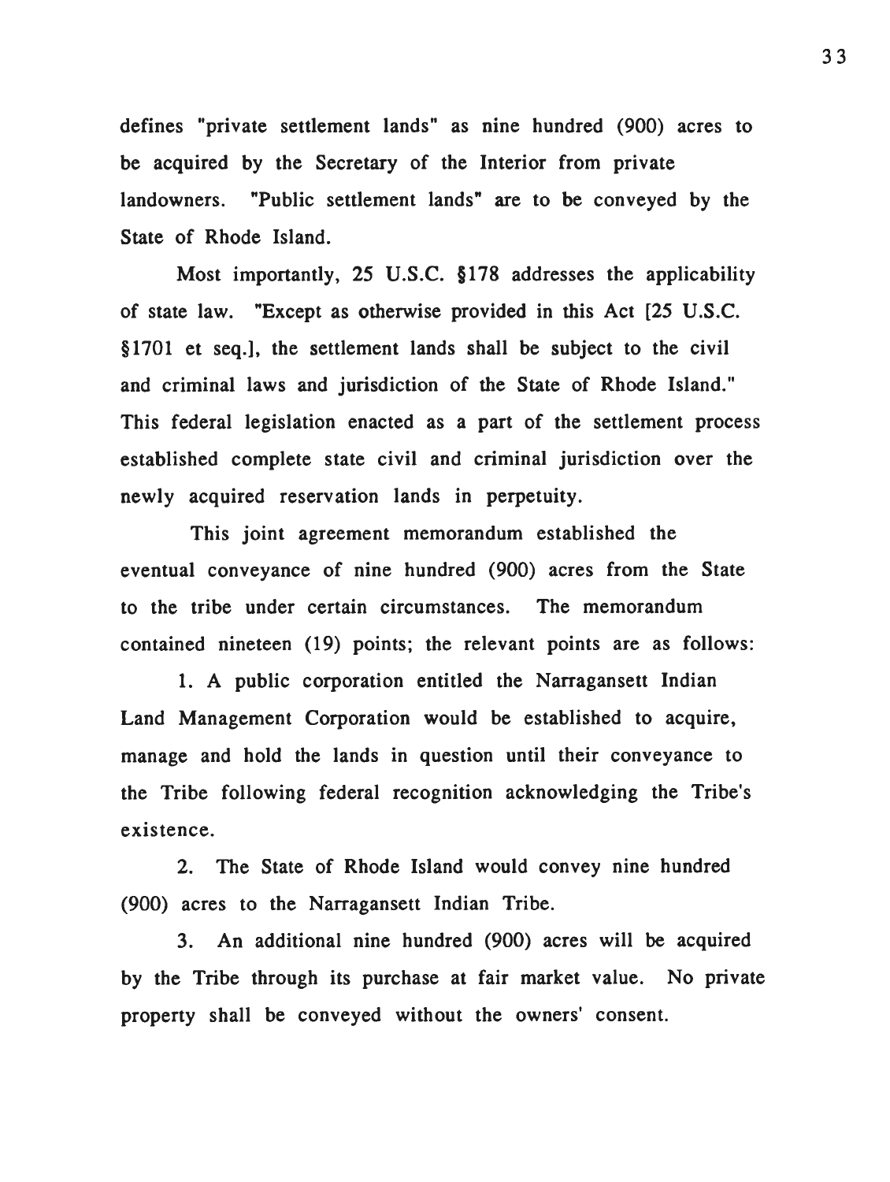defines "private settlement lands" as nine hundred (900) acres to be acquired by the Secretary of the Interior from private landowners. "Public settlement lands" are to be conveyed by the State of Rhode Island.

Most importantly, 25 U.S.C. §178 addresses the applicability of state law. "Except as otherwise provided in this Act [25 U.S.C. §1701 et seq.], the settlement lands shall be subject to the civil and criminal laws and jurisdiction of the State of Rhode Island." This federal legislation enacted as a part of the settlement process established complete state civil and criminal jurisdiction over the newly acquired reservation lands in perpetuity.

This joint agreement memorandum established the eventual conveyance of nine hundred (900) acres from the State to the tribe under certain circumstances. The memorandum contained nineteen (19) points; the relevant points are as follows:

1. A public corporation entitled the Narragansett Indian Land Management Corporation would be established to acquire, manage and hold the lands in question until their conveyance to the Tribe following federal recognition acknowledging the Tribe's existence.

2. The State of Rhode Island would convey nine hundred (900) acres to the Narragansett Indian Tribe.

3. An additional nine hundred (900) acres will be acquired by the Tribe through its purchase at fair market value. No private property shall be conveyed without the owners' consent.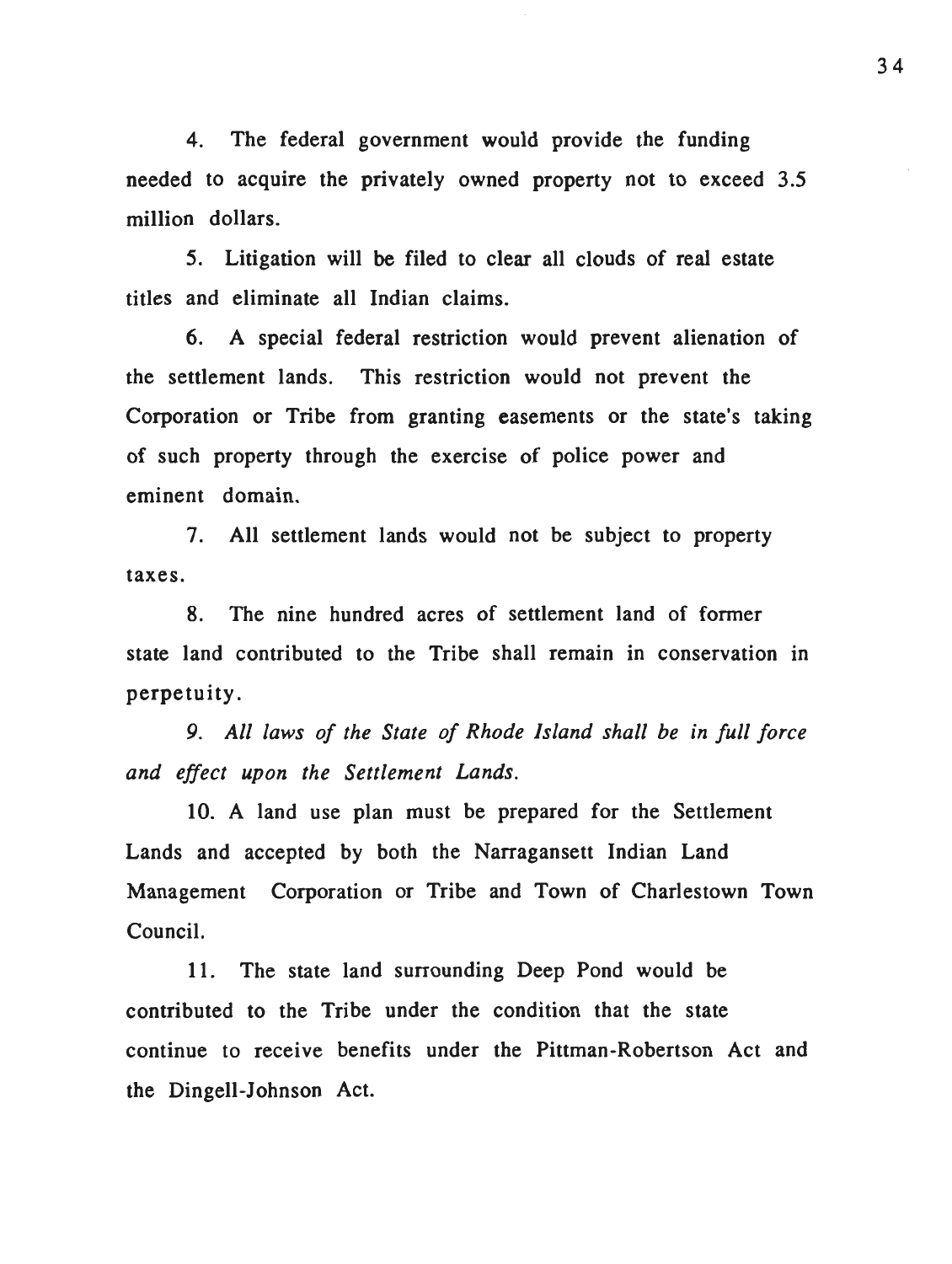4. The federal government would provide the funding needed to acquire the privately owned property not to exceed 3.5 million dollars.

5. Litigation will be filed to clear all clouds of real estate titles and eliminate all Indian claims.

6. A special federal restriction would prevent alienation of the settlement lands. This restriction would not prevent the Corporation or Tribe from granting easements or the state's taking of such property through the exercise of police power and eminent domain.

7. All settlement lands would not be subject to property taxes.

8. The nine hundred acres of settlement land of former state land contributed to the Tribe shall remain in conservation in perpetuity.

*9. All laws of the State of Rhode Island shall be in full force and effect upon the Settlement Lands.*

10. A land use plan must be prepared for the Settlement Lands and accepted by both the Narragansett Indian Land Management Corporation or Tribe and Town of Charlestown Town Council.

11. The state land surrounding Deep Pond would be contributed to the Tribe under the condition that the state continue to receive benefits under the Pittman-Robertson Act and the Dingell-Johnson Act.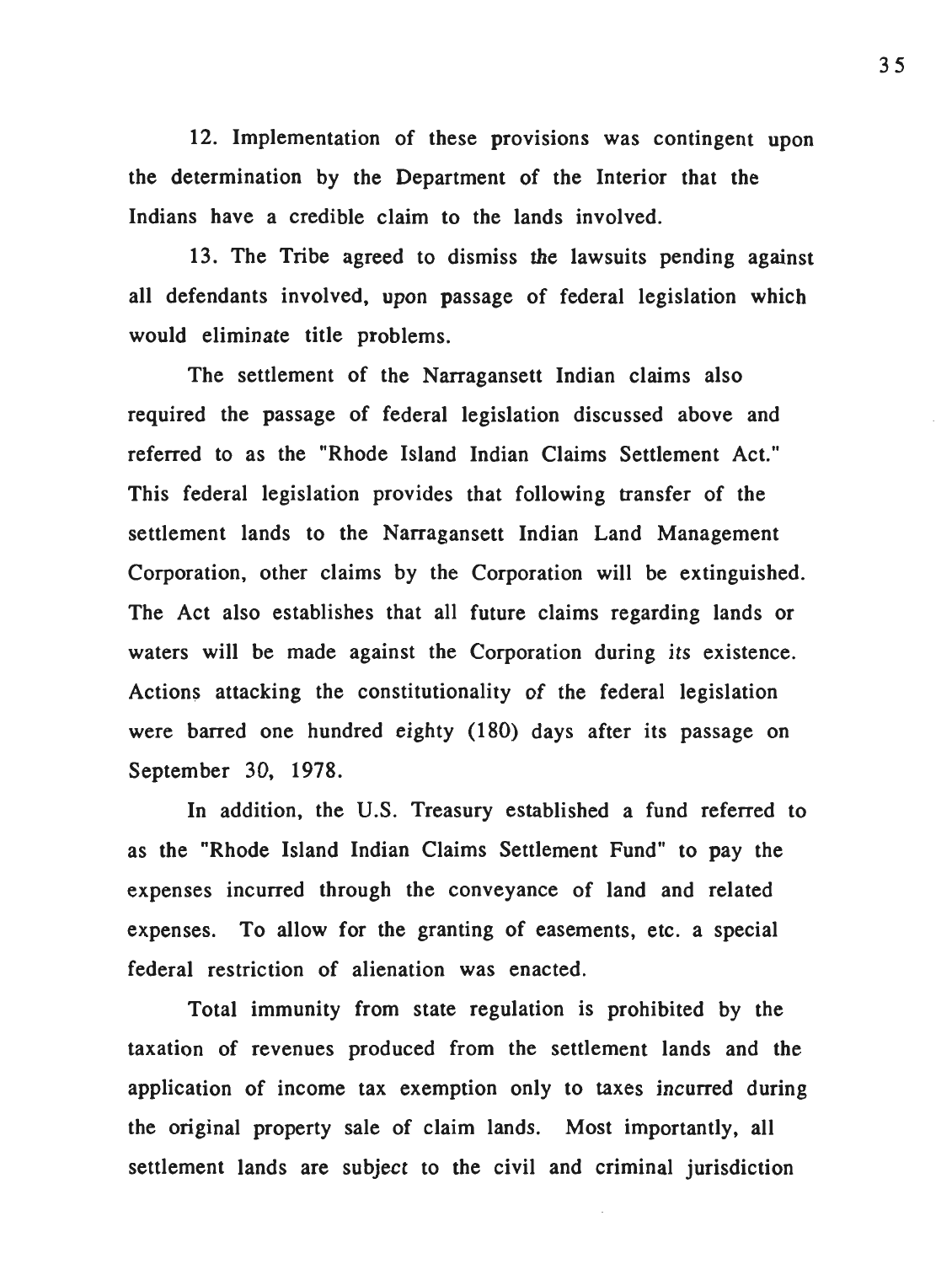12. Implementation of these provisions was contingent upon the determination by the Department of the Interior that the Indians have a credible claim to the lands involved.

13. The Tribe agreed to dismiss the lawsuits pending against all defendants involved, upon passage of federal legislation which would eliminate title problems.

The settlement of the Narragansett Indian claims also required the passage of federal legislation discussed above and referred to as the "Rhode Island Indian Claims Settlement Act." This federal legislation provides that following transfer of the settlement lands to the Narragansett Indian Land Management Corporation, other claims by the Corporation will be extinguished. The Act also establishes that all future claims regarding lands or waters will be made against the Corporation during its existence. Actions attacking the constitutionality of the federal legislation were barred one hundred eighty (180) days after its passage on September 30, 1978.

In addition, the U.S. Treasury established a fund referred to as the "Rhode Island Indian Claims Settlement Fund" to pay the expenses incurred through the conveyance of land and related expenses. To allow for the granting of easements, etc. a special federal restriction of alienation was enacted.

Total immunity from state regulation is prohibited by the taxation of revenues produced from the settlement lands and the application of income tax exemption only to taxes incurred during the original property sale of claim lands. Most importantly, all settlement lands are subject to the civil and criminal jurisdiction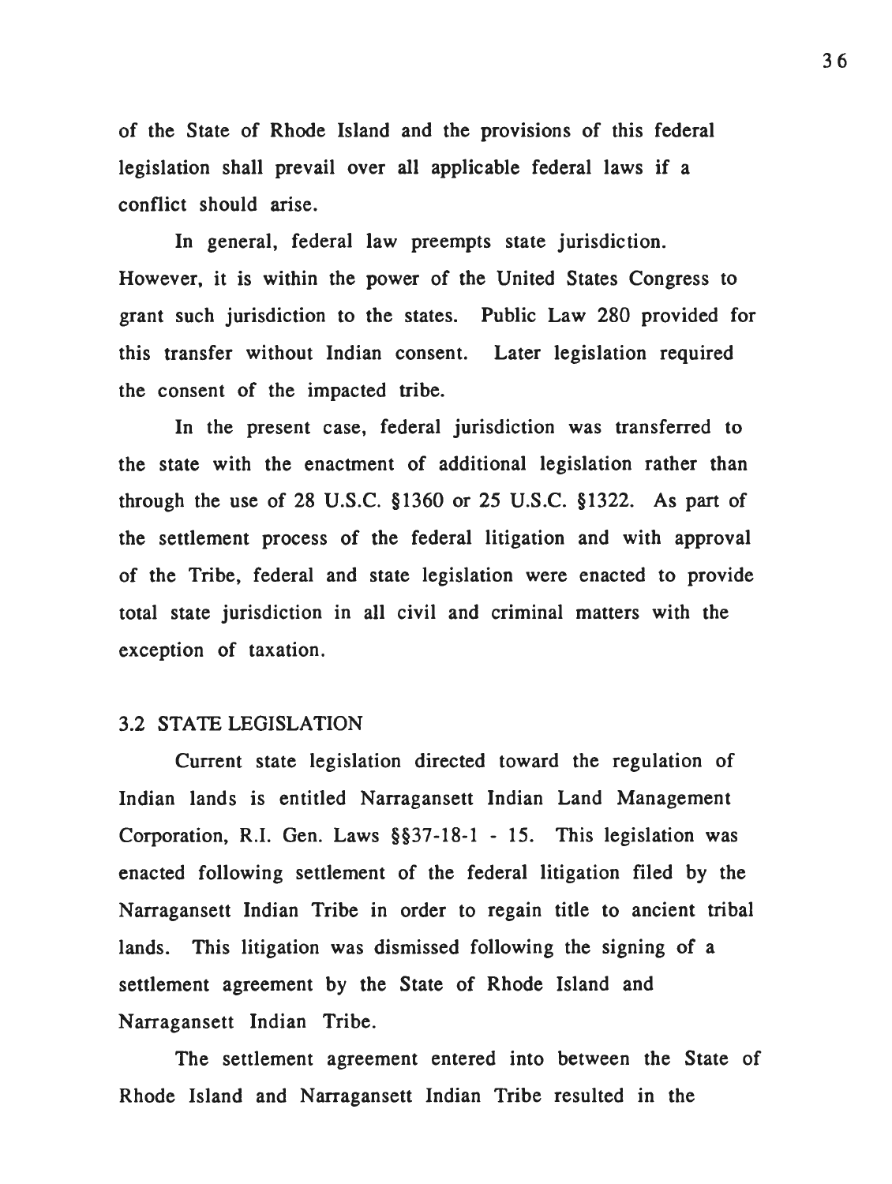of the State of Rhode Island and the provisions of this federal legislation shall prevail over all applicable federal laws if a conflict should arise.

In general, federal law preempts state jurisdiction. However, it is within the power of the United States Congress to grant such jurisdiction to the states. Public Law 280 provided for this transfer without Indian consent. Later legislation required the consent of the impacted tribe.

In the present case, federal jurisdiction was transferred to the state with the enactment of additional legislation rather than through the use of 28 U.S.C. §1360 or 25 U.S.C. §1322. As part of the settlement process of the federal litigation and with approval of the Tribe, federal and state legislation were enacted to provide total state jurisdiction in all civil and criminal matters with the exception of taxation.

### 3.2 STATE LEGISLATION

Current state legislation directed toward the regulation of Indian lands is entitled Narragansett Indian Land Management Corporation, R.I. Gen. Laws §§37-18-1 - 15. This legislation was enacted following settlement of the federal litigation filed by the Narragansett Indian Tribe in order to regain title to ancient tribal lands. This litigation was dismissed following the signing of a settlement agreement by the State of Rhode Island and Narragansett Indian Tribe.

The settlement agreement entered into between the State of Rhode Island and Narragansett Indian Tribe resulted in the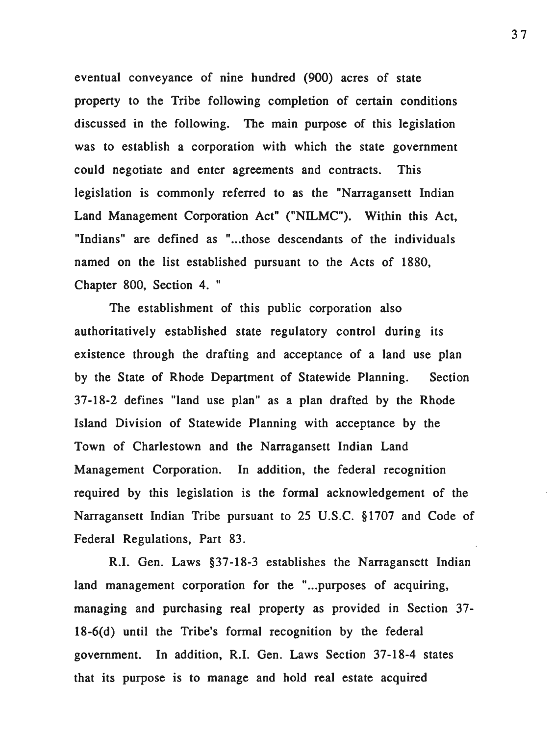eventual conveyance of nine hundred (900) acres of state property to the Tribe following completion of certain conditions discussed in the following. The main purpose of this legislation was to establish a corporation with which the state government could negotiate and enter agreements and contracts. This legislation is commonly referred to as the "Narragansett Indian Land Management Corporation Act" ("NILMC"). Within this Act, "Indians" are defined as "...those descendants of the individuals named on the list established pursuant to the Acts of 1880, Chapter 800, Section 4. "

The establishment of this public corporation also authoritatively established state regulatory control during its existence through the drafting and acceptance of a land use plan by the State of Rhode Department of Statewide Planning. Section 37-18-2 defines "land use plan" as a plan drafted by the Rhode Island Division of Statewide Planning with acceptance by the Town of Charlestown and the Narragansett Indian Land Management Corporation. In addition, the federal recognition required by this legislation is the formal acknowledgement of the Narragansett Indian Tribe pursuant to 25 U.S.C. §1707 and Code of Federal Regulations, Part 83.

R.I. Gen. Laws §37-18-3 establishes the Narragansett Indian land management corporation for the "...purposes of acquiring, managing and purchasing real property as provided in Section 37-18-6(d) until the Tribe's formal recognition by the federal government. In addition, R.I. Gen. Laws Section 37-18-4 states that its purpose is to manage and hold real estate acquired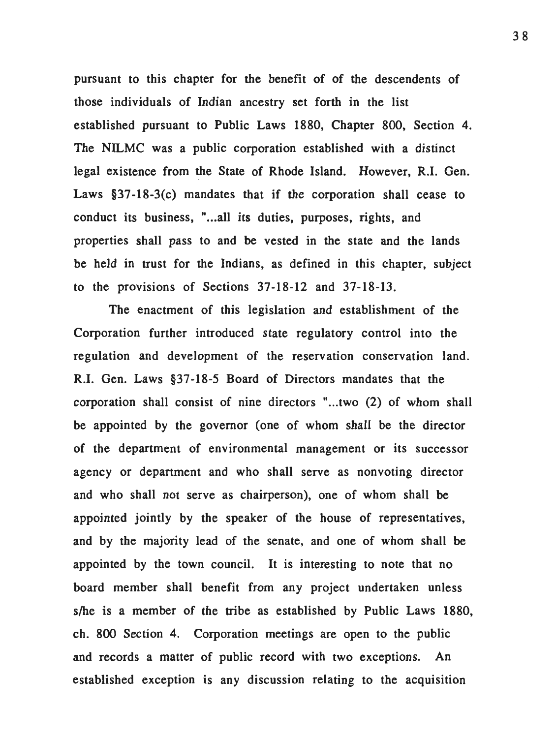pursuant to this chapter for the benefit of of the descendents of those individuals of Indian ancestry set forth in the list established pursuant to Public Laws 1880, Chapter 800, Section 4. The NILMC was a public corporation established with a distinct legal existence from the State of Rhode Island. However, R.I. Gen. Laws §37-18-3(c) mandates that if the corporation shall cease to conduct its business, "...all its duties, purposes, rights, and properties shall pass to and be vested in the state and the lands be held in trust for the Indians, as defined in this chapter, subject to the provisions of Sections 37-18-12 and 37-18-13.

The enactment of this legislation and establishment of the Corporation further introduced state regulatory control into the regulation and development of the reservation conservation land. R.I. Gen. Laws §37-18-5 Board of Directors mandates that the corporation shall consist of nine directors "...two (2) of whom shall be appointed by the governor (one of whom shall be the director of the department of environmental management or its successor agency or department and who shall serve as nonvoting director and who shall not serve as chairperson), one of whom shall be appointed jointly by the speaker of the house of representatives, and by the majority lead of the senate, and one of whom shall be appointed by the town council. It is interesting to note that no board member shall benefit from any project undertaken unless s/he is a member of the tribe as established by Public Laws 1880, ch. 800 Section 4. Corporation meetings are open to the public and records a matter of public record with two exceptions. An established exception is any discussion relating to the acquisition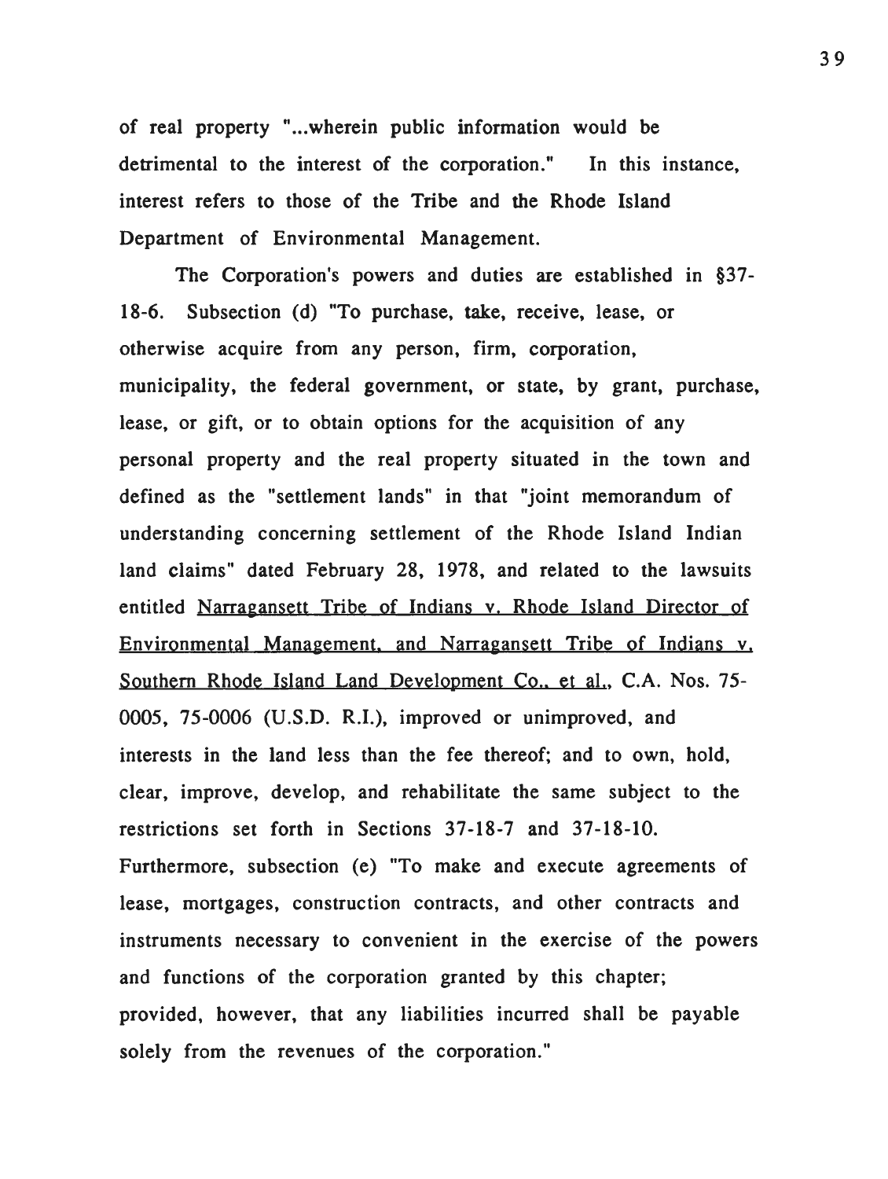of real property "...wherein public information would be detrimental to the interest of the corporation." In this instance, interest refers to those of the Tribe and the Rhode Island Department of Environmental Management.

The Corporation's powers and duties are established in §37-18-6. Subsection (d) "To purchase, take, receive, lease, or otherwise acquire from any person, firm, corporation, municipality, the federal government, or state, by grant, purchase, lease, or gift, or to obtain options for the acquisition of any personal property and the real property situated in the town and defined as the "settlement lands" in that "joint memorandum of understanding concerning settlement of the Rhode Island Indian land claims" dated February 28, 1978, and related to the lawsuits entitled Narragansett Tribe of Indians v. Rhode Island Director of Environmental Management, and Narragansett Tribe of Indians v. Southern Rhode Island Land Development Co., et al., C.A. Nos. 75-0005, 75-0006 (U.S.D. R.I.), improved or unimproved, and interests in the land less than the fee thereof; and to own, hold, clear, improve, develop, and rehabilitate the same subject to the restrictions set forth in Sections 37-18-7 and 37-18-10. Furthermore, subsection (e) "To make and execute agreements of lease, mortgages, construction contracts, and other contracts and instruments necessary to convenient in the exercise of the powers and functions of the corporation granted by this chapter; provided, however, that any liabilities incurred shall be payable solely from the revenues of the corporation."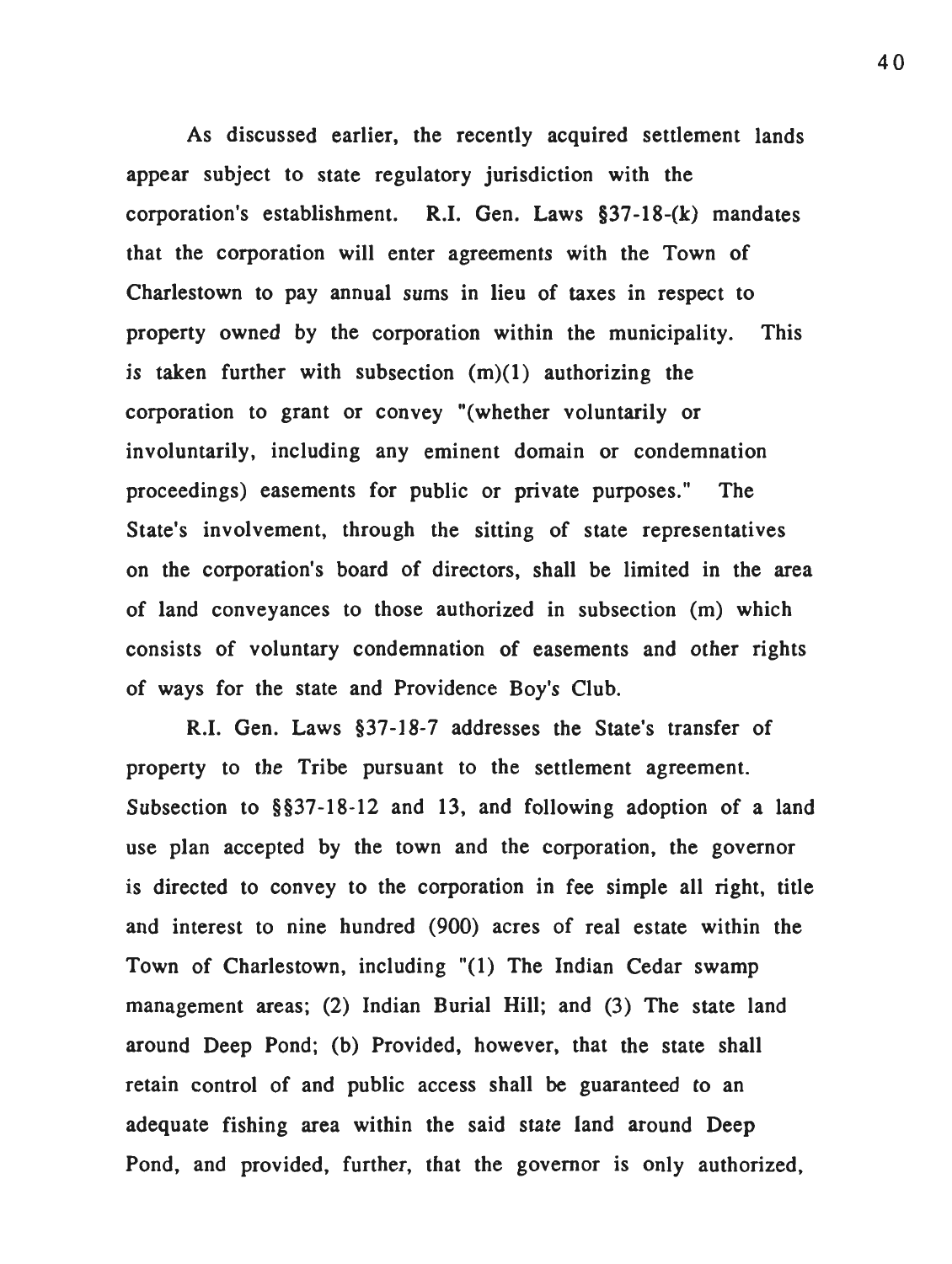As discussed earlier, the recently acquired settlement lands appear subject to state regulatory jurisdiction with the corporation's establishment. R.I. Gen. Laws §37-18-(k) mandates that the corporation will enter agreements with the Town of Charlestown to pay annual sums in lieu of taxes in respect to property owned by the corporation within the municipality. This is taken further with subsection (m)(1) authorizing the corporation to grant or convey "(whether voluntarily or involuntarily, including any eminent domain or condemnation proceedings) easements for public or private purposes." The State's involvement, through the sitting of state representatives on the corporation's board of directors, shall be limited in the area of land conveyances to those authorized in subsection (m) which consists of voluntary condemnation of easements and other rights of ways for the state and Providence Boy's Club.

R.I. Gen. Laws §37-18-7 addresses the State's transfer of property to the Tribe pursuant to the settlement agreement. Subsection to §§37-18-12 and 13, and following adoption of a land use plan accepted by the town and the corporation, the governor is directed to convey to the corporation in fee simple all right, title and interest to nine hundred (900) acres of real estate within the Town of Charlestown, including "(1) The Indian Cedar swamp management areas; (2) Indian Burial Hill; and (3) The state land around Deep Pond; (b) Provided, however, that the state shall retain control of and public access shall be guaranteed to an adequate fishing area within the said state land around Deep Pond, and provided, further, that the governor is only authorized,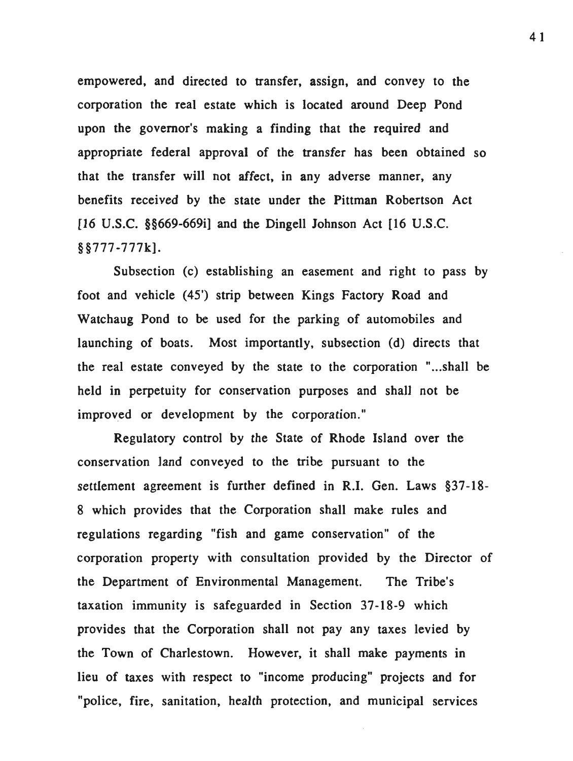empowered, and directed to transfer, assign, and convey to the corporation the real estate which is located around Deep Pond upon the governor's making a finding that the required and appropriate federal approval of the transfer has been obtained so that the transfer will not affect, in any adverse manner, any benefits received by the state under the Pittman Robertson Act [16 U.S.C. §§669-669i] and the Dingell Johnson Act [16 U.S.C. §§777-777k].

Subsection (c) establishing an easement and right to pass by foot and vehicle (45') strip between Kings Factory Road and Watchaug Pond to be used for the parking of automobiles and launching of boats. Most importantly, subsection (d) directs that the real estate conveyed by the state to the corporation "...shall be held in perpetuity for conservation purposes and shall not be improved or development by the corporation."

Regulatory control by the State of Rhode Island over the conservation land conveyed to the tribe pursuant to the settlement agreement is further defined in R.I. Gen. Laws §37-18-8 which provides that the Corporation shall make rules and regulations regarding "fish and game conservation" of the corporation property with consultation provided by the Director of the Department of Environmental Management. The Tribe's taxation immunity is safeguarded in Section 37-18-9 which provides that the Corporation shall not pay any taxes levied by the Town of Charlestown. However, it shall make payments in lieu of taxes with respect to "income producing" projects and for "police, fire, sanitation, health protection, and municipal services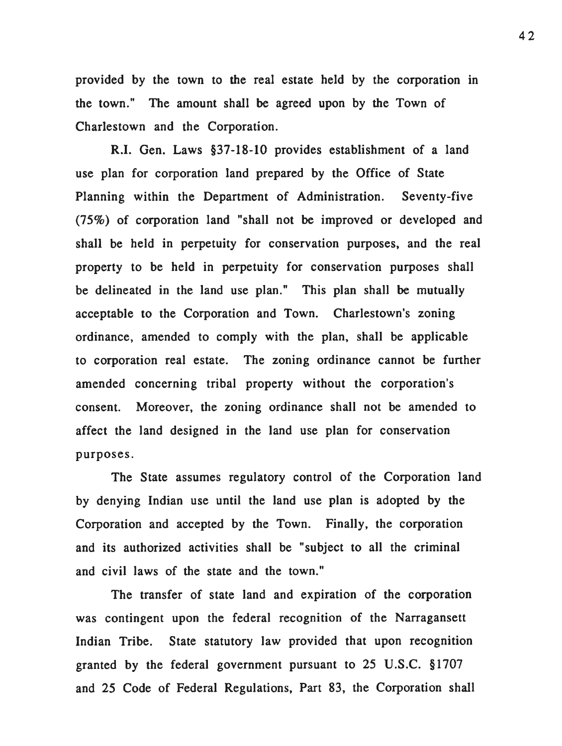provided by the town to the real estate held by the corporation in the town." The amount shall be agreed upon by the Town of Charlestown and the Corporation.

R.I. Gen. Laws §37-18-10 provides establishment of a land use plan for corporation land prepared by the Office of State Planning within the Department of Administration. Seventy-five (75%) of corporation land "shall not be improved or developed and shall be held in perpetuity for conservation purposes, and the real property to be held in perpetuity for conservation purposes shall be delineated in the land use plan." This plan shall be mutually acceptable to the Corporation and Town. Charlestown's zoning ordinance, amended to comply with the plan, shall be applicable to corporation real estate. The zoning ordinance cannot be further amended concerning tribal property without the corporation's consent. Moreover, the zoning ordinance shall not be amended to affect the land designed in the land use plan for conservation purposes.

The State assumes regulatory control of the Corporation land by denying Indian use until the land use plan is adopted by the Corporation and accepted by the Town. Finally, the corporation and its authorized activities shall be "subject to all the criminal and civil laws of the state and the town."

The transfer of state land and expiration of the corporation was contingent upon the federal recognition of the Narragansett Indian Tribe. State statutory law provided that upon recognition granted by the federal government pursuant to 25 U.S.C. §1707 and 25 Code of Federal Regulations, Part 83, the Corporation shall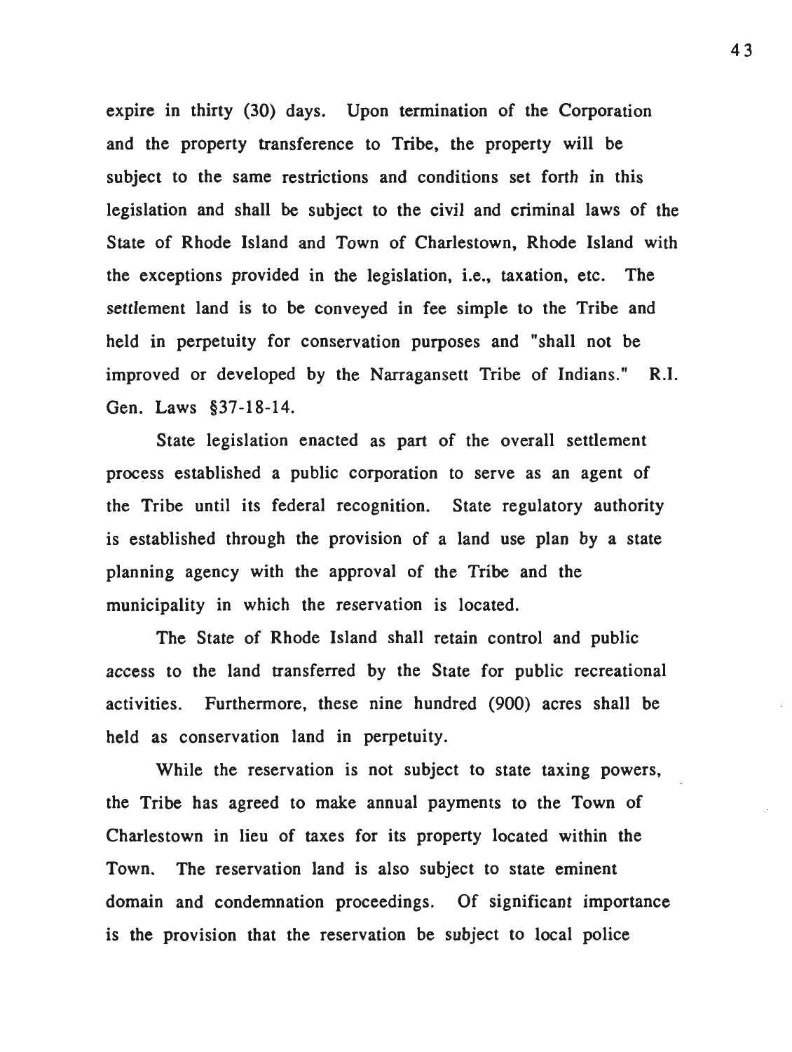expire in thirty (30) days. Upon termination of the Corporation and the property transference to Tribe, the property will be subject to the same restrictions and conditions set forth in this legislation and shall be subject to the civil and criminal laws of the State of Rhode Island and Town of Charlestown, Rhode Island with the exceptions provided in the legislation, i.e., taxation, etc. The settlement land is to be conveyed in fee simple to the Tribe and held in perpetuity for conservation purposes and "shall not be improved or developed by the Narragansett Tribe of Indians." R.I. Gen. Laws §37-18-14.

State legislation enacted as part of the overall settlement process established a public corporation to serve as an agent of the Tribe until its federal recognition. State regulatory authority is established through the provision of a land use plan by a state planning agency with the approval of the Tribe and the municipality in which the reservation is located.

The State of Rhode Island shall retain control and public access to the land transferred by the State for public recreational activities. Furthermore, these nine hundred (900) acres shall be held as conservation land in perpetuity.

While the reservation is not subject to state taxing powers, the Tribe has agreed to make annual payments to the Town of Charlestown in lieu of taxes for its property located within the Town. The reservation land is also subject to state eminent domain and condemnation proceedings. Of significant importance is the provision that the reservation be subject to local police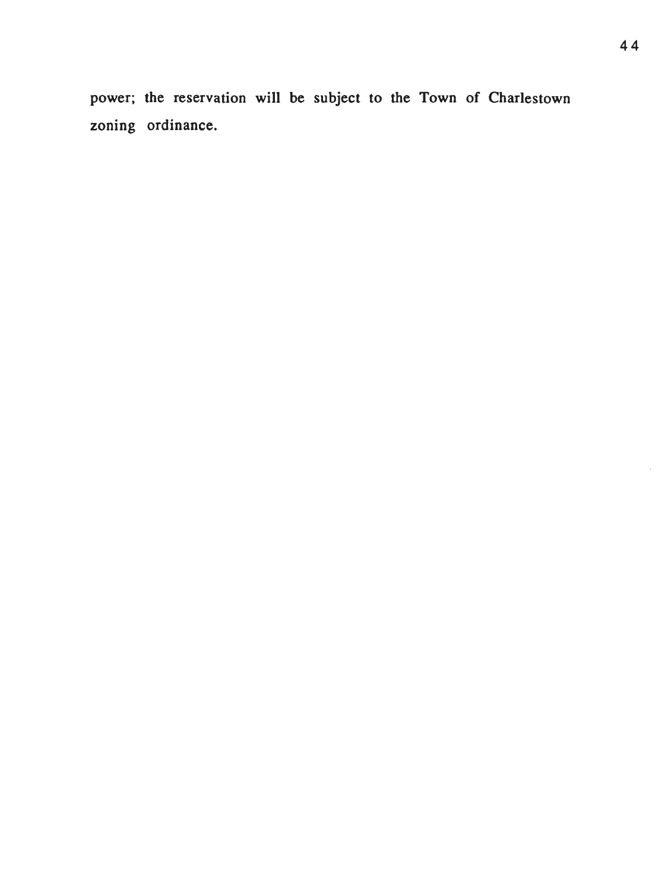power; the reservation will be subject to the Town of Charlestown zoning ordinance.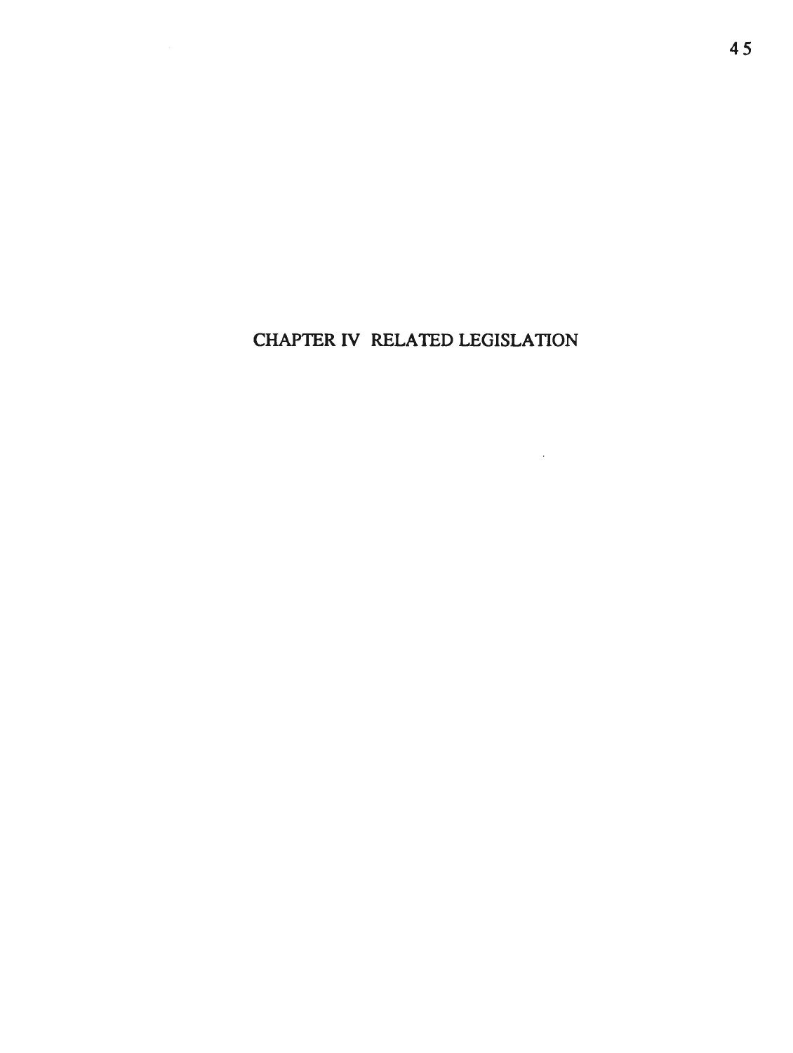# CHAPTER IV RELATED LEGISLATION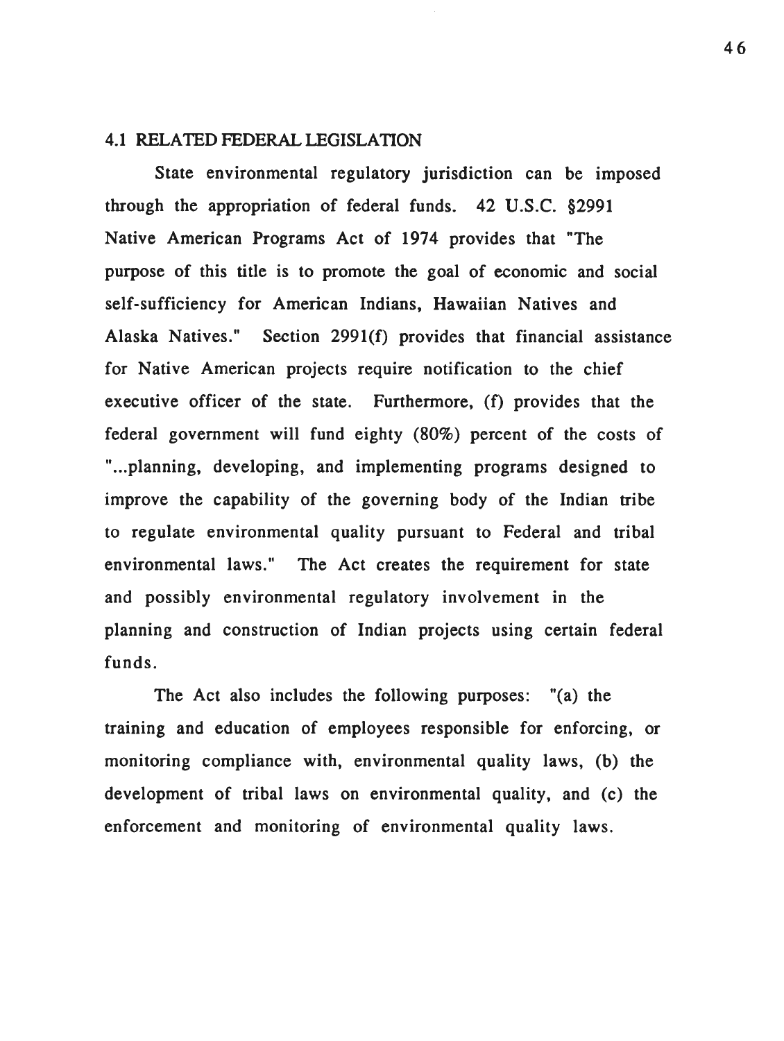### 4.1 RELATED FEDERAL LEGISLATION

State environmental regulatory jurisdiction can be imposed through the appropriation of federal funds. 42 U.S.C. §2991 Native American Programs Act of 1974 provides that "The purpose of this title is to promote the goal of economic and social self-sufficiency for American Indians, Hawaiian Natives and Alaska Natives." Section 2991(f) provides that financial assistance for Native American projects require notification to the chief executive officer of the state. Furthermore, (f) provides that the federal government will fund eighty (80%) percent of the costs of "...planning, developing, and implementing programs designed to improve the capability of the governing body of the Indian tribe to regulate environmental quality pursuant to Federal and tribal environmental laws." The Act creates the requirement for state and possibly environmental regulatory involvement in the planning and construction of Indian projects using certain federal funds.

The Act also includes the following purposes: "(a) the training and education of employees responsible for enforcing, or monitoring compliance with, environmental quality laws, (b) the development of tribal laws on environmental quality, and (c) the enforcement and monitoring of environmental quality laws.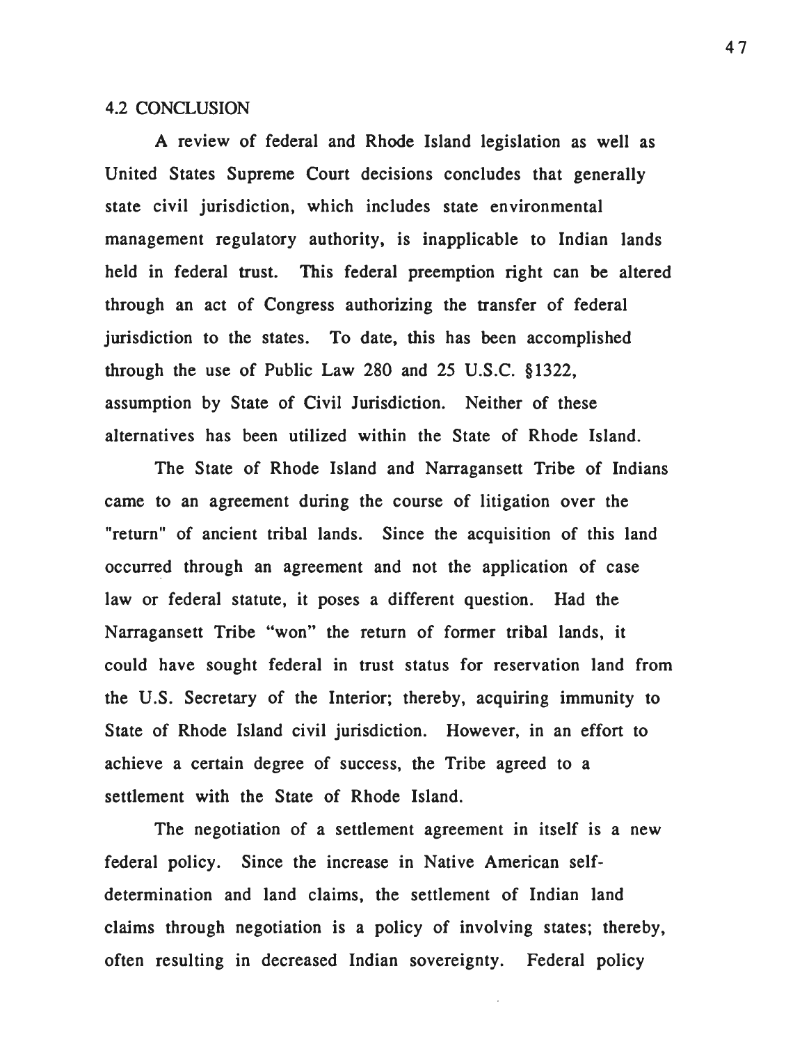## 4.2 CONCLUSION

A review of federal and Rhode Island legislation as well as United States Supreme Court decisions concludes that generally state civil jurisdiction, which includes state environmental management regulatory authority, is inapplicable to Indian lands held in federal trust. This federal preemption right can be altered through an act of Congress authorizing the transfer of federal jurisdiction to the states. To date, this has been accomplished through the use of Public Law 280 and 25 U.S.C. §1322, assumption by State of Civil Jurisdiction. Neither of these alternatives has been utilized within the State of Rhode Island.

The State of Rhode Island and Narragansett Tribe of Indians came to an agreement during the course of litigation over the "return" of ancient tribal lands. Since the acquisition of this land occurred through an agreement and not the application of case law or federal statute, it poses a different question. Had the Narragansett Tribe "won" the return of former tribal lands, it could have sought federal in trust status for reservation land from the U.S. Secretary of the Interior; thereby, acquiring immunity to State of Rhode Island civil jurisdiction. However, in an effort to achieve a certain degree of success, the Tribe agreed to a settlement with the State of Rhode Island.

The negotiation of a settlement agreement in itself is a new federal policy. Since the increase in Native American self-determination and land claims, the settlement of Indian land claims through negotiation is a policy of involving states; thereby, often resulting in decreased Indian sovereignty. Federal policy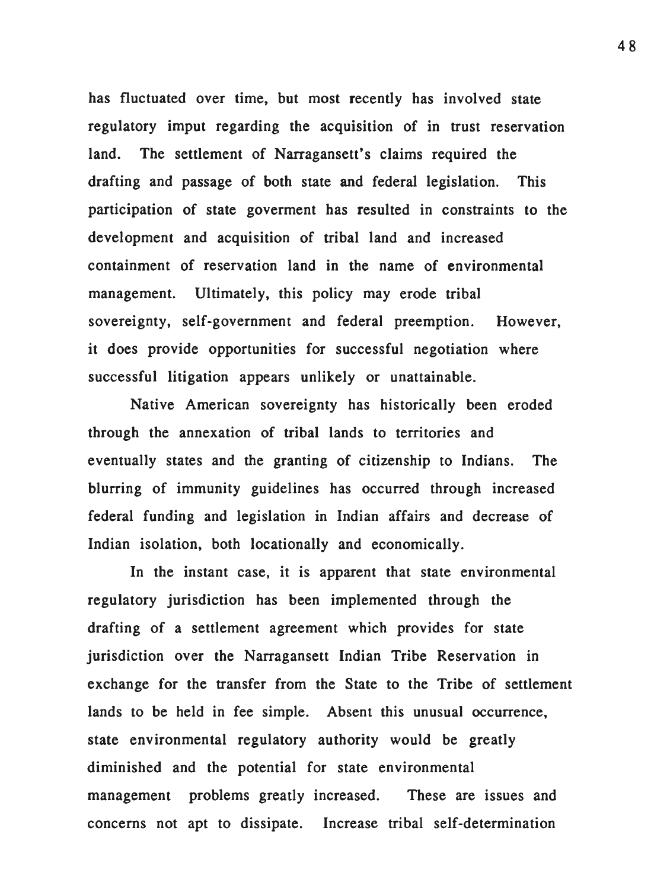has fluctuated over time, but most recently has involved state regulatory imput regarding the acquisition of in trust reservation land. The settlement of Narragansett's claims required the drafting and passage of both state and federal legislation. This participation of state goverment has resulted in constraints to the development and acquisition of tribal land and increased containment of reservation land in the name of environmental management. Ultimately, this policy may erode tribal sovereignty, self-government and federal preemption. However, it does provide opportunities for successful negotiation where successful litigation appears unlikely or unattainable.

Native American sovereignty has historically been eroded through the annexation of tribal lands to territories and eventually states and the granting of citizenship to Indians. The blurring of immunity guidelines has occurred through increased federal funding and legislation in Indian affairs and decrease of Indian isolation, both locationally and economically.

In the instant case, it is apparent that state environmental regulatory jurisdiction has been implemented through the drafting of a settlement agreement which provides for state jurisdiction over the Narragansett Indian Tribe Reservation in exchange for the transfer from the State to the Tribe of settlement lands to be held in fee simple. Absent this unusual occurrence, state environmental regulatory authority would be greatly diminished and the potential for state environmental management problems greatly increased. These are issues and concerns not apt to dissipate. Increase tribal self-determination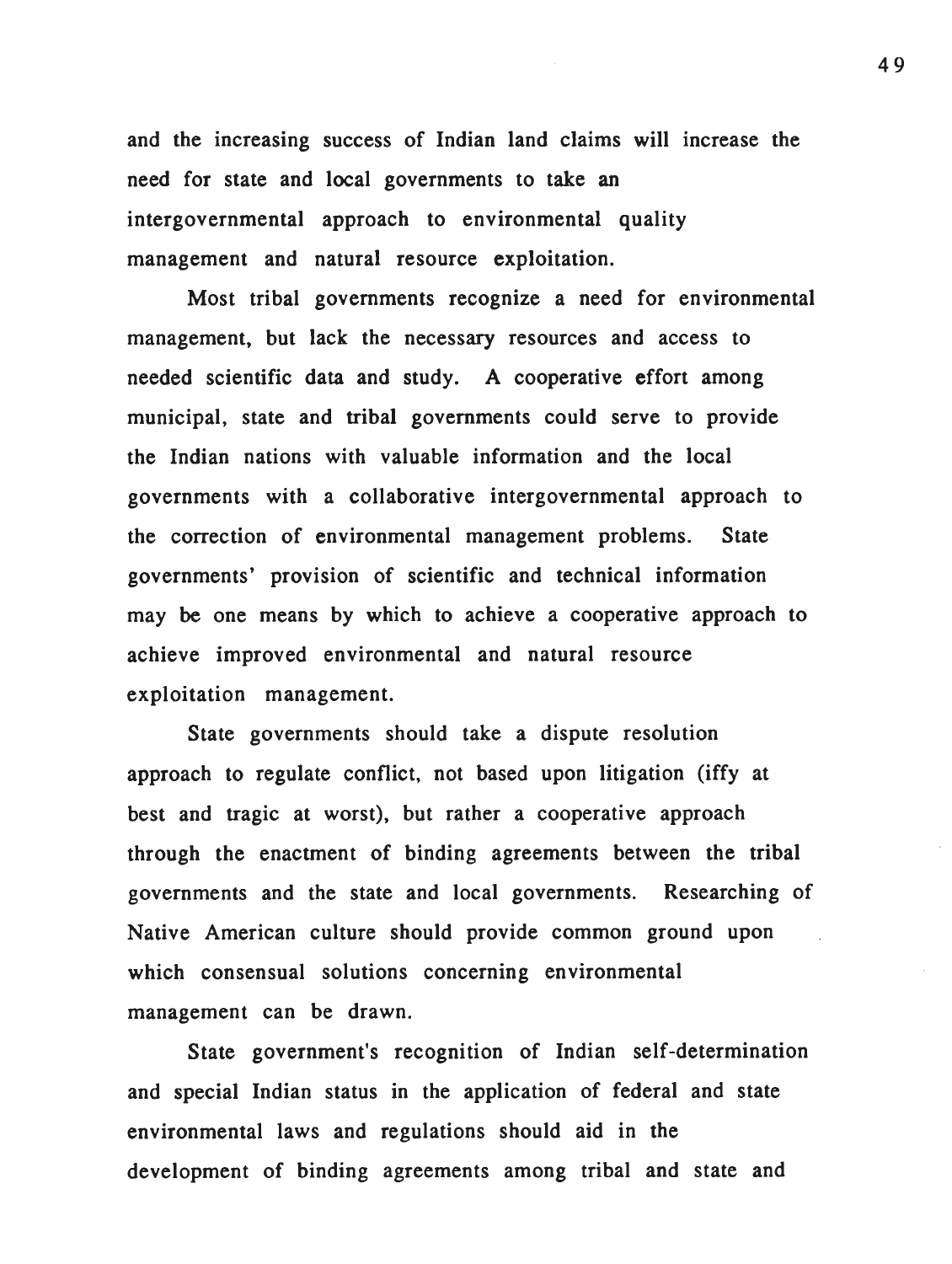and the increasing success of Indian land claims will increase the need for state and local governments to take an intergovernmental approach to environmental quality management and natural resource exploitation.

Most tribal governments recognize a need for environmental management, but lack the necessary resources and access to needed scientific data and study. A cooperative effort among municipal, state and tribal governments could serve to provide the Indian nations with valuable information and the local governments with a collaborative intergovernmental approach to the correction of environmental management problems. State governments' provision of scientific and technical information may be one means by which to achieve a cooperative approach to achieve improved environmental and natural resource exploitation management.

State governments should take a dispute resolution approach to regulate conflict, not based upon litigation (iffy at best and tragic at worst), but rather a cooperative approach through the enactment of binding agreements between the tribal governments and the state and local governments. Researching of Native American culture should provide common ground upon which consensual solutions concerning environmental management can be drawn.

State government's recognition of Indian self-determination and special Indian status in the application of federal and state environmental laws and regulations should aid in the development of binding agreements among tribal and state and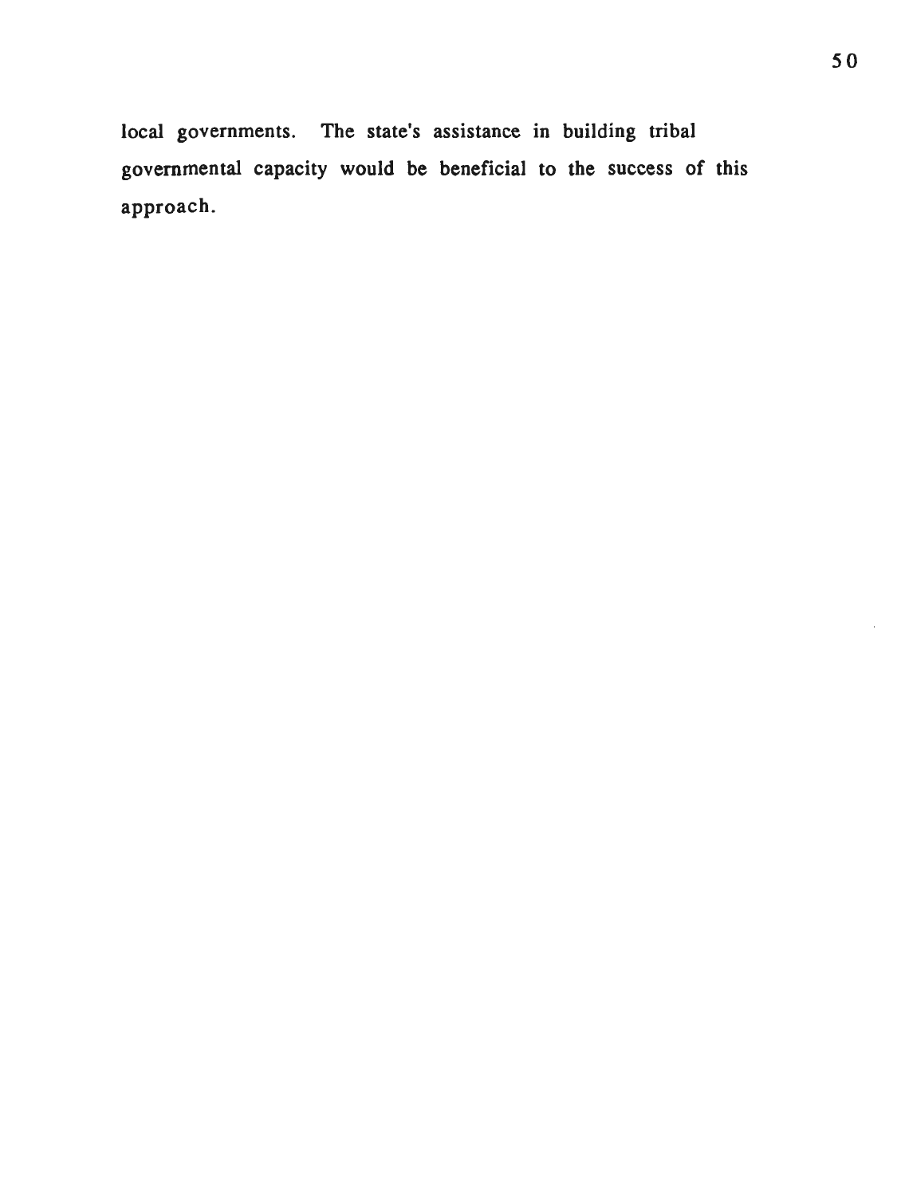local governments. The state's assistance in building tribal governmental capacity would be beneficial to the success of this approach.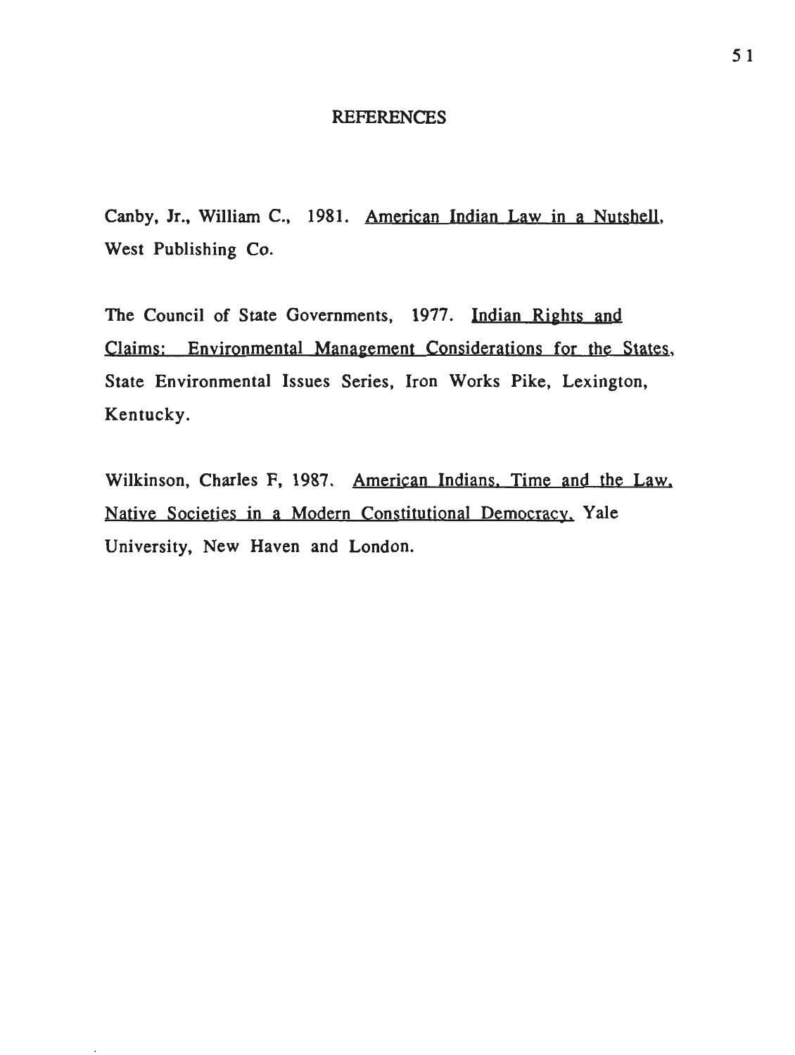# REFERENCES

Canby, Jr., William C., 1981. <u>American Indian Law in a Nutshell</u>, West Publishing Co.

The Council of State Governments, 1977. <u>Indian Rights and Claims: Environmental Management Considerations for the States</u>, State Environmental Issues Series, Iron Works Pike, Lexington, Kentucky.

Wilkinson, Charles F, 1987. <u>American Indians, Time and the Law, Native Societies in a Modern Constitutional Democracy.</u> Yale University, New Haven and London.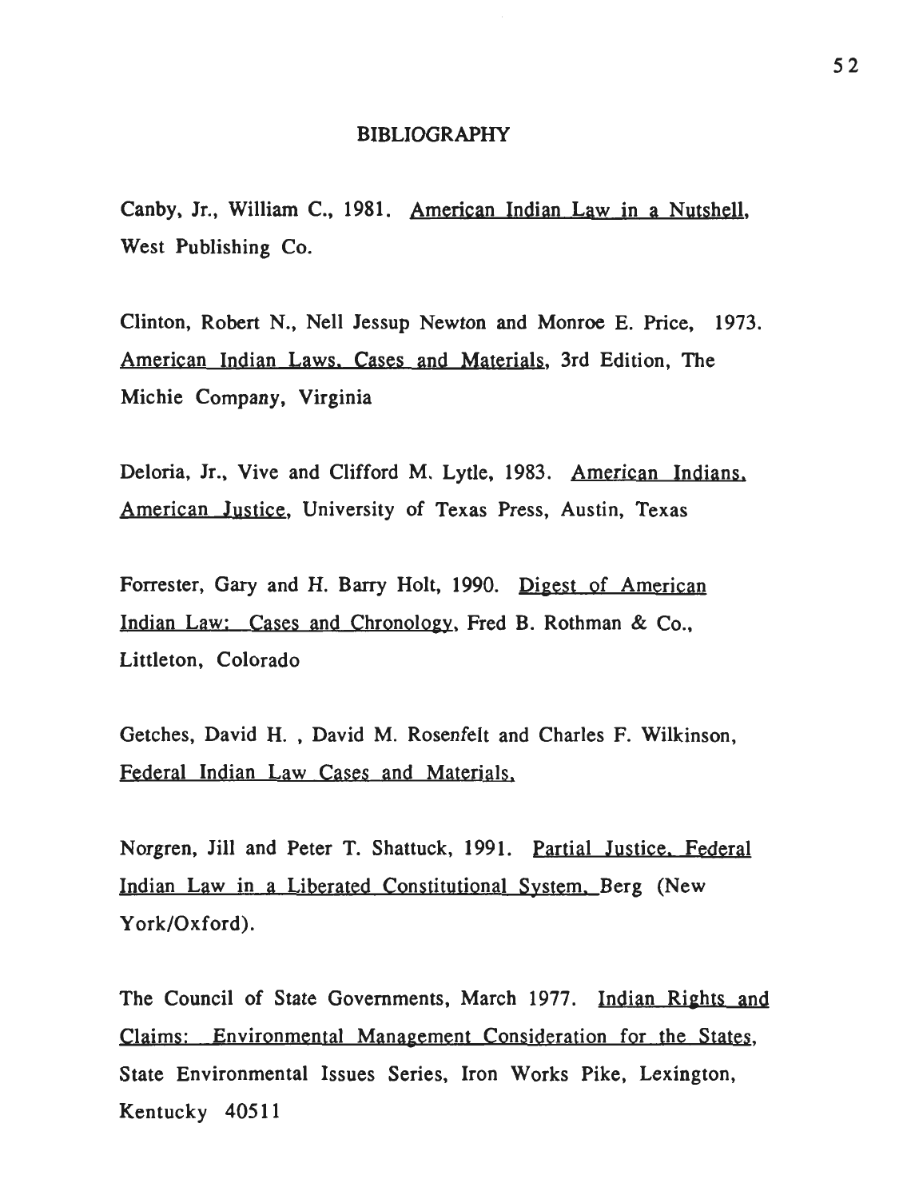# BIBLIOGRAPHY

Canby, Jr., William C., 1981. American Indian Law in a Nutshell, West Publishing Co.

Clinton, Robert N., Nell Jessup Newton and Monroe E. Price, 1973. American Indian Laws, Cases and Materials, 3rd Edition, The Michie Company, Virginia

Deloria, Jr., Vive and Clifford M. Lytle, 1983. American Indians, American Justice, University of Texas Press, Austin, Texas

Forrester, Gary and H. Barry Holt, 1990. Digest of American Indian Law: Cases and Chronology, Fred B. Rothman & Co., Littleton, Colorado

Getches, David H. , David M. Rosenfelt and Charles F. Wilkinson, Federal Indian Law Cases and Materials.

Norgren, Jill and Peter T. Shattuck, 1991. Partial Justice, Federal Indian Law in a Liberated Constitutional System, Berg (New York/Oxford).

The Council of State Governments, March 1977. Indian Rights and Claims: Environmental Management Consideration for the States, State Environmental Issues Series, Iron Works Pike, Lexington, Kentucky 40511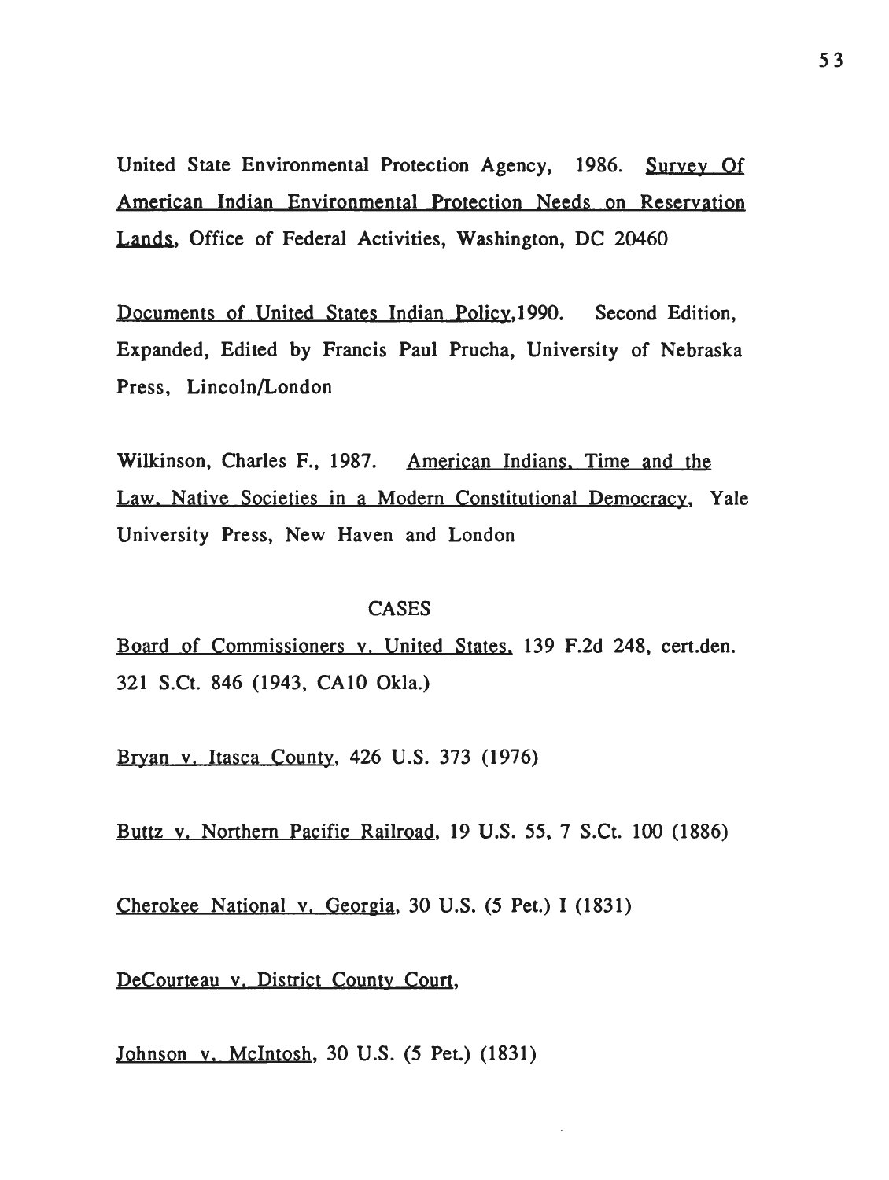United State Environmental Protection Agency, 1986. Survey Of American Indian Environmental Protection Needs on Reservation Lands, Office of Federal Activities, Washington, DC 20460

Documents of United States Indian Policy,1990. Second Edition, Expanded, Edited by Francis Paul Prucha, University of Nebraska Press, Lincoln/London

Wilkinson, Charles F., 1987. American Indians, Time and the Law, Native Societies in a Modern Constitutional Democracy, Yale University Press, New Haven and London

## CASES

Board of Commissioners v. United States, 139 F.2d 248, cert.den. 321 S.Ct. 846 (1943, CA10 Okla.)

Bryan v. Itasca County, 426 U.S. 373 (1976)

Buttz v. Northern Pacific Railroad, 19 U.S. 55, 7 S.Ct. 100 (1886)

Cherokee National v. Georgia, 30 U.S. (5 Pet.) I (1831)

DeCourteau v. District County Court,

Johnson v. McIntosh, 30 U.S. (5 Pet.) (1831)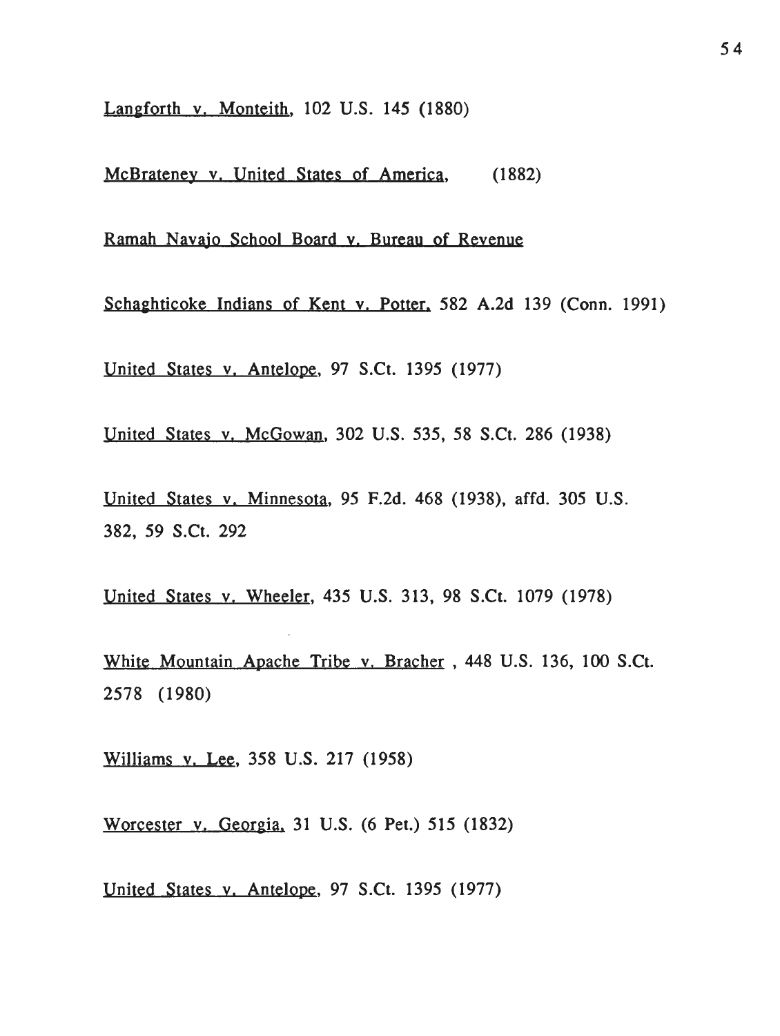Langforth v. Monteith, 102 U.S. 145 (1880)

McBrateney v. United States of America, (1882)

Ramah Navajo School Board v. Bureau of Revenue

Schaghticoke Indians of Kent v. Potter, 582 A.2d 139 (Conn. 1991)

United States v. Antelope, 97 S.Ct. 1395 (1977)

United States v. McGowan, 302 U.S. 535, 58 S.Ct. 286 (1938)

United States v. Minnesota, 95 F.2d. 468 (1938), affd. 305 U.S. 382, 59 S.Ct. 292

United States v. Wheeler, 435 U.S. 313, 98 S.Ct. 1079 (1978)

White Mountain Apache Tribe v. Bracher , 448 U.S. 136, 100 S.Ct. 2578 (1980)

Williams v. Lee, 358 U.S. 217 (1958)

Worcester v. Georgia, 31 U.S. (6 Pet.) 515 (1832)

United States v. Antelope, 97 S.Ct. 1395 (1977)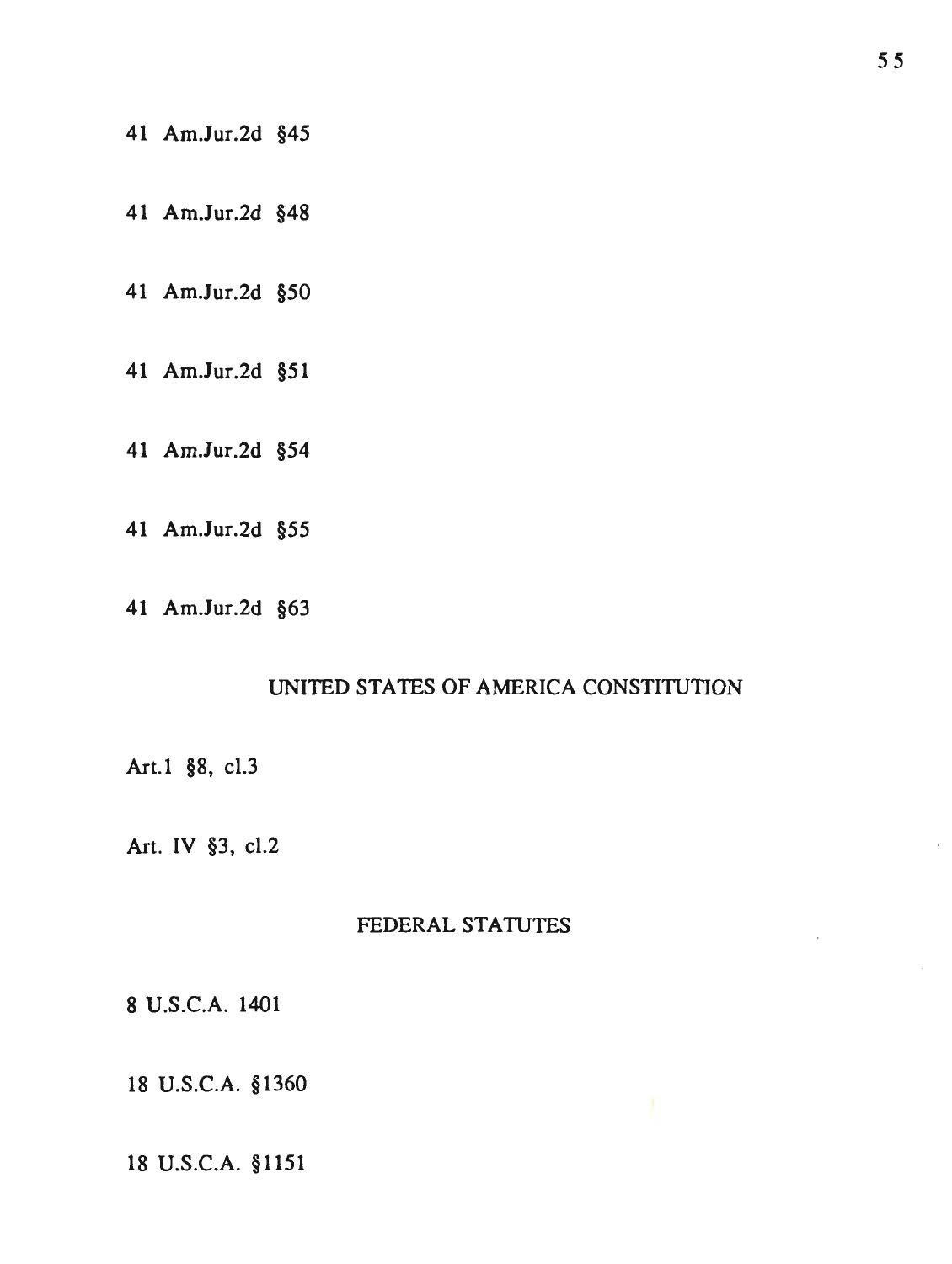41 Am.Jur.2d §45

41 Am.Jur.2d §48

41 Am.Jur.2d §50

41 Am.Jur.2d §51

41 Am.Jur.2d §54

41 Am.Jur.2d §55

41 Am.Jur.2d §63

## UNITED STATES OF AMERICA CONSTITUTION

Art.1 §8, cl.3

Art. IV §3, cl.2

## FEDERAL STATUTES

8 U.S.C.A. 1401

18 U.S.C.A. §1360

18 U.S.C.A. §1151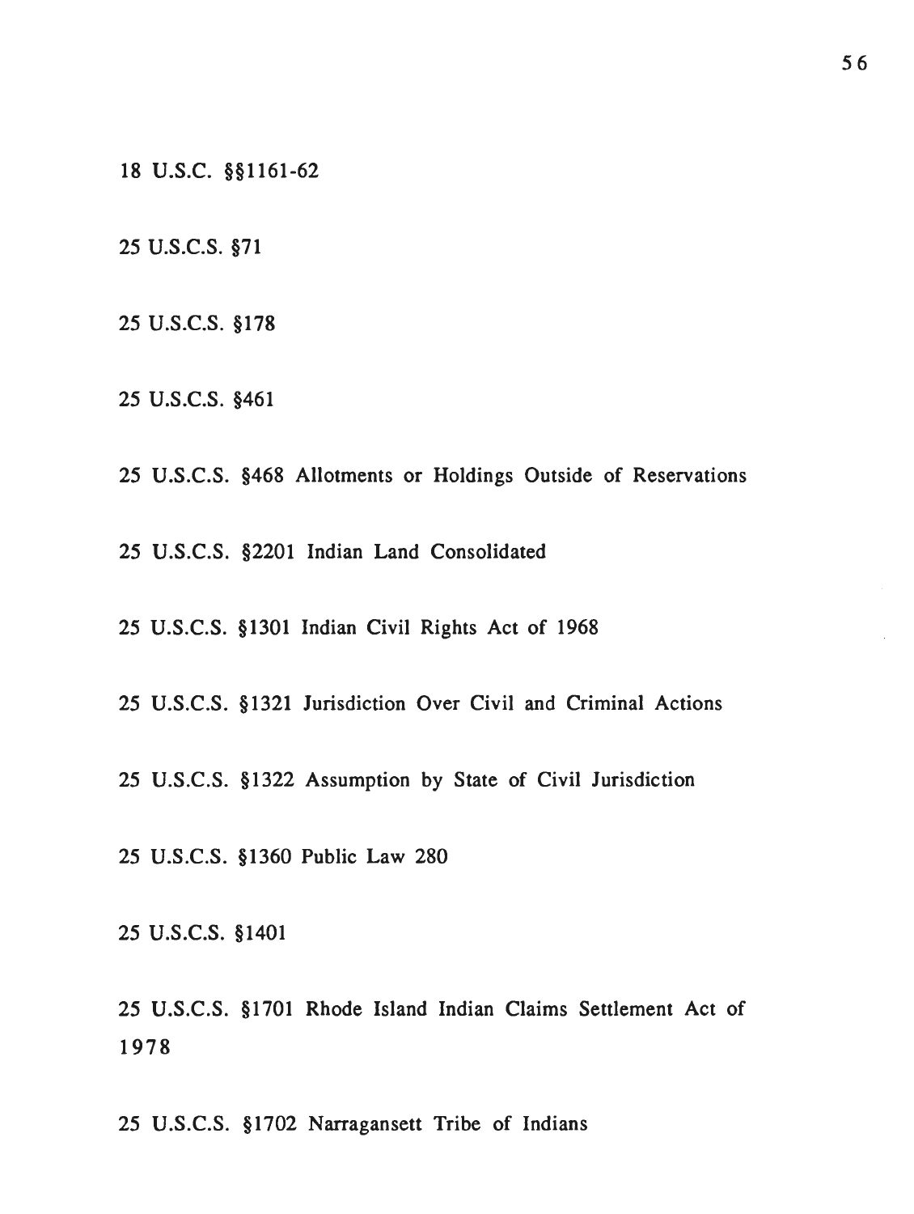18 U.S.C. §§1161-62

25 U.S.C.S. §71

25 U.S.C.S. §178

25 U.S.C.S. §461

25 U.S.C.S. §468 Allotments or Holdings Outside of Reservations

25 U.S.C.S. §2201 Indian Land Consolidated

25 U.S.C.S. §1301 Indian Civil Rights Act of 1968

25 U.S.C.S. §1321 Jurisdiction Over Civil and Criminal Actions

25 U.S.C.S. §1322 Assumption by State of Civil Jurisdiction

25 U.S.C.S. §1360 Public Law 280

25 U.S.C.S. §1401

25 U.S.C.S. §1701 Rhode Island Indian Claims Settlement Act of 1978

25 U.S.C.S. §1702 Narragansett Tribe of Indians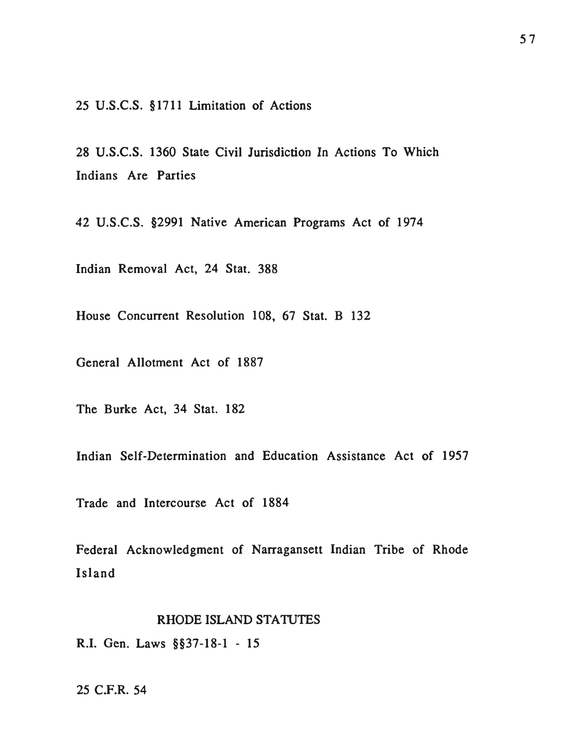25 U.S.C.S. §1711 Limitation of Actions

28 U.S.C.S. 1360 State Civil Jurisdiction In Actions To Which Indians Are Parties

42 U.S.C.S. §2991 Native American Programs Act of 1974

Indian Removal Act, 24 Stat. 388

House Concurrent Resolution 108, 67 Stat. B 132

General Allotment Act of 1887

The Burke Act, 34 Stat. 182

Indian Self-Determination and Education Assistance Act of 1957

Trade and Intercourse Act of 1884

Federal Acknowledgment of Narragansett Indian Tribe of Rhode Island

## RHODE ISLAND STATUTES

R.I. Gen. Laws §§37-18-1 - 15

25 C.F.R. 54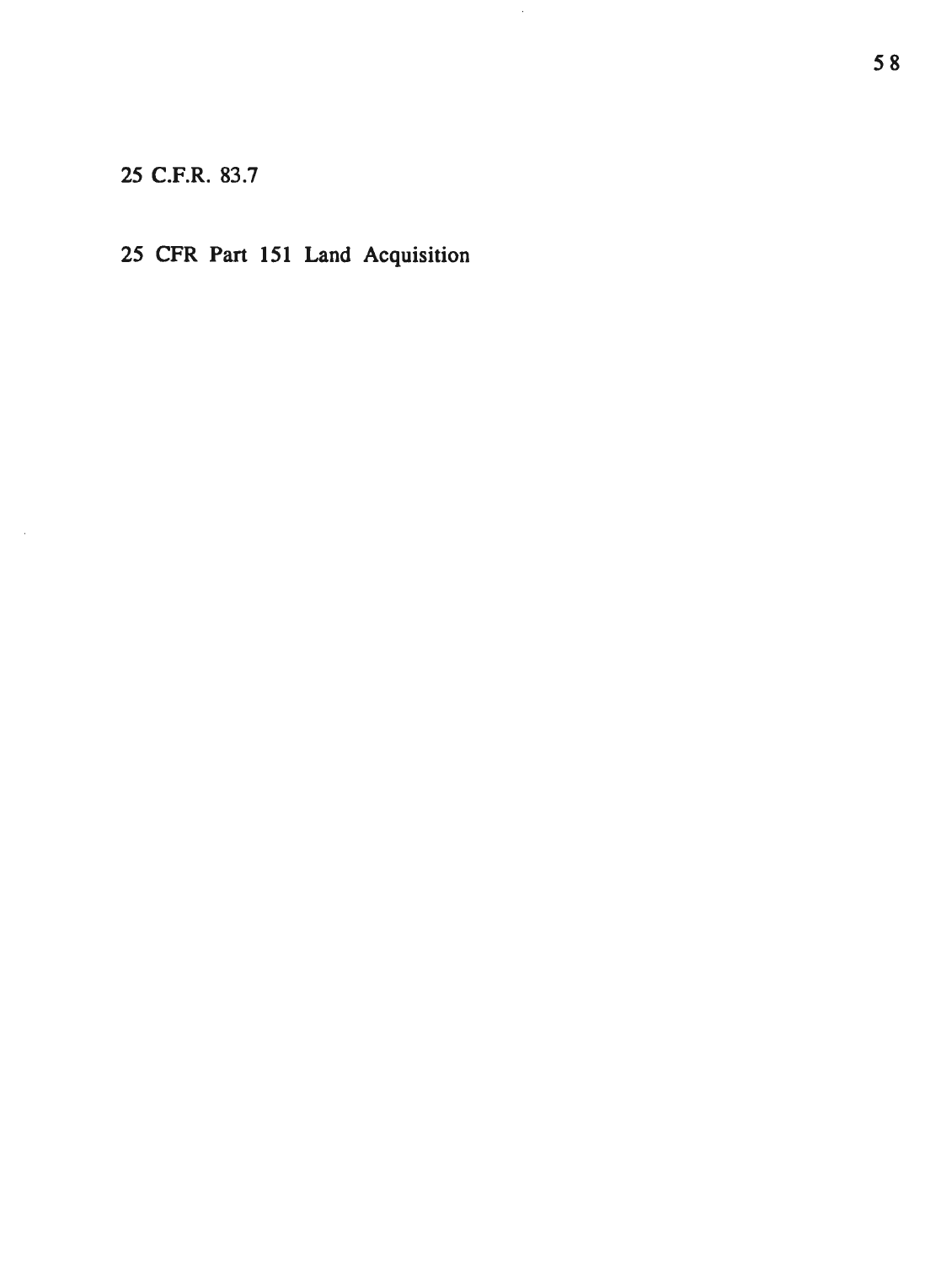25 C.F.R. 83.7

25 CFR Part 151 Land Acquisition